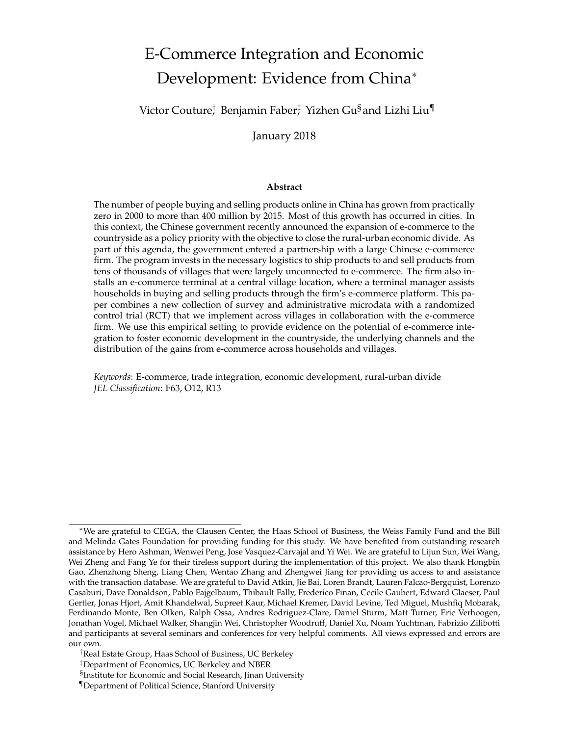# E-Commerce Integration and Economic Development: Evidence from China[*]

Victor Couture[†] Benjamin Faber[‡] Yizhen Gu[§] and Lizhi Liu[¶]

January 2018

### Abstract

The number of people buying and selling products online in China has grown from practically zero in 2000 to more than 400 million by 2015. Most of this growth has occurred in cities. In this context, the Chinese government recently announced the expansion of e-commerce to the countryside as a policy priority with the objective to close the rural-urban economic divide. As part of this agenda, the government entered a partnership with a large Chinese e-commerce firm. The program invests in the necessary logistics to ship products to and sell products from tens of thousands of villages that were largely unconnected to e-commerce. The firm also installs an e-commerce terminal at a central village location, where a terminal manager assists households in buying and selling products through the firm's e-commerce platform. This paper combines a new collection of survey and administrative microdata with a randomized control trial (RCT) that we implement across villages in collaboration with the e-commerce firm. We use this empirical setting to provide evidence on the potential of e-commerce integration to foster economic development in the countryside, the underlying channels and the distribution of the gains from e-commerce across households and villages.

*Keywords*: E-commerce, trade integration, economic development, rural-urban divide
*JEL Classification*: F63, O12, R13

---

[*] We are grateful to CEGA, the Clausen Center, the Haas School of Business, the Weiss Family Fund and the Bill and Melinda Gates Foundation for providing funding for this study. We have benefited from outstanding research assistance by Hero Ashman, Wenwei Peng, Jose Vasquez-Carvajal and Yi Wei. We are grateful to Lijun Sun, Wei Wang, Wei Zheng and Fang Ye for their tireless support during the implementation of this project. We also thank Hongbin Gao, Zhenzhong Sheng, Liang Chen, Wentao Zhang and Zhengwei Jiang for providing us access to and assistance with the transaction database. We are grateful to David Atkin, Jie Bai, Loren Brandt, Lauren Falcao-Bergquist, Lorenzo Casaburi, Dave Donaldson, Pablo Fajgelbaum, Thibault Fally, Frederico Finan, Cecile Gaubert, Edward Glaeser, Paul Gertler, Jonas Hjort, Amit Khandelwal, Supreet Kaur, Michael Kremer, David Levine, Ted Miguel, Mushfiq Mobarak, Ferdinando Monte, Ben Olken, Ralph Ossa, Andres Rodriguez-Clare, Daniel Sturm, Matt Turner, Eric Verhoogen, Jonathan Vogel, Michael Walker, Shangjin Wei, Christopher Woodruff, Daniel Xu, Noam Yuchtman, Fabrizio Zilibotti and participants at several seminars and conferences for very helpful comments. All views expressed and errors are our own.

[†] Real Estate Group, Haas School of Business, UC Berkeley

[‡] Department of Economics, UC Berkeley and NBER

[§] Institute for Economic and Social Research, Jinan University

[¶] Department of Political Science, Stanford University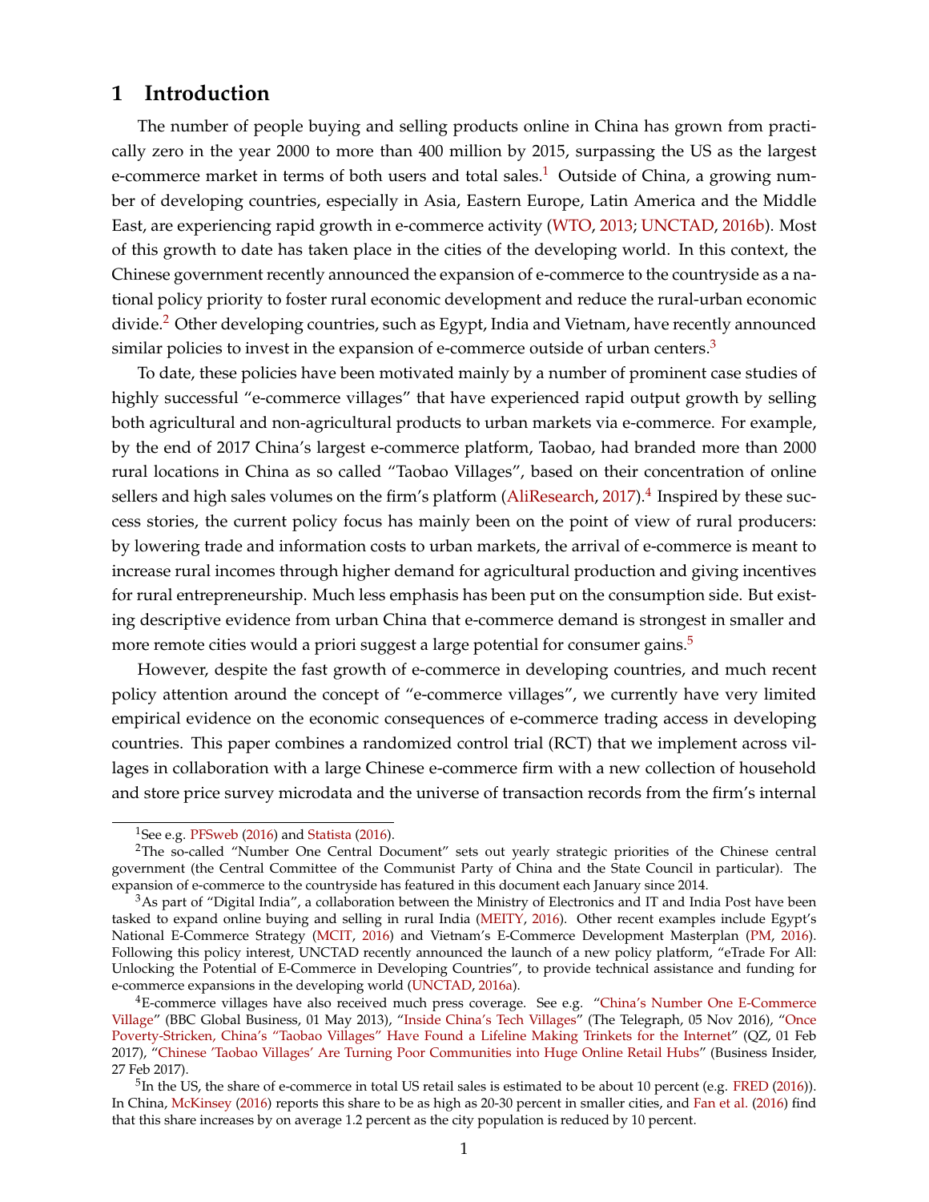# 1 Introduction

The number of people buying and selling products online in China has grown from practically zero in the year 2000 to more than 400 million by 2015, surpassing the US as the largest e-commerce market in terms of both users and total sales.[1] Outside of China, a growing number of developing countries, especially in Asia, Eastern Europe, Latin America and the Middle East, are experiencing rapid growth in e-commerce activity (WTO, 2013; UNCTAD, 2016b). Most of this growth to date has taken place in the cities of the developing world. In this context, the Chinese government recently announced the expansion of e-commerce to the countryside as a national policy priority to foster rural economic development and reduce the rural-urban economic divide.[2] Other developing countries, such as Egypt, India and Vietnam, have recently announced similar policies to invest in the expansion of e-commerce outside of urban centers.[3]

To date, these policies have been motivated mainly by a number of prominent case studies of highly successful "e-commerce villages" that have experienced rapid output growth by selling both agricultural and non-agricultural products to urban markets via e-commerce. For example, by the end of 2017 China's largest e-commerce platform, Taobao, had branded more than 2000 rural locations in China as so called "Taobao Villages", based on their concentration of online sellers and high sales volumes on the firm's platform (AliResearch, 2017).[4] Inspired by these success stories, the current policy focus has mainly been on the point of view of rural producers: by lowering trade and information costs to urban markets, the arrival of e-commerce is meant to increase rural incomes through higher demand for agricultural production and giving incentives for rural entrepreneurship. Much less emphasis has been put on the consumption side. But existing descriptive evidence from urban China that e-commerce demand is strongest in smaller and more remote cities would a priori suggest a large potential for consumer gains.[5]

However, despite the fast growth of e-commerce in developing countries, and much recent policy attention around the concept of "e-commerce villages", we currently have very limited empirical evidence on the economic consequences of e-commerce trading access in developing countries. This paper combines a randomized control trial (RCT) that we implement across villages in collaboration with a large Chinese e-commerce firm with a new collection of household and store price survey microdata and the universe of transaction records from the firm's internal

---

[1] See e.g. PFSweb (2016) and Statista (2016).

[2] The so-called "Number One Central Document" sets out yearly strategic priorities of the Chinese central government (the Central Committee of the Communist Party of China and the State Council in particular). The expansion of e-commerce to the countryside has featured in this document each January since 2014.

[3] As part of "Digital India", a collaboration between the Ministry of Electronics and IT and India Post have been tasked to expand online buying and selling in rural India (MEITY, 2016). Other recent examples include Egypt's National E-Commerce Strategy (MCIT, 2016) and Vietnam's E-Commerce Development Masterplan (PM, 2016). Following this policy interest, UNCTAD recently announced the launch of a new policy platform, "eTrade For All: Unlocking the Potential of E-Commerce in Developing Countries", to provide technical assistance and funding for e-commerce expansions in the developing world (UNCTAD, 2016a).

[4] E-commerce villages have also received much press coverage. See e.g. "China's Number One E-Commerce Village" (BBC Global Business, 01 May 2013), "Inside China's Tech Villages" (The Telegraph, 05 Nov 2016), "Once Poverty-Stricken, China's "Taobao Villages" Have Found a Lifeline Making Trinkets for the Internet" (QZ, 01 Feb 2017), "Chinese 'Taobao Villages' Are Turning Poor Communities into Huge Online Retail Hubs" (Business Insider, 27 Feb 2017).

[5] In the US, the share of e-commerce in total US retail sales is estimated to be about 10 percent (e.g. FRED (2016)). In China, McKinsey (2016) reports this share to be as high as 20-30 percent in smaller cities, and Fan et al. (2016) find that this share increases by on average 1.2 percent as the city population is reduced by 10 percent.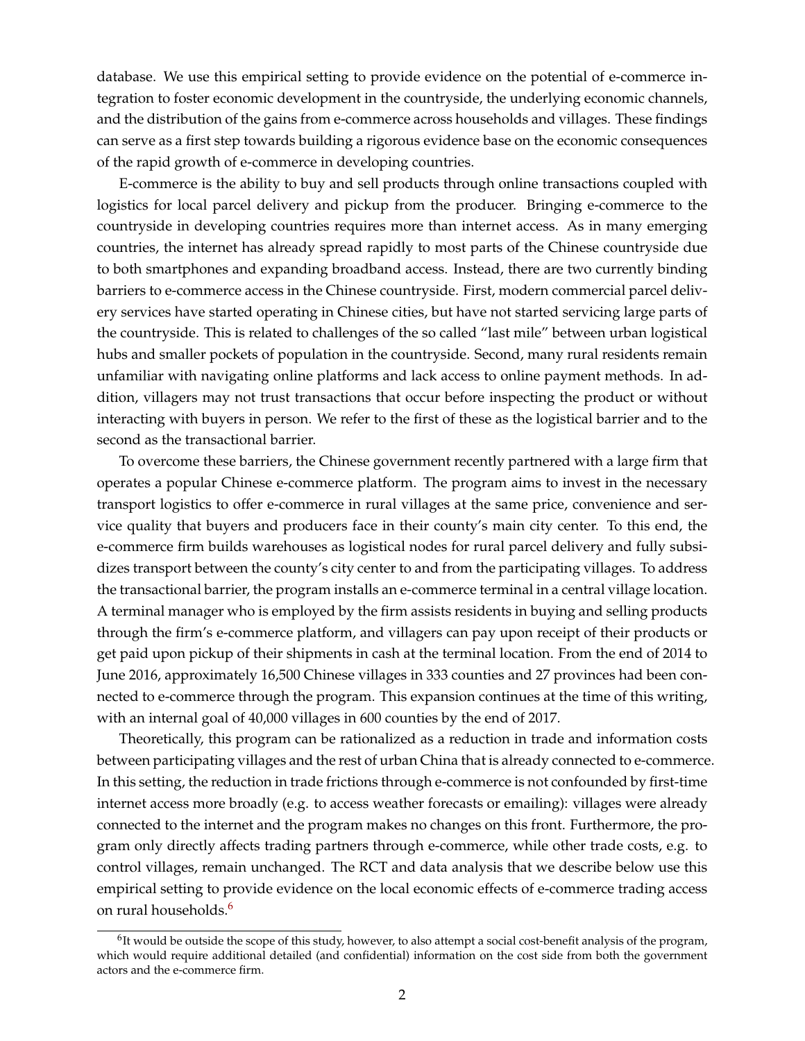database. We use this empirical setting to provide evidence on the potential of e-commerce integration to foster economic development in the countryside, the underlying economic channels, and the distribution of the gains from e-commerce across households and villages. These findings can serve as a first step towards building a rigorous evidence base on the economic consequences of the rapid growth of e-commerce in developing countries.

E-commerce is the ability to buy and sell products through online transactions coupled with logistics for local parcel delivery and pickup from the producer. Bringing e-commerce to the countryside in developing countries requires more than internet access. As in many emerging countries, the internet has already spread rapidly to most parts of the Chinese countryside due to both smartphones and expanding broadband access. Instead, there are two currently binding barriers to e-commerce access in the Chinese countryside. First, modern commercial parcel delivery services have started operating in Chinese cities, but have not started servicing large parts of the countryside. This is related to challenges of the so called "last mile" between urban logistical hubs and smaller pockets of population in the countryside. Second, many rural residents remain unfamiliar with navigating online platforms and lack access to online payment methods. In addition, villagers may not trust transactions that occur before inspecting the product or without interacting with buyers in person. We refer to the first of these as the logistical barrier and to the second as the transactional barrier.

To overcome these barriers, the Chinese government recently partnered with a large firm that operates a popular Chinese e-commerce platform. The program aims to invest in the necessary transport logistics to offer e-commerce in rural villages at the same price, convenience and service quality that buyers and producers face in their county's main city center. To this end, the e-commerce firm builds warehouses as logistical nodes for rural parcel delivery and fully subsidizes transport between the county's city center to and from the participating villages. To address the transactional barrier, the program installs an e-commerce terminal in a central village location. A terminal manager who is employed by the firm assists residents in buying and selling products through the firm's e-commerce platform, and villagers can pay upon receipt of their products or get paid upon pickup of their shipments in cash at the terminal location. From the end of 2014 to June 2016, approximately 16,500 Chinese villages in 333 counties and 27 provinces had been connected to e-commerce through the program. This expansion continues at the time of this writing, with an internal goal of 40,000 villages in 600 counties by the end of 2017.

Theoretically, this program can be rationalized as a reduction in trade and information costs between participating villages and the rest of urban China that is already connected to e-commerce. In this setting, the reduction in trade frictions through e-commerce is not confounded by first-time internet access more broadly (e.g. to access weather forecasts or emailing): villages were already connected to the internet and the program makes no changes on this front. Furthermore, the program only directly affects trading partners through e-commerce, while other trade costs, e.g. to control villages, remain unchanged. The RCT and data analysis that we describe below use this empirical setting to provide evidence on the local economic effects of e-commerce trading access on rural households.[6]

[6] It would be outside the scope of this study, however, to also attempt a social cost-benefit analysis of the program, which would require additional detailed (and confidential) information on the cost side from both the government actors and the e-commerce firm.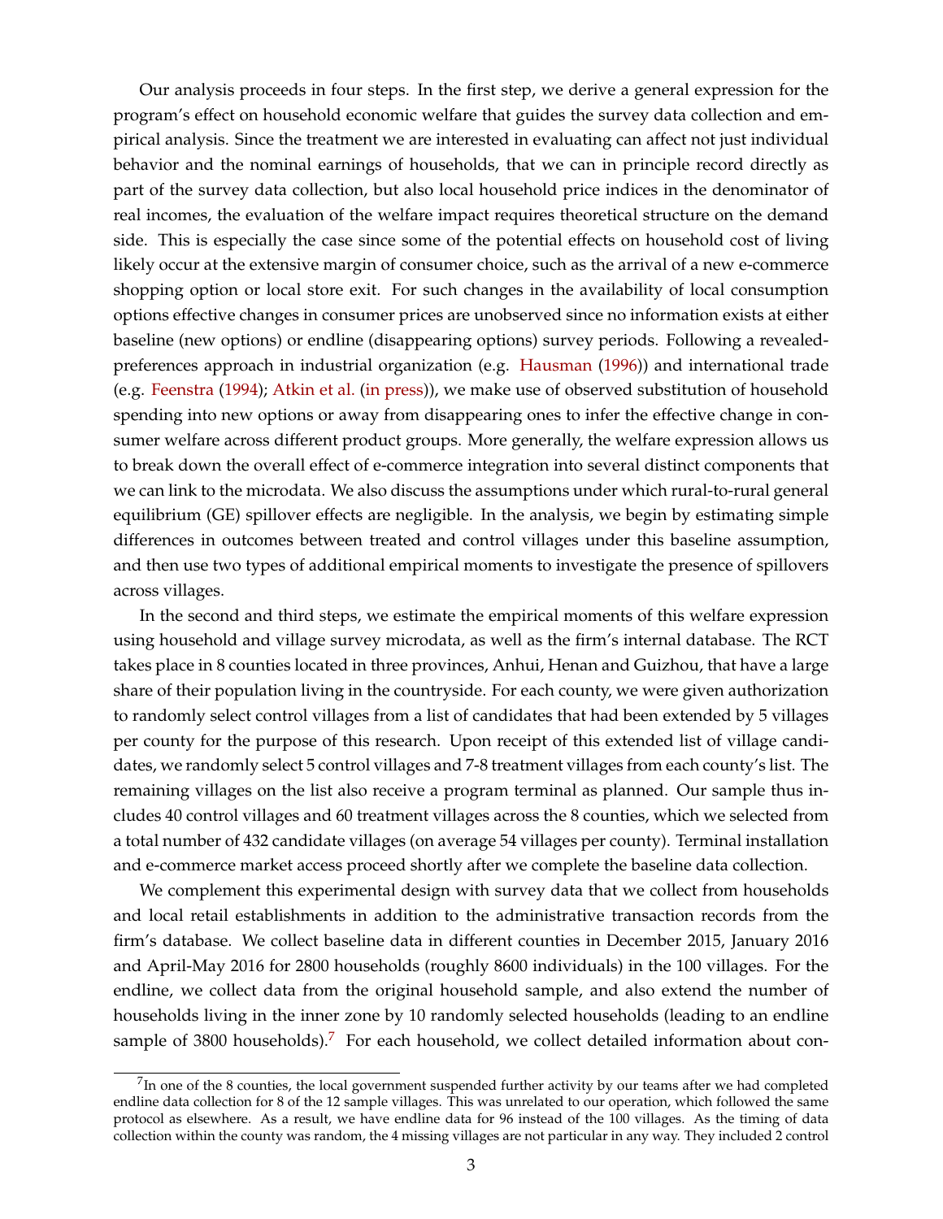Our analysis proceeds in four steps. In the first step, we derive a general expression for the program's effect on household economic welfare that guides the survey data collection and empirical analysis. Since the treatment we are interested in evaluating can affect not just individual behavior and the nominal earnings of households, that we can in principle record directly as part of the survey data collection, but also local household price indices in the denominator of real incomes, the evaluation of the welfare impact requires theoretical structure on the demand side. This is especially the case since some of the potential effects on household cost of living likely occur at the extensive margin of consumer choice, such as the arrival of a new e-commerce shopping option or local store exit. For such changes in the availability of local consumption options effective changes in consumer prices are unobserved since no information exists at either baseline (new options) or endline (disappearing options) survey periods. Following a revealed-preferences approach in industrial organization (e.g. Hausman (1996)) and international trade (e.g. Feenstra (1994); Atkin et al. (in press)), we make use of observed substitution of household spending into new options or away from disappearing ones to infer the effective change in consumer welfare across different product groups. More generally, the welfare expression allows us to break down the overall effect of e-commerce integration into several distinct components that we can link to the microdata. We also discuss the assumptions under which rural-to-rural general equilibrium (GE) spillover effects are negligible. In the analysis, we begin by estimating simple differences in outcomes between treated and control villages under this baseline assumption, and then use two types of additional empirical moments to investigate the presence of spillovers across villages.

In the second and third steps, we estimate the empirical moments of this welfare expression using household and village survey microdata, as well as the firm's internal database. The RCT takes place in 8 counties located in three provinces, Anhui, Henan and Guizhou, that have a large share of their population living in the countryside. For each county, we were given authorization to randomly select control villages from a list of candidates that had been extended by 5 villages per county for the purpose of this research. Upon receipt of this extended list of village candidates, we randomly select 5 control villages and 7-8 treatment villages from each county's list. The remaining villages on the list also receive a program terminal as planned. Our sample thus includes 40 control villages and 60 treatment villages across the 8 counties, which we selected from a total number of 432 candidate villages (on average 54 villages per county). Terminal installation and e-commerce market access proceed shortly after we complete the baseline data collection.

We complement this experimental design with survey data that we collect from households and local retail establishments in addition to the administrative transaction records from the firm's database. We collect baseline data in different counties in December 2015, January 2016 and April-May 2016 for 2800 households (roughly 8600 individuals) in the 100 villages. For the endline, we collect data from the original household sample, and also extend the number of households living in the inner zone by 10 randomly selected households (leading to an endline sample of 3800 households).[7] For each household, we collect detailed information about con-

[7] In one of the 8 counties, the local government suspended further activity by our teams after we had completed endline data collection for 8 of the 12 sample villages. This was unrelated to our operation, which followed the same protocol as elsewhere. As a result, we have endline data for 96 instead of the 100 villages. As the timing of data collection within the county was random, the 4 missing villages are not particular in any way. They included 2 control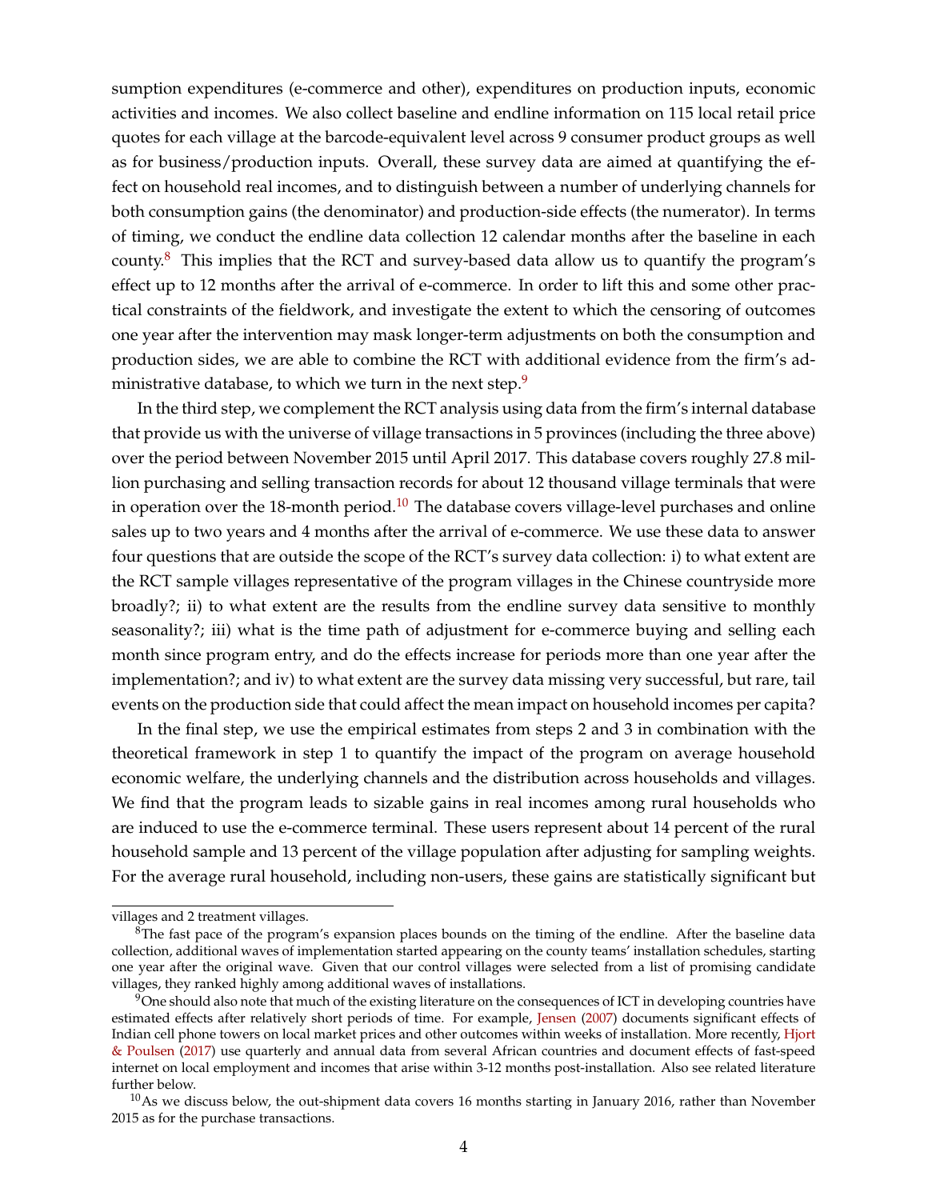sumption expenditures (e-commerce and other), expenditures on production inputs, economic activities and incomes. We also collect baseline and endline information on 115 local retail price quotes for each village at the barcode-equivalent level across 9 consumer product groups as well as for business/production inputs. Overall, these survey data are aimed at quantifying the effect on household real incomes, and to distinguish between a number of underlying channels for both consumption gains (the denominator) and production-side effects (the numerator). In terms of timing, we conduct the endline data collection 12 calendar months after the baseline in each county.[8] This implies that the RCT and survey-based data allow us to quantify the program's effect up to 12 months after the arrival of e-commerce. In order to lift this and some other practical constraints of the fieldwork, and investigate the extent to which the censoring of outcomes one year after the intervention may mask longer-term adjustments on both the consumption and production sides, we are able to combine the RCT with additional evidence from the firm's administrative database, to which we turn in the next step.[9]

In the third step, we complement the RCT analysis using data from the firm's internal database that provide us with the universe of village transactions in 5 provinces (including the three above) over the period between November 2015 until April 2017. This database covers roughly 27.8 million purchasing and selling transaction records for about 12 thousand village terminals that were in operation over the 18-month period.[10] The database covers village-level purchases and online sales up to two years and 4 months after the arrival of e-commerce. We use these data to answer four questions that are outside the scope of the RCT's survey data collection: i) to what extent are the RCT sample villages representative of the program villages in the Chinese countryside more broadly?; ii) to what extent are the results from the endline survey data sensitive to monthly seasonality?; iii) what is the time path of adjustment for e-commerce buying and selling each month since program entry, and do the effects increase for periods more than one year after the implementation?; and iv) to what extent are the survey data missing very successful, but rare, tail events on the production side that could affect the mean impact on household incomes per capita?

In the final step, we use the empirical estimates from steps 2 and 3 in combination with the theoretical framework in step 1 to quantify the impact of the program on average household economic welfare, the underlying channels and the distribution across households and villages. We find that the program leads to sizable gains in real incomes among rural households who are induced to use the e-commerce terminal. These users represent about 14 percent of the rural household sample and 13 percent of the village population after adjusting for sampling weights. For the average rural household, including non-users, these gains are statistically significant but

villages and 2 treatment villages.

[8] The fast pace of the program's expansion places bounds on the timing of the endline. After the baseline data collection, additional waves of implementation started appearing on the county teams' installation schedules, starting one year after the original wave. Given that our control villages were selected from a list of promising candidate villages, they ranked highly among additional waves of installations.

[9] One should also note that much of the existing literature on the consequences of ICT in developing countries have estimated effects after relatively short periods of time. For example, Jensen (2007) documents significant effects of Indian cell phone towers on local market prices and other outcomes within weeks of installation. More recently, Hjort & Poulsen (2017) use quarterly and annual data from several African countries and document effects of fast-speed internet on local employment and incomes that arise within 3-12 months post-installation. Also see related literature further below.

[10] As we discuss below, the out-shipment data covers 16 months starting in January 2016, rather than November 2015 as for the purchase transactions.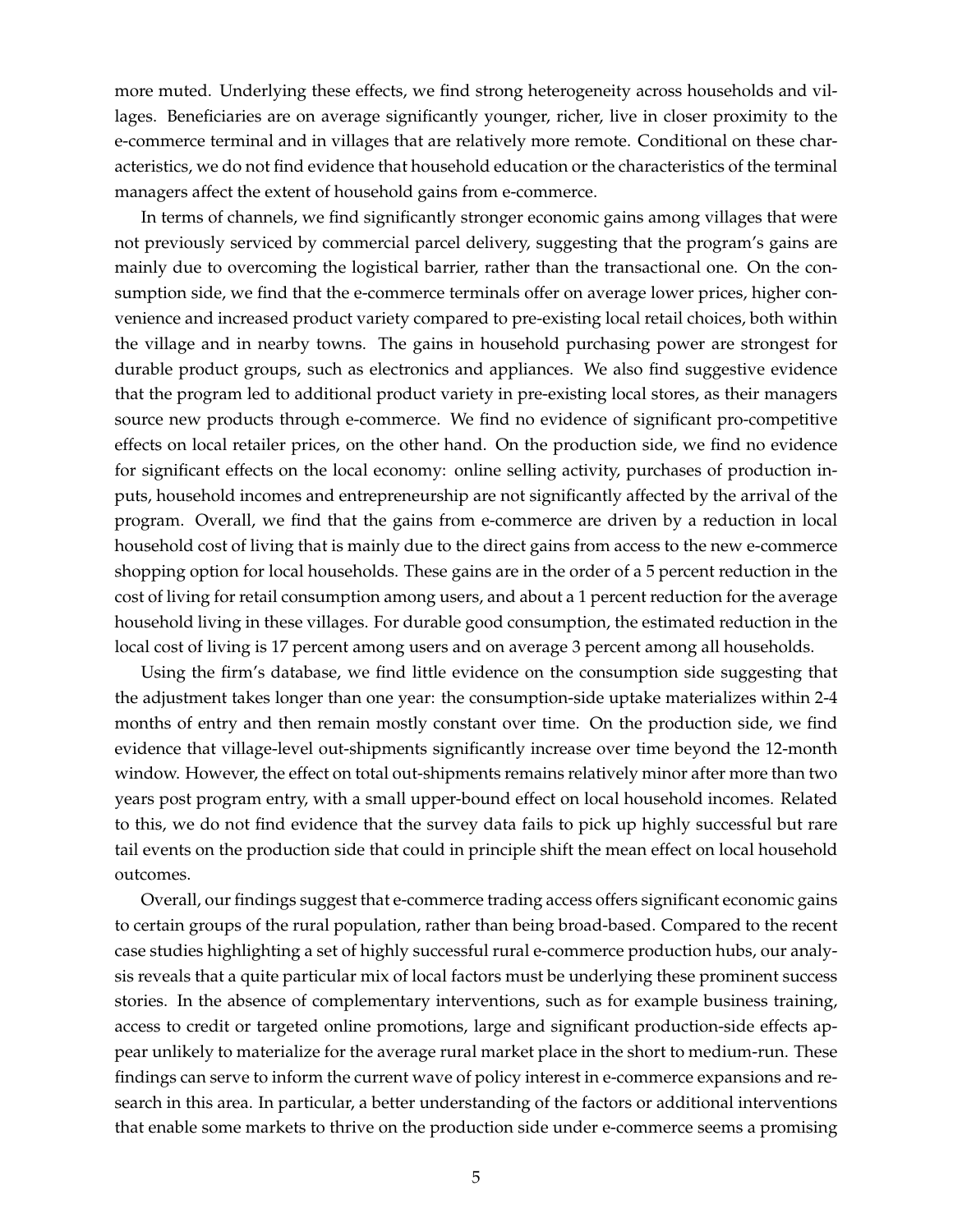more muted. Underlying these effects, we find strong heterogeneity across households and villages. Beneficiaries are on average significantly younger, richer, live in closer proximity to the e-commerce terminal and in villages that are relatively more remote. Conditional on these characteristics, we do not find evidence that household education or the characteristics of the terminal managers affect the extent of household gains from e-commerce.

In terms of channels, we find significantly stronger economic gains among villages that were not previously serviced by commercial parcel delivery, suggesting that the program's gains are mainly due to overcoming the logistical barrier, rather than the transactional one. On the consumption side, we find that the e-commerce terminals offer on average lower prices, higher convenience and increased product variety compared to pre-existing local retail choices, both within the village and in nearby towns. The gains in household purchasing power are strongest for durable product groups, such as electronics and appliances. We also find suggestive evidence that the program led to additional product variety in pre-existing local stores, as their managers source new products through e-commerce. We find no evidence of significant pro-competitive effects on local retailer prices, on the other hand. On the production side, we find no evidence for significant effects on the local economy: online selling activity, purchases of production inputs, household incomes and entrepreneurship are not significantly affected by the arrival of the program. Overall, we find that the gains from e-commerce are driven by a reduction in local household cost of living that is mainly due to the direct gains from access to the new e-commerce shopping option for local households. These gains are in the order of a 5 percent reduction in the cost of living for retail consumption among users, and about a 1 percent reduction for the average household living in these villages. For durable good consumption, the estimated reduction in the local cost of living is 17 percent among users and on average 3 percent among all households.

Using the firm's database, we find little evidence on the consumption side suggesting that the adjustment takes longer than one year: the consumption-side uptake materializes within 2-4 months of entry and then remain mostly constant over time. On the production side, we find evidence that village-level out-shipments significantly increase over time beyond the 12-month window. However, the effect on total out-shipments remains relatively minor after more than two years post program entry, with a small upper-bound effect on local household incomes. Related to this, we do not find evidence that the survey data fails to pick up highly successful but rare tail events on the production side that could in principle shift the mean effect on local household outcomes.

Overall, our findings suggest that e-commerce trading access offers significant economic gains to certain groups of the rural population, rather than being broad-based. Compared to the recent case studies highlighting a set of highly successful rural e-commerce production hubs, our analysis reveals that a quite particular mix of local factors must be underlying these prominent success stories. In the absence of complementary interventions, such as for example business training, access to credit or targeted online promotions, large and significant production-side effects appear unlikely to materialize for the average rural market place in the short to medium-run. These findings can serve to inform the current wave of policy interest in e-commerce expansions and research in this area. In particular, a better understanding of the factors or additional interventions that enable some markets to thrive on the production side under e-commerce seems a promising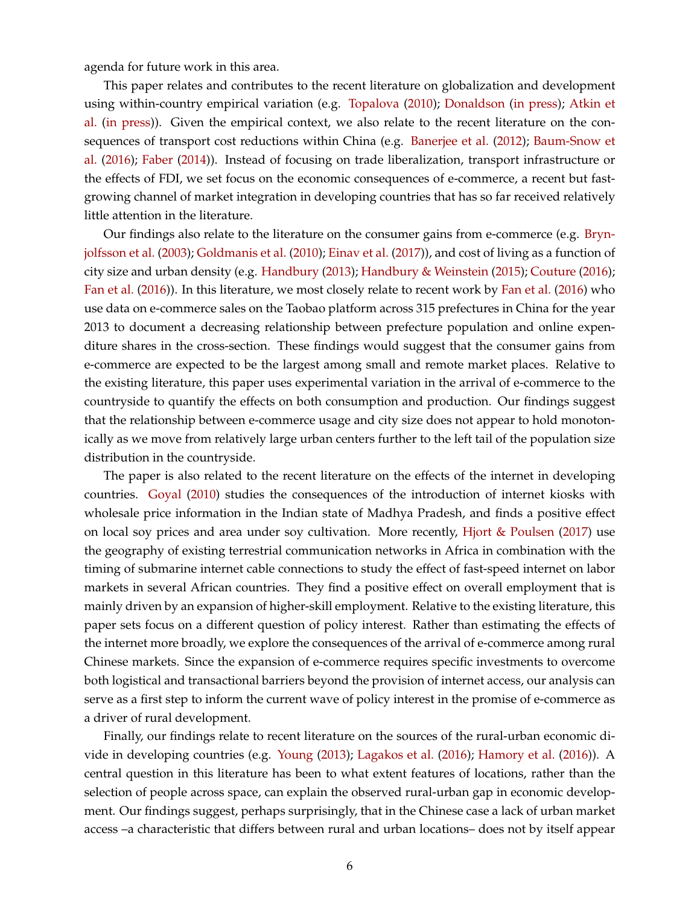agenda for future work in this area.

This paper relates and contributes to the recent literature on globalization and development using within-country empirical variation (e.g. Topalova (2010); Donaldson (in press); Atkin et al. (in press)). Given the empirical context, we also relate to the recent literature on the consequences of transport cost reductions within China (e.g. Banerjee et al. (2012); Baum-Snow et al. (2016); Faber (2014)). Instead of focusing on trade liberalization, transport infrastructure or the effects of FDI, we set focus on the economic consequences of e-commerce, a recent but fast-growing channel of market integration in developing countries that has so far received relatively little attention in the literature.

Our findings also relate to the literature on the consumer gains from e-commerce (e.g. Brynjolfsson et al. (2003); Goldmanis et al. (2010); Einav et al. (2017)), and cost of living as a function of city size and urban density (e.g. Handbury (2013); Handbury & Weinstein (2015); Couture (2016); Fan et al. (2016)). In this literature, we most closely relate to recent work by Fan et al. (2016) who use data on e-commerce sales on the Taobao platform across 315 prefectures in China for the year 2013 to document a decreasing relationship between prefecture population and online expenditure shares in the cross-section. These findings would suggest that the consumer gains from e-commerce are expected to be the largest among small and remote market places. Relative to the existing literature, this paper uses experimental variation in the arrival of e-commerce to the countryside to quantify the effects on both consumption and production. Our findings suggest that the relationship between e-commerce usage and city size does not appear to hold monotonically as we move from relatively large urban centers further to the left tail of the population size distribution in the countryside.

The paper is also related to the recent literature on the effects of the internet in developing countries. Goyal (2010) studies the consequences of the introduction of internet kiosks with wholesale price information in the Indian state of Madhya Pradesh, and finds a positive effect on local soy prices and area under soy cultivation. More recently, Hjort & Poulsen (2017) use the geography of existing terrestrial communication networks in Africa in combination with the timing of submarine internet cable connections to study the effect of fast-speed internet on labor markets in several African countries. They find a positive effect on overall employment that is mainly driven by an expansion of higher-skill employment. Relative to the existing literature, this paper sets focus on a different question of policy interest. Rather than estimating the effects of the internet more broadly, we explore the consequences of the arrival of e-commerce among rural Chinese markets. Since the expansion of e-commerce requires specific investments to overcome both logistical and transactional barriers beyond the provision of internet access, our analysis can serve as a first step to inform the current wave of policy interest in the promise of e-commerce as a driver of rural development.

Finally, our findings relate to recent literature on the sources of the rural-urban economic divide in developing countries (e.g. Young (2013); Lagakos et al. (2016); Hamory et al. (2016)). A central question in this literature has been to what extent features of locations, rather than the selection of people across space, can explain the observed rural-urban gap in economic development. Our findings suggest, perhaps surprisingly, that in the Chinese case a lack of urban market access –a characteristic that differs between rural and urban locations– does not by itself appear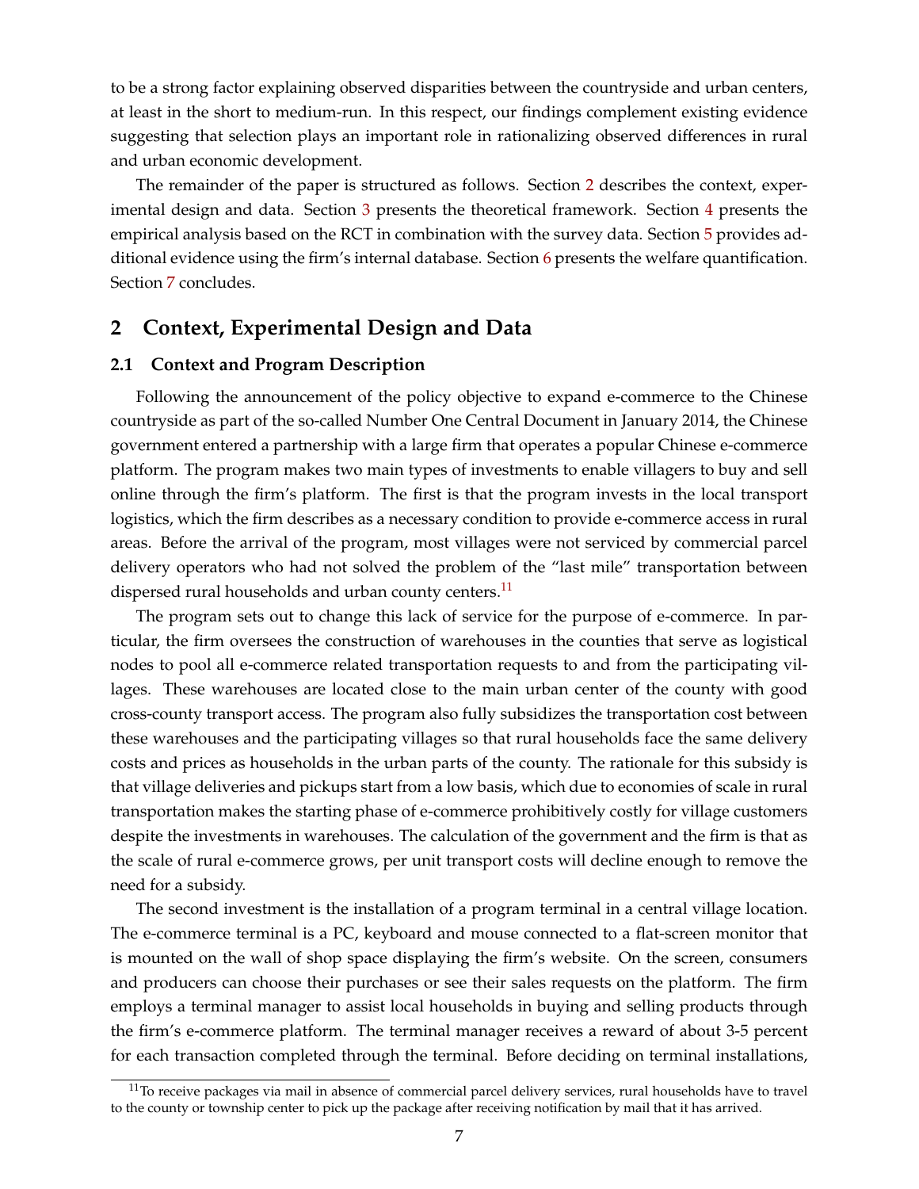to be a strong factor explaining observed disparities between the countryside and urban centers, at least in the short to medium-run. In this respect, our findings complement existing evidence suggesting that selection plays an important role in rationalizing observed differences in rural and urban economic development.

The remainder of the paper is structured as follows. Section 2 describes the context, experimental design and data. Section 3 presents the theoretical framework. Section 4 presents the empirical analysis based on the RCT in combination with the survey data. Section 5 provides additional evidence using the firm's internal database. Section 6 presents the welfare quantification. Section 7 concludes.

## 2 Context, Experimental Design and Data

### 2.1 Context and Program Description

Following the announcement of the policy objective to expand e-commerce to the Chinese countryside as part of the so-called Number One Central Document in January 2014, the Chinese government entered a partnership with a large firm that operates a popular Chinese e-commerce platform. The program makes two main types of investments to enable villagers to buy and sell online through the firm's platform. The first is that the program invests in the local transport logistics, which the firm describes as a necessary condition to provide e-commerce access in rural areas. Before the arrival of the program, most villages were not serviced by commercial parcel delivery operators who had not solved the problem of the "last mile" transportation between dispersed rural households and urban county centers.[11]

The program sets out to change this lack of service for the purpose of e-commerce. In particular, the firm oversees the construction of warehouses in the counties that serve as logistical nodes to pool all e-commerce related transportation requests to and from the participating villages. These warehouses are located close to the main urban center of the county with good cross-county transport access. The program also fully subsidizes the transportation cost between these warehouses and the participating villages so that rural households face the same delivery costs and prices as households in the urban parts of the county. The rationale for this subsidy is that village deliveries and pickups start from a low basis, which due to economies of scale in rural transportation makes the starting phase of e-commerce prohibitively costly for village customers despite the investments in warehouses. The calculation of the government and the firm is that as the scale of rural e-commerce grows, per unit transport costs will decline enough to remove the need for a subsidy.

The second investment is the installation of a program terminal in a central village location. The e-commerce terminal is a PC, keyboard and mouse connected to a flat-screen monitor that is mounted on the wall of shop space displaying the firm's website. On the screen, consumers and producers can choose their purchases or see their sales requests on the platform. The firm employs a terminal manager to assist local households in buying and selling products through the firm's e-commerce platform. The terminal manager receives a reward of about 3-5 percent for each transaction completed through the terminal. Before deciding on terminal installations,

[11] To receive packages via mail in absence of commercial parcel delivery services, rural households have to travel to the county or township center to pick up the package after receiving notification by mail that it has arrived.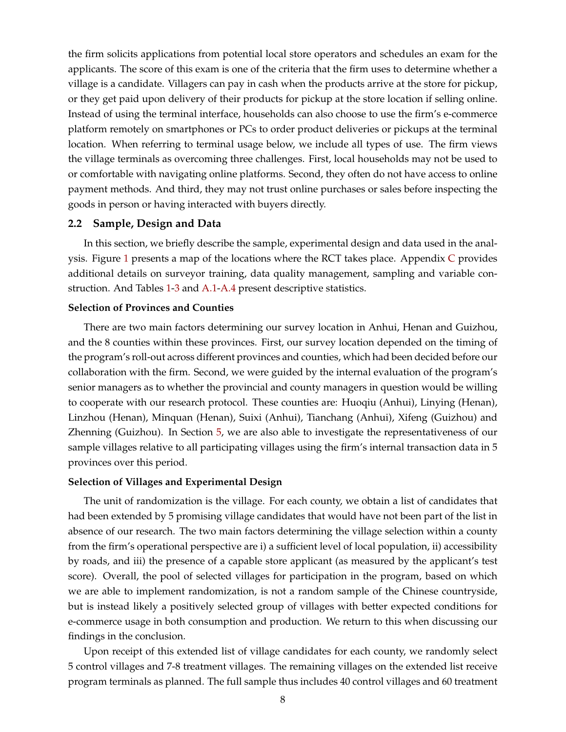the firm solicits applications from potential local store operators and schedules an exam for the applicants. The score of this exam is one of the criteria that the firm uses to determine whether a village is a candidate. Villagers can pay in cash when the products arrive at the store for pickup, or they get paid upon delivery of their products for pickup at the store location if selling online. Instead of using the terminal interface, households can also choose to use the firm's e-commerce platform remotely on smartphones or PCs to order product deliveries or pickups at the terminal location. When referring to terminal usage below, we include all types of use. The firm views the village terminals as overcoming three challenges. First, local households may not be used to or comfortable with navigating online platforms. Second, they often do not have access to online payment methods. And third, they may not trust online purchases or sales before inspecting the goods in person or having interacted with buyers directly.

### 2.2 Sample, Design and Data

In this section, we briefly describe the sample, experimental design and data used in the analysis. Figure 1 presents a map of the locations where the RCT takes place. Appendix C provides additional details on surveyor training, data quality management, sampling and variable construction. And Tables 1-3 and A.1-A.4 present descriptive statistics.

**Selection of Provinces and Counties**

There are two main factors determining our survey location in Anhui, Henan and Guizhou, and the 8 counties within these provinces. First, our survey location depended on the timing of the program's roll-out across different provinces and counties, which had been decided before our collaboration with the firm. Second, we were guided by the internal evaluation of the program's senior managers as to whether the provincial and county managers in question would be willing to cooperate with our research protocol. These counties are: Huoqiu (Anhui), Linying (Henan), Linzhou (Henan), Minquan (Henan), Suixi (Anhui), Tianchang (Anhui), Xifeng (Guizhou) and Zhenning (Guizhou). In Section 5, we are also able to investigate the representativeness of our sample villages relative to all participating villages using the firm's internal transaction data in 5 provinces over this period.

**Selection of Villages and Experimental Design**

The unit of randomization is the village. For each county, we obtain a list of candidates that had been extended by 5 promising village candidates that would have not been part of the list in absence of our research. The two main factors determining the village selection within a county from the firm's operational perspective are i) a sufficient level of local population, ii) accessibility by roads, and iii) the presence of a capable store applicant (as measured by the applicant's test score). Overall, the pool of selected villages for participation in the program, based on which we are able to implement randomization, is not a random sample of the Chinese countryside, but is instead likely a positively selected group of villages with better expected conditions for e-commerce usage in both consumption and production. We return to this when discussing our findings in the conclusion.

Upon receipt of this extended list of village candidates for each county, we randomly select 5 control villages and 7-8 treatment villages. The remaining villages on the extended list receive program terminals as planned. The full sample thus includes 40 control villages and 60 treatment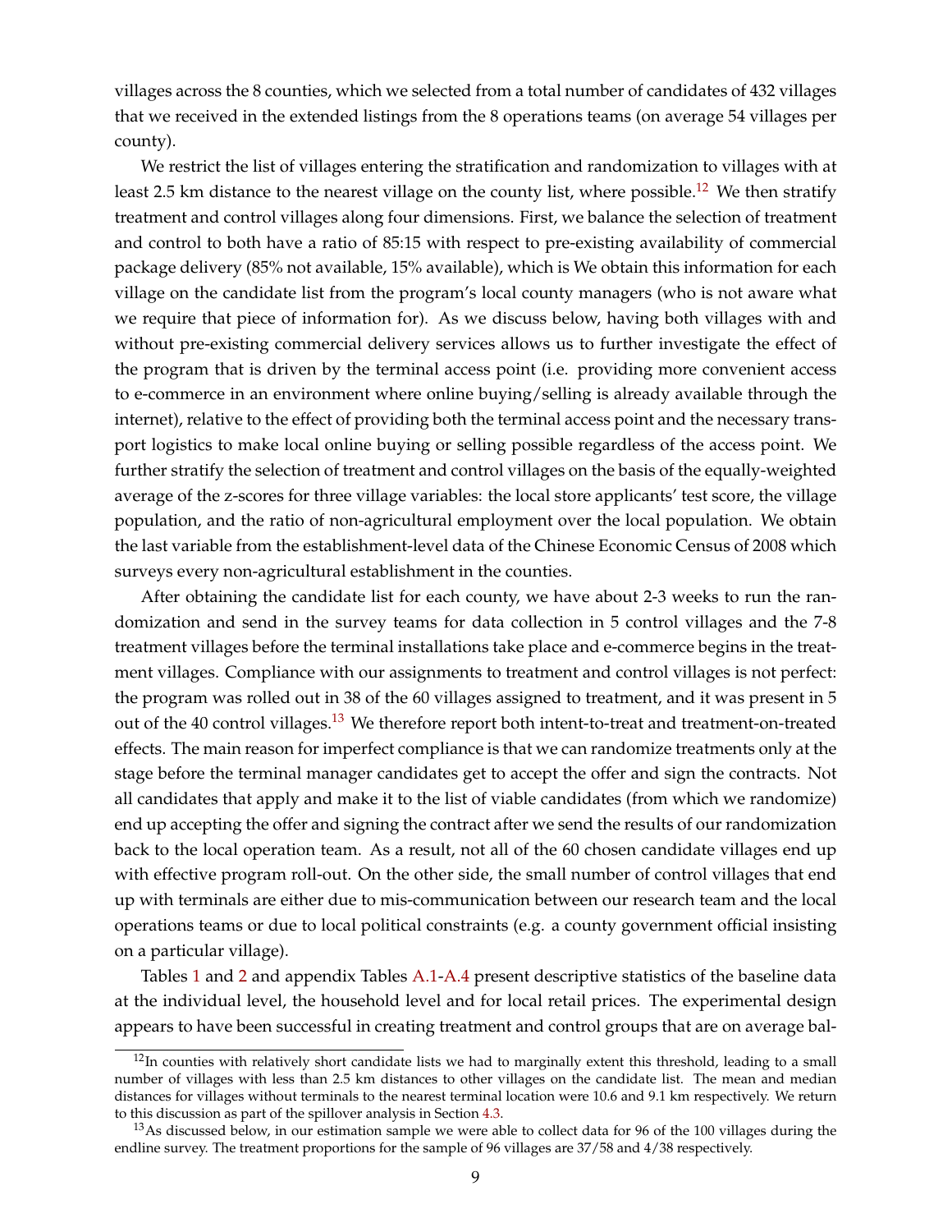villages across the 8 counties, which we selected from a total number of candidates of 432 villages that we received in the extended listings from the 8 operations teams (on average 54 villages per county).

We restrict the list of villages entering the stratification and randomization to villages with at least 2.5 km distance to the nearest village on the county list, where possible.[12] We then stratify treatment and control villages along four dimensions. First, we balance the selection of treatment and control to both have a ratio of 85:15 with respect to pre-existing availability of commercial package delivery (85% not available, 15% available), which is We obtain this information for each village on the candidate list from the program's local county managers (who is not aware what we require that piece of information for). As we discuss below, having both villages with and without pre-existing commercial delivery services allows us to further investigate the effect of the program that is driven by the terminal access point (i.e. providing more convenient access to e-commerce in an environment where online buying/selling is already available through the internet), relative to the effect of providing both the terminal access point and the necessary transport logistics to make local online buying or selling possible regardless of the access point. We further stratify the selection of treatment and control villages on the basis of the equally-weighted average of the z-scores for three village variables: the local store applicants' test score, the village population, and the ratio of non-agricultural employment over the local population. We obtain the last variable from the establishment-level data of the Chinese Economic Census of 2008 which surveys every non-agricultural establishment in the counties.

After obtaining the candidate list for each county, we have about 2-3 weeks to run the randomization and send in the survey teams for data collection in 5 control villages and the 7-8 treatment villages before the terminal installations take place and e-commerce begins in the treatment villages. Compliance with our assignments to treatment and control villages is not perfect: the program was rolled out in 38 of the 60 villages assigned to treatment, and it was present in 5 out of the 40 control villages.[13] We therefore report both intent-to-treat and treatment-on-treated effects. The main reason for imperfect compliance is that we can randomize treatments only at the stage before the terminal manager candidates get to accept the offer and sign the contracts. Not all candidates that apply and make it to the list of viable candidates (from which we randomize) end up accepting the offer and signing the contract after we send the results of our randomization back to the local operation team. As a result, not all of the 60 chosen candidate villages end up with effective program roll-out. On the other side, the small number of control villages that end up with terminals are either due to mis-communication between our research team and the local operations teams or due to local political constraints (e.g. a county government official insisting on a particular village).

Tables 1 and 2 and appendix Tables A.1-A.4 present descriptive statistics of the baseline data at the individual level, the household level and for local retail prices. The experimental design appears to have been successful in creating treatment and control groups that are on average bal-

---

[12] In counties with relatively short candidate lists we had to marginally extent this threshold, leading to a small number of villages with less than 2.5 km distances to other villages on the candidate list. The mean and median distances for villages without terminals to the nearest terminal location were 10.6 and 9.1 km respectively. We return to this discussion as part of the spillover analysis in Section 4.3.

[13] As discussed below, in our estimation sample we were able to collect data for 96 of the 100 villages during the endline survey. The treatment proportions for the sample of 96 villages are 37/58 and 4/38 respectively.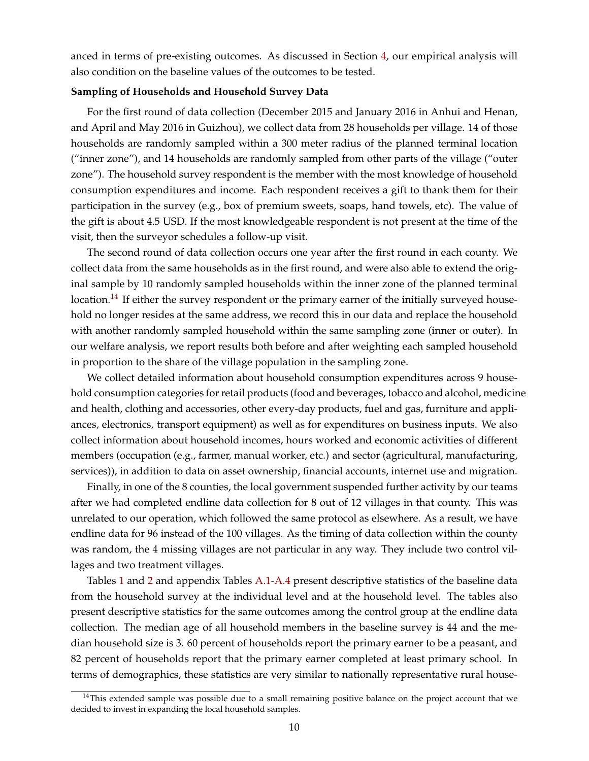anced in terms of pre-existing outcomes. As discussed in Section 4, our empirical analysis will also condition on the baseline values of the outcomes to be tested.

**Sampling of Households and Household Survey Data**

For the first round of data collection (December 2015 and January 2016 in Anhui and Henan, and April and May 2016 in Guizhou), we collect data from 28 households per village. 14 of those households are randomly sampled within a 300 meter radius of the planned terminal location ("inner zone"), and 14 households are randomly sampled from other parts of the village ("outer zone"). The household survey respondent is the member with the most knowledge of household consumption expenditures and income. Each respondent receives a gift to thank them for their participation in the survey (e.g., box of premium sweets, soaps, hand towels, etc). The value of the gift is about 4.5 USD. If the most knowledgeable respondent is not present at the time of the visit, then the surveyor schedules a follow-up visit.

The second round of data collection occurs one year after the first round in each county. We collect data from the same households as in the first round, and were also able to extend the original sample by 10 randomly sampled households within the inner zone of the planned terminal location.[14] If either the survey respondent or the primary earner of the initially surveyed household no longer resides at the same address, we record this in our data and replace the household with another randomly sampled household within the same sampling zone (inner or outer). In our welfare analysis, we report results both before and after weighting each sampled household in proportion to the share of the village population in the sampling zone.

We collect detailed information about household consumption expenditures across 9 household consumption categories for retail products (food and beverages, tobacco and alcohol, medicine and health, clothing and accessories, other every-day products, fuel and gas, furniture and appliances, electronics, transport equipment) as well as for expenditures on business inputs. We also collect information about household incomes, hours worked and economic activities of different members (occupation (e.g., farmer, manual worker, etc.) and sector (agricultural, manufacturing, services)), in addition to data on asset ownership, financial accounts, internet use and migration.

Finally, in one of the 8 counties, the local government suspended further activity by our teams after we had completed endline data collection for 8 out of 12 villages in that county. This was unrelated to our operation, which followed the same protocol as elsewhere. As a result, we have endline data for 96 instead of the 100 villages. As the timing of data collection within the county was random, the 4 missing villages are not particular in any way. They include two control villages and two treatment villages.

Tables 1 and 2 and appendix Tables A.1-A.4 present descriptive statistics of the baseline data from the household survey at the individual level and at the household level. The tables also present descriptive statistics for the same outcomes among the control group at the endline data collection. The median age of all household members in the baseline survey is 44 and the median household size is 3. 60 percent of households report the primary earner to be a peasant, and 82 percent of households report that the primary earner completed at least primary school. In terms of demographics, these statistics are very similar to nationally representative rural house-

[14] This extended sample was possible due to a small remaining positive balance on the project account that we decided to invest in expanding the local household samples.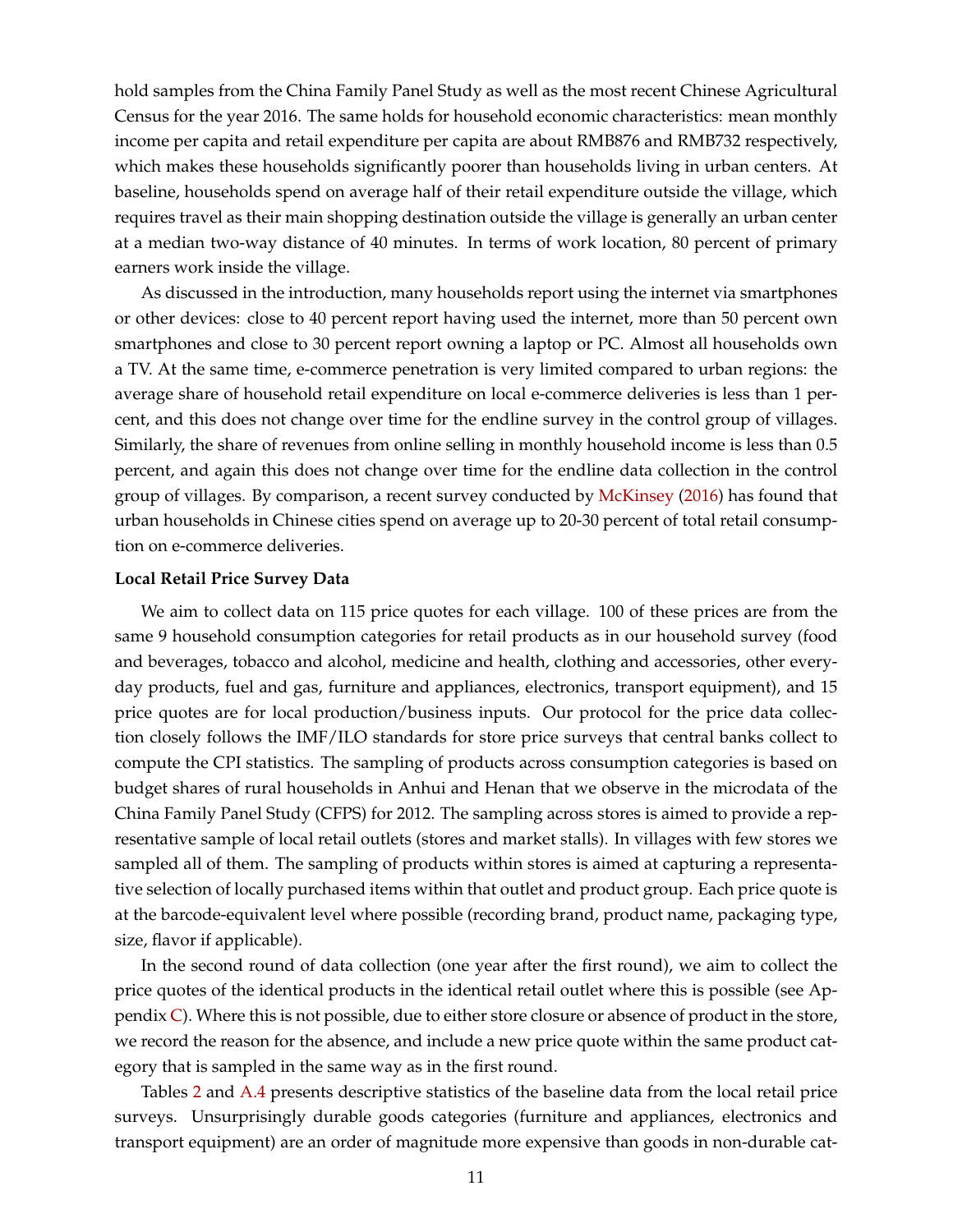hold samples from the China Family Panel Study as well as the most recent Chinese Agricultural Census for the year 2016. The same holds for household economic characteristics: mean monthly income per capita and retail expenditure per capita are about RMB876 and RMB732 respectively, which makes these households significantly poorer than households living in urban centers. At baseline, households spend on average half of their retail expenditure outside the village, which requires travel as their main shopping destination outside the village is generally an urban center at a median two-way distance of 40 minutes. In terms of work location, 80 percent of primary earners work inside the village.

As discussed in the introduction, many households report using the internet via smartphones or other devices: close to 40 percent report having used the internet, more than 50 percent own smartphones and close to 30 percent report owning a laptop or PC. Almost all households own a TV. At the same time, e-commerce penetration is very limited compared to urban regions: the average share of household retail expenditure on local e-commerce deliveries is less than 1 percent, and this does not change over time for the endline survey in the control group of villages. Similarly, the share of revenues from online selling in monthly household income is less than 0.5 percent, and again this does not change over time for the endline data collection in the control group of villages. By comparison, a recent survey conducted by McKinsey (2016) has found that urban households in Chinese cities spend on average up to 20-30 percent of total retail consumption on e-commerce deliveries.

**Local Retail Price Survey Data**

We aim to collect data on 115 price quotes for each village. 100 of these prices are from the same 9 household consumption categories for retail products as in our household survey (food and beverages, tobacco and alcohol, medicine and health, clothing and accessories, other everyday products, fuel and gas, furniture and appliances, electronics, transport equipment), and 15 price quotes are for local production/business inputs. Our protocol for the price data collection closely follows the IMF/ILO standards for store price surveys that central banks collect to compute the CPI statistics. The sampling of products across consumption categories is based on budget shares of rural households in Anhui and Henan that we observe in the microdata of the China Family Panel Study (CFPS) for 2012. The sampling across stores is aimed to provide a representative sample of local retail outlets (stores and market stalls). In villages with few stores we sampled all of them. The sampling of products within stores is aimed at capturing a representative selection of locally purchased items within that outlet and product group. Each price quote is at the barcode-equivalent level where possible (recording brand, product name, packaging type, size, flavor if applicable).

In the second round of data collection (one year after the first round), we aim to collect the price quotes of the identical products in the identical retail outlet where this is possible (see Appendix C). Where this is not possible, due to either store closure or absence of product in the store, we record the reason for the absence, and include a new price quote within the same product category that is sampled in the same way as in the first round.

Tables 2 and A.4 presents descriptive statistics of the baseline data from the local retail price surveys. Unsurprisingly durable goods categories (furniture and appliances, electronics and transport equipment) are an order of magnitude more expensive than goods in non-durable cat-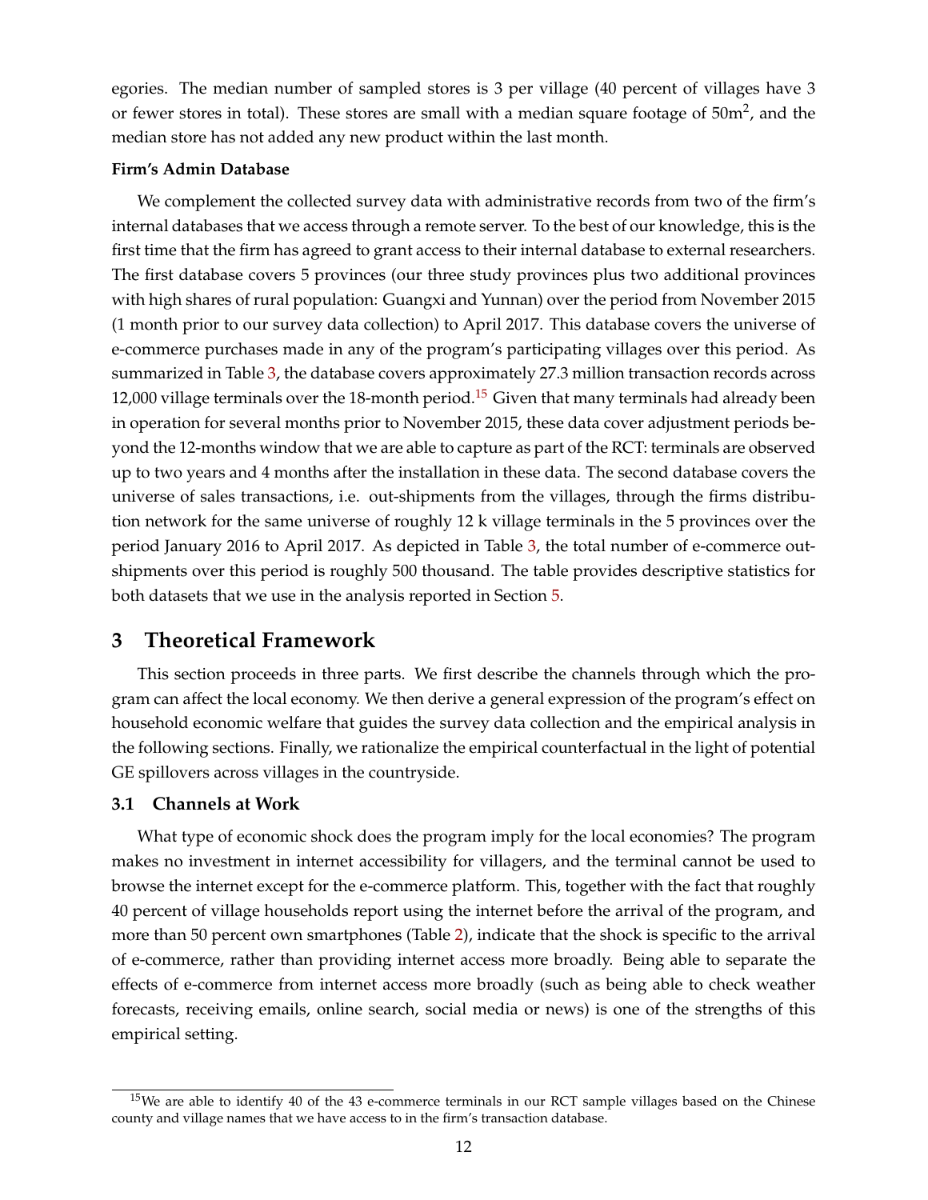egories. The median number of sampled stores is 3 per village (40 percent of villages have 3 or fewer stores in total). These stores are small with a median square footage of 50m$^2$, and the median store has not added any new product within the last month.

**Firm's Admin Database**

We complement the collected survey data with administrative records from two of the firm's internal databases that we access through a remote server. To the best of our knowledge, this is the first time that the firm has agreed to grant access to their internal database to external researchers. The first database covers 5 provinces (our three study provinces plus two additional provinces with high shares of rural population: Guangxi and Yunnan) over the period from November 2015 (1 month prior to our survey data collection) to April 2017. This database covers the universe of e-commerce purchases made in any of the program's participating villages over this period. As summarized in Table 3, the database covers approximately 27.3 million transaction records across 12,000 village terminals over the 18-month period.[15] Given that many terminals had already been in operation for several months prior to November 2015, these data cover adjustment periods beyond the 12-months window that we are able to capture as part of the RCT: terminals are observed up to two years and 4 months after the installation in these data. The second database covers the universe of sales transactions, i.e. out-shipments from the villages, through the firms distribution network for the same universe of roughly 12 k village terminals in the 5 provinces over the period January 2016 to April 2017. As depicted in Table 3, the total number of e-commerce out-shipments over this period is roughly 500 thousand. The table provides descriptive statistics for both datasets that we use in the analysis reported in Section 5.

# 3 Theoretical Framework

This section proceeds in three parts. We first describe the channels through which the program can affect the local economy. We then derive a general expression of the program's effect on household economic welfare that guides the survey data collection and the empirical analysis in the following sections. Finally, we rationalize the empirical counterfactual in the light of potential GE spillovers across villages in the countryside.

## 3.1 Channels at Work

What type of economic shock does the program imply for the local economies? The program makes no investment in internet accessibility for villagers, and the terminal cannot be used to browse the internet except for the e-commerce platform. This, together with the fact that roughly 40 percent of village households report using the internet before the arrival of the program, and more than 50 percent own smartphones (Table 2), indicate that the shock is specific to the arrival of e-commerce, rather than providing internet access more broadly. Being able to separate the effects of e-commerce from internet access more broadly (such as being able to check weather forecasts, receiving emails, online search, social media or news) is one of the strengths of this empirical setting.

[15] We are able to identify 40 of the 43 e-commerce terminals in our RCT sample villages based on the Chinese county and village names that we have access to in the firm's transaction database.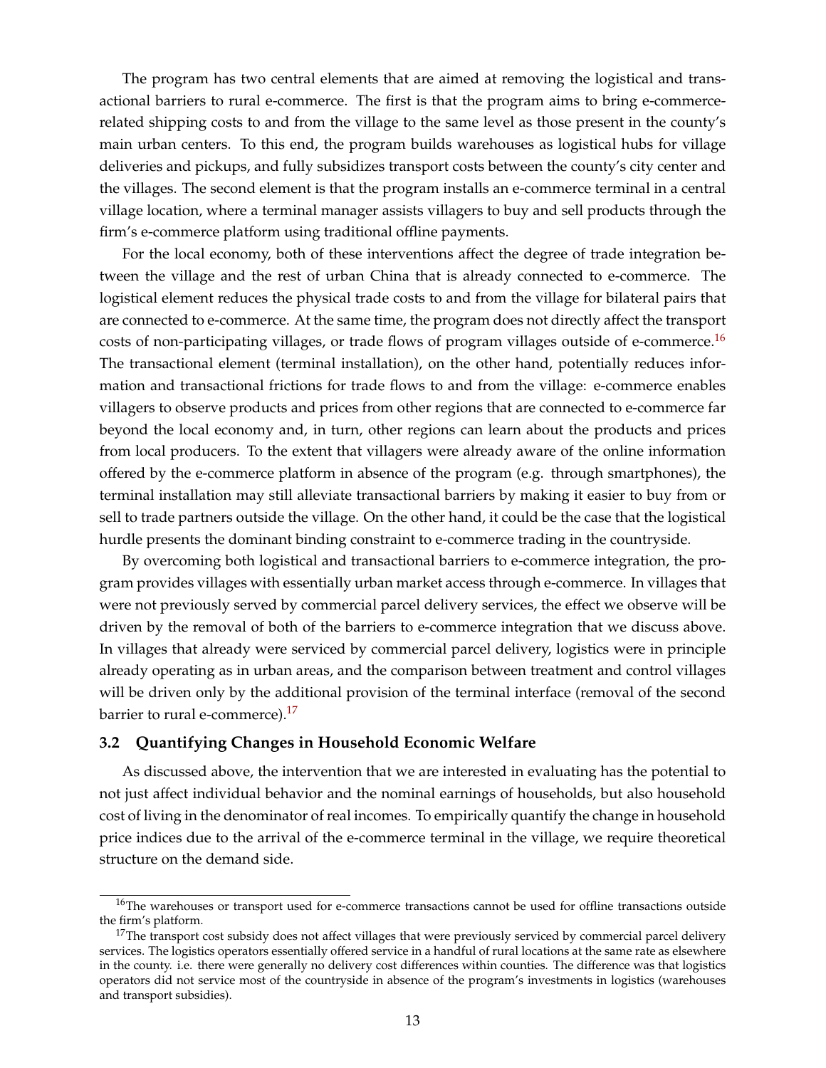The program has two central elements that are aimed at removing the logistical and transactional barriers to rural e-commerce. The first is that the program aims to bring e-commerce-related shipping costs to and from the village to the same level as those present in the county's main urban centers. To this end, the program builds warehouses as logistical hubs for village deliveries and pickups, and fully subsidizes transport costs between the county's city center and the villages. The second element is that the program installs an e-commerce terminal in a central village location, where a terminal manager assists villagers to buy and sell products through the firm's e-commerce platform using traditional offline payments.

For the local economy, both of these interventions affect the degree of trade integration between the village and the rest of urban China that is already connected to e-commerce. The logistical element reduces the physical trade costs to and from the village for bilateral pairs that are connected to e-commerce. At the same time, the program does not directly affect the transport costs of non-participating villages, or trade flows of program villages outside of e-commerce.[16] The transactional element (terminal installation), on the other hand, potentially reduces information and transactional frictions for trade flows to and from the village: e-commerce enables villagers to observe products and prices from other regions that are connected to e-commerce far beyond the local economy and, in turn, other regions can learn about the products and prices from local producers. To the extent that villagers were already aware of the online information offered by the e-commerce platform in absence of the program (e.g. through smartphones), the terminal installation may still alleviate transactional barriers by making it easier to buy from or sell to trade partners outside the village. On the other hand, it could be the case that the logistical hurdle presents the dominant binding constraint to e-commerce trading in the countryside.

By overcoming both logistical and transactional barriers to e-commerce integration, the program provides villages with essentially urban market access through e-commerce. In villages that were not previously served by commercial parcel delivery services, the effect we observe will be driven by the removal of both of the barriers to e-commerce integration that we discuss above. In villages that already were serviced by commercial parcel delivery, logistics were in principle already operating as in urban areas, and the comparison between treatment and control villages will be driven only by the additional provision of the terminal interface (removal of the second barrier to rural e-commerce).[17]

### 3.2 Quantifying Changes in Household Economic Welfare

As discussed above, the intervention that we are interested in evaluating has the potential to not just affect individual behavior and the nominal earnings of households, but also household cost of living in the denominator of real incomes. To empirically quantify the change in household price indices due to the arrival of the e-commerce terminal in the village, we require theoretical structure on the demand side.

[16] The warehouses or transport used for e-commerce transactions cannot be used for offline transactions outside the firm's platform.

[17] The transport cost subsidy does not affect villages that were previously serviced by commercial parcel delivery services. The logistics operators essentially offered service in a handful of rural locations at the same rate as elsewhere in the county. i.e. there were generally no delivery cost differences within counties. The difference was that logistics operators did not service most of the countryside in absence of the program's investments in logistics (warehouses and transport subsidies).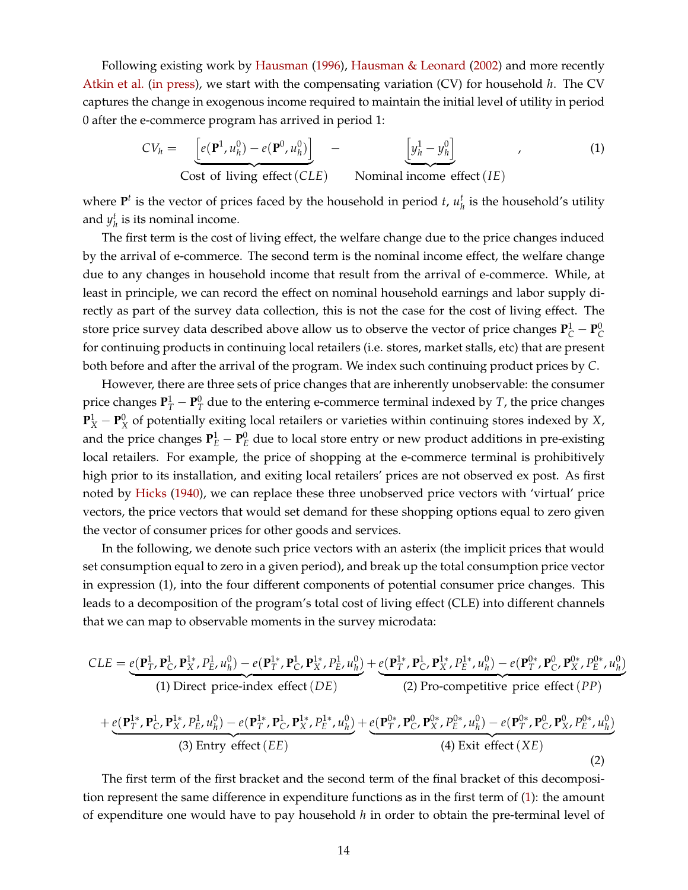Following existing work by Hausman (1996), Hausman & Leonard (2002) and more recently Atkin et al. (in press), we start with the compensating variation (CV) for household $h$. The CV captures the change in exogenous income required to maintain the initial level of utility in period 0 after the e-commerce program has arrived in period 1:

$$CV_h = \underbrace{\left[e(\mathbf{P}^1, u_h^0) - e(\mathbf{P}^0, u_h^0)\right]}_{\text{Cost of living effect}\,(CLE)} - \underbrace{\left[y_h^1 - y_h^0\right]}_{\text{Nominal income effect}\,(IE)}, \tag{1}$$

where $\mathbf{P}^t$ is the vector of prices faced by the household in period $t$, $u_h^t$ is the household's utility and $y_h^t$ is its nominal income.

The first term is the cost of living effect, the welfare change due to the price changes induced by the arrival of e-commerce. The second term is the nominal income effect, the welfare change due to any changes in household income that result from the arrival of e-commerce. While, at least in principle, we can record the effect on nominal household earnings and labor supply directly as part of the survey data collection, this is not the case for the cost of living effect. The store price survey data described above allow us to observe the vector of price changes $\mathbf{P}_C^1 - \mathbf{P}_C^0$ for continuing products in continuing local retailers (i.e. stores, market stalls, etc) that are present both before and after the arrival of the program. We index such continuing product prices by $C$.

However, there are three sets of price changes that are inherently unobservable: the consumer price changes $\mathbf{P}_T^1 - \mathbf{P}_T^0$ due to the entering e-commerce terminal indexed by $T$, the price changes $\mathbf{P}_X^1 - \mathbf{P}_X^0$ of potentially exiting local retailers or varieties within continuing stores indexed by $X$, and the price changes $\mathbf{P}_E^1 - \mathbf{P}_E^0$ due to local store entry or new product additions in pre-existing local retailers. For example, the price of shopping at the e-commerce terminal is prohibitively high prior to its installation, and exiting local retailers' prices are not observed ex post. As first noted by Hicks (1940), we can replace these three unobserved price vectors with 'virtual' price vectors, the price vectors that would set demand for these shopping options equal to zero given the vector of consumer prices for other goods and services.

In the following, we denote such price vectors with an asterix (the implicit prices that would set consumption equal to zero in a given period), and break up the total consumption price vector in expression (1), into the four different components of potential consumer price changes. This leads to a decomposition of the program's total cost of living effect (CLE) into different channels that we can map to observable moments in the survey microdata:

$$\begin{aligned}
CLE = &\underbrace{e(\mathbf{P}_T^1, \mathbf{P}_C^1, \mathbf{P}_X^{1*}, P_E^1, u_h^0) - e(\mathbf{P}_T^{1*}, \mathbf{P}_C^1, \mathbf{P}_X^{1*}, P_E^1, u_h^0)}_{\text{(1) Direct price-index effect}\,(DE)} + \underbrace{e(\mathbf{P}_T^{1*}, \mathbf{P}_C^1, \mathbf{P}_X^{1*}, P_E^{1*}, u_h^0) - e(\mathbf{P}_T^{0*}, \mathbf{P}_C^0, \mathbf{P}_X^{0*}, P_E^{0*}, u_h^0)}_{\text{(2) Pro-competitive price effect}\,(PP)} \\
&+ \underbrace{e(\mathbf{P}_T^{1*}, \mathbf{P}_C^1, \mathbf{P}_X^{1*}, P_E^1, u_h^0) - e(\mathbf{P}_T^{1*}, \mathbf{P}_C^1, \mathbf{P}_X^{1*}, P_E^{1*}, u_h^0)}_{\text{(3) Entry effect}\,(EE)} + \underbrace{e(\mathbf{P}_T^{0*}, \mathbf{P}_C^0, \mathbf{P}_X^{0*}, P_E^{0*}, u_h^0) - e(\mathbf{P}_T^{0*}, \mathbf{P}_C^0, \mathbf{P}_X^0, P_E^{0*}, u_h^0)}_{\text{(4) Exit effect}\,(XE)}
\end{aligned} \tag{2}$$

The first term of the first bracket and the second term of the final bracket of this decomposition represent the same difference in expenditure functions as in the first term of (1): the amount of expenditure one would have to pay household $h$ in order to obtain the pre-terminal level of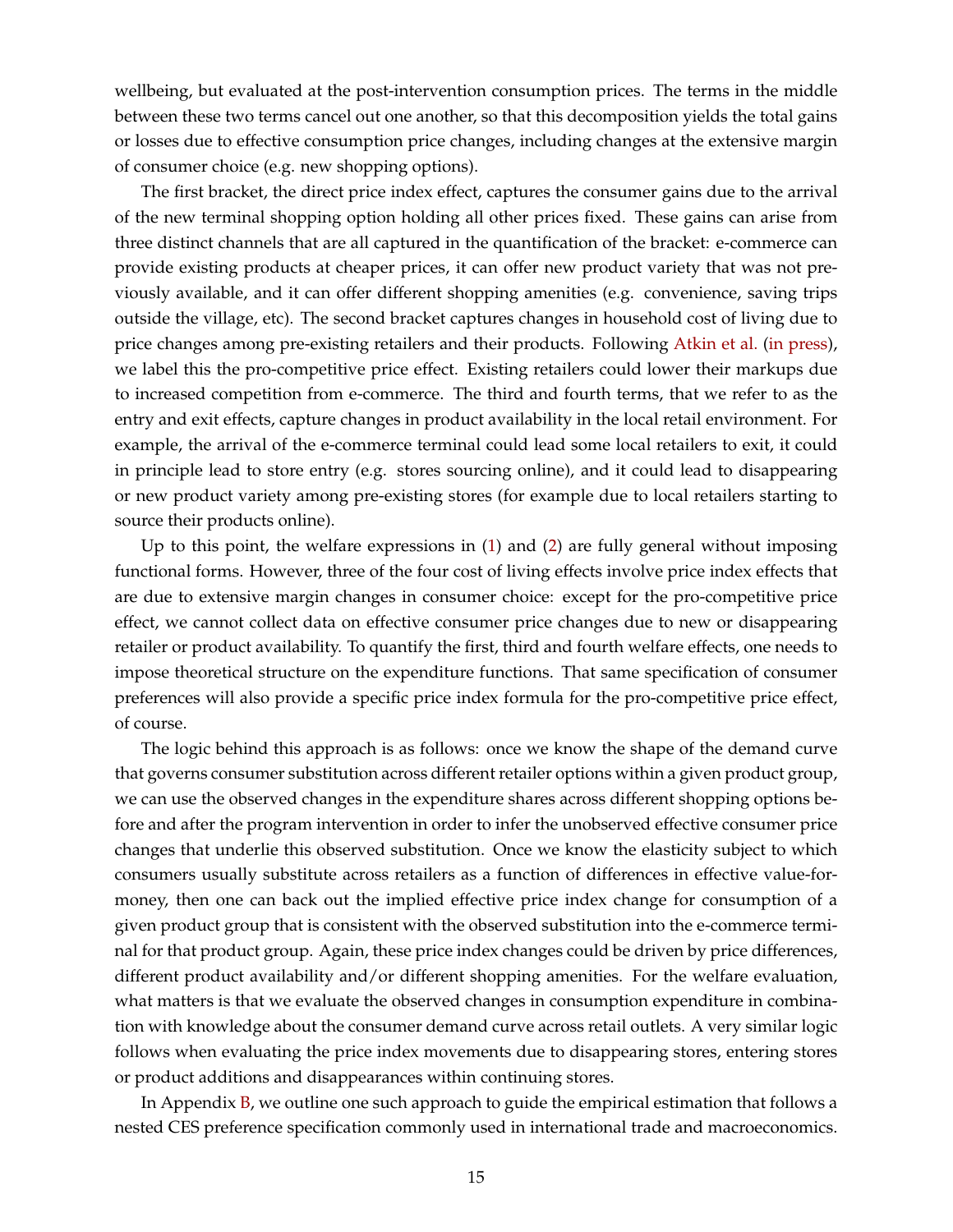wellbeing, but evaluated at the post-intervention consumption prices. The terms in the middle between these two terms cancel out one another, so that this decomposition yields the total gains or losses due to effective consumption price changes, including changes at the extensive margin of consumer choice (e.g. new shopping options).

The first bracket, the direct price index effect, captures the consumer gains due to the arrival of the new terminal shopping option holding all other prices fixed. These gains can arise from three distinct channels that are all captured in the quantification of the bracket: e-commerce can provide existing products at cheaper prices, it can offer new product variety that was not previously available, and it can offer different shopping amenities (e.g. convenience, saving trips outside the village, etc). The second bracket captures changes in household cost of living due to price changes among pre-existing retailers and their products. Following Atkin et al. (in press), we label this the pro-competitive price effect. Existing retailers could lower their markups due to increased competition from e-commerce. The third and fourth terms, that we refer to as the entry and exit effects, capture changes in product availability in the local retail environment. For example, the arrival of the e-commerce terminal could lead some local retailers to exit, it could in principle lead to store entry (e.g. stores sourcing online), and it could lead to disappearing or new product variety among pre-existing stores (for example due to local retailers starting to source their products online).

Up to this point, the welfare expressions in (1) and (2) are fully general without imposing functional forms. However, three of the four cost of living effects involve price index effects that are due to extensive margin changes in consumer choice: except for the pro-competitive price effect, we cannot collect data on effective consumer price changes due to new or disappearing retailer or product availability. To quantify the first, third and fourth welfare effects, one needs to impose theoretical structure on the expenditure functions. That same specification of consumer preferences will also provide a specific price index formula for the pro-competitive price effect, of course.

The logic behind this approach is as follows: once we know the shape of the demand curve that governs consumer substitution across different retailer options within a given product group, we can use the observed changes in the expenditure shares across different shopping options before and after the program intervention in order to infer the unobserved effective consumer price changes that underlie this observed substitution. Once we know the elasticity subject to which consumers usually substitute across retailers as a function of differences in effective value-for-money, then one can back out the implied effective price index change for consumption of a given product group that is consistent with the observed substitution into the e-commerce terminal for that product group. Again, these price index changes could be driven by price differences, different product availability and/or different shopping amenities. For the welfare evaluation, what matters is that we evaluate the observed changes in consumption expenditure in combination with knowledge about the consumer demand curve across retail outlets. A very similar logic follows when evaluating the price index movements due to disappearing stores, entering stores or product additions and disappearances within continuing stores.

In Appendix B, we outline one such approach to guide the empirical estimation that follows a nested CES preference specification commonly used in international trade and macroeconomics.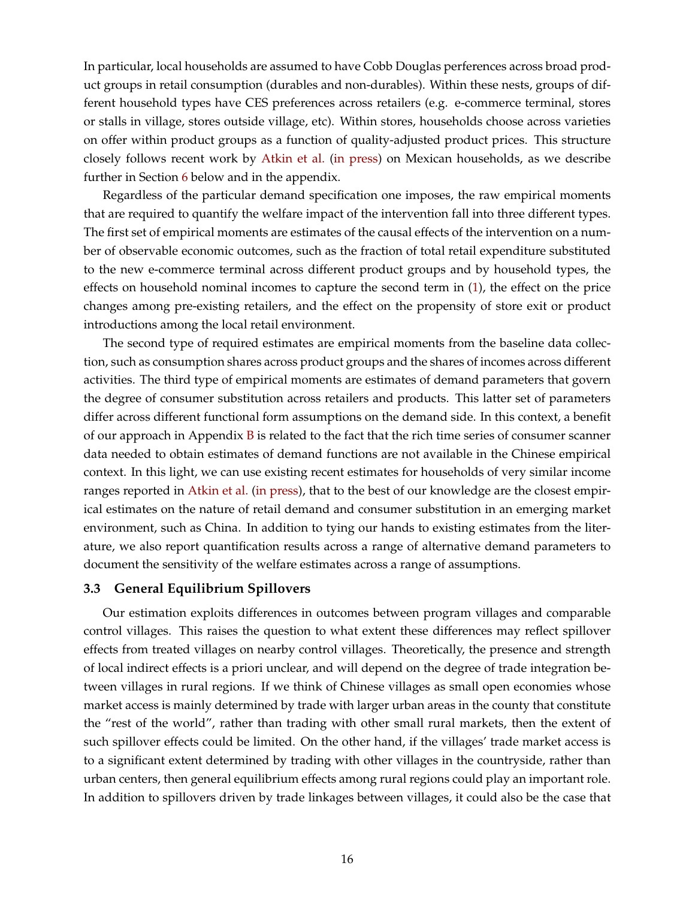In particular, local households are assumed to have Cobb Douglas perferences across broad product groups in retail consumption (durables and non-durables). Within these nests, groups of different household types have CES preferences across retailers (e.g. e-commerce terminal, stores or stalls in village, stores outside village, etc). Within stores, households choose across varieties on offer within product groups as a function of quality-adjusted product prices. This structure closely follows recent work by Atkin et al. (in press) on Mexican households, as we describe further in Section 6 below and in the appendix.

Regardless of the particular demand specification one imposes, the raw empirical moments that are required to quantify the welfare impact of the intervention fall into three different types. The first set of empirical moments are estimates of the causal effects of the intervention on a number of observable economic outcomes, such as the fraction of total retail expenditure substituted to the new e-commerce terminal across different product groups and by household types, the effects on household nominal incomes to capture the second term in (1), the effect on the price changes among pre-existing retailers, and the effect on the propensity of store exit or product introductions among the local retail environment.

The second type of required estimates are empirical moments from the baseline data collection, such as consumption shares across product groups and the shares of incomes across different activities. The third type of empirical moments are estimates of demand parameters that govern the degree of consumer substitution across retailers and products. This latter set of parameters differ across different functional form assumptions on the demand side. In this context, a benefit of our approach in Appendix B is related to the fact that the rich time series of consumer scanner data needed to obtain estimates of demand functions are not available in the Chinese empirical context. In this light, we can use existing recent estimates for households of very similar income ranges reported in Atkin et al. (in press), that to the best of our knowledge are the closest empirical estimates on the nature of retail demand and consumer substitution in an emerging market environment, such as China. In addition to tying our hands to existing estimates from the literature, we also report quantification results across a range of alternative demand parameters to document the sensitivity of the welfare estimates across a range of assumptions.

### 3.3 General Equilibrium Spillovers

Our estimation exploits differences in outcomes between program villages and comparable control villages. This raises the question to what extent these differences may reflect spillover effects from treated villages on nearby control villages. Theoretically, the presence and strength of local indirect effects is a priori unclear, and will depend on the degree of trade integration between villages in rural regions. If we think of Chinese villages as small open economies whose market access is mainly determined by trade with larger urban areas in the county that constitute the "rest of the world", rather than trading with other small rural markets, then the extent of such spillover effects could be limited. On the other hand, if the villages' trade market access is to a significant extent determined by trading with other villages in the countryside, rather than urban centers, then general equilibrium effects among rural regions could play an important role. In addition to spillovers driven by trade linkages between villages, it could also be the case that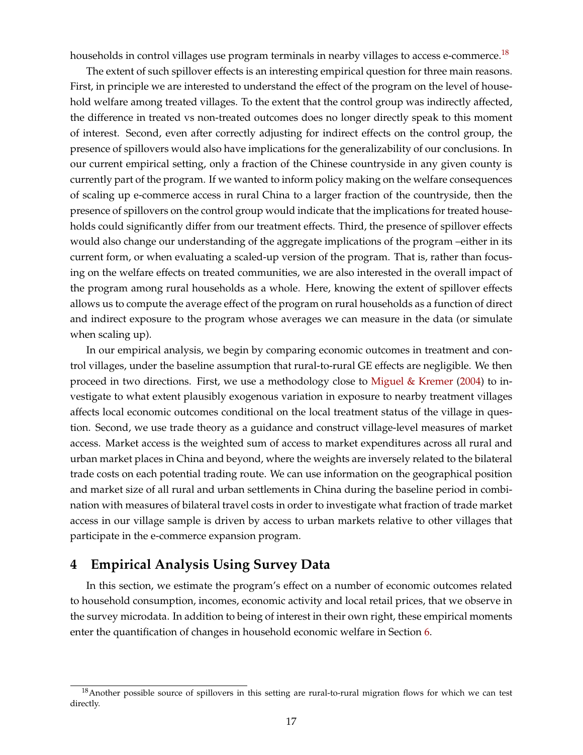households in control villages use program terminals in nearby villages to access e-commerce.[18]

The extent of such spillover effects is an interesting empirical question for three main reasons. First, in principle we are interested to understand the effect of the program on the level of household welfare among treated villages. To the extent that the control group was indirectly affected, the difference in treated vs non-treated outcomes does no longer directly speak to this moment of interest. Second, even after correctly adjusting for indirect effects on the control group, the presence of spillovers would also have implications for the generalizability of our conclusions. In our current empirical setting, only a fraction of the Chinese countryside in any given county is currently part of the program. If we wanted to inform policy making on the welfare consequences of scaling up e-commerce access in rural China to a larger fraction of the countryside, then the presence of spillovers on the control group would indicate that the implications for treated households could significantly differ from our treatment effects. Third, the presence of spillover effects would also change our understanding of the aggregate implications of the program –either in its current form, or when evaluating a scaled-up version of the program. That is, rather than focusing on the welfare effects on treated communities, we are also interested in the overall impact of the program among rural households as a whole. Here, knowing the extent of spillover effects allows us to compute the average effect of the program on rural households as a function of direct and indirect exposure to the program whose averages we can measure in the data (or simulate when scaling up).

In our empirical analysis, we begin by comparing economic outcomes in treatment and control villages, under the baseline assumption that rural-to-rural GE effects are negligible. We then proceed in two directions. First, we use a methodology close to Miguel & Kremer (2004) to investigate to what extent plausibly exogenous variation in exposure to nearby treatment villages affects local economic outcomes conditional on the local treatment status of the village in question. Second, we use trade theory as a guidance and construct village-level measures of market access. Market access is the weighted sum of access to market expenditures across all rural and urban market places in China and beyond, where the weights are inversely related to the bilateral trade costs on each potential trading route. We can use information on the geographical position and market size of all rural and urban settlements in China during the baseline period in combination with measures of bilateral travel costs in order to investigate what fraction of trade market access in our village sample is driven by access to urban markets relative to other villages that participate in the e-commerce expansion program.

# 4 Empirical Analysis Using Survey Data

In this section, we estimate the program's effect on a number of economic outcomes related to household consumption, incomes, economic activity and local retail prices, that we observe in the survey microdata. In addition to being of interest in their own right, these empirical moments enter the quantification of changes in household economic welfare in Section 6.

[18] Another possible source of spillovers in this setting are rural-to-rural migration flows for which we can test directly.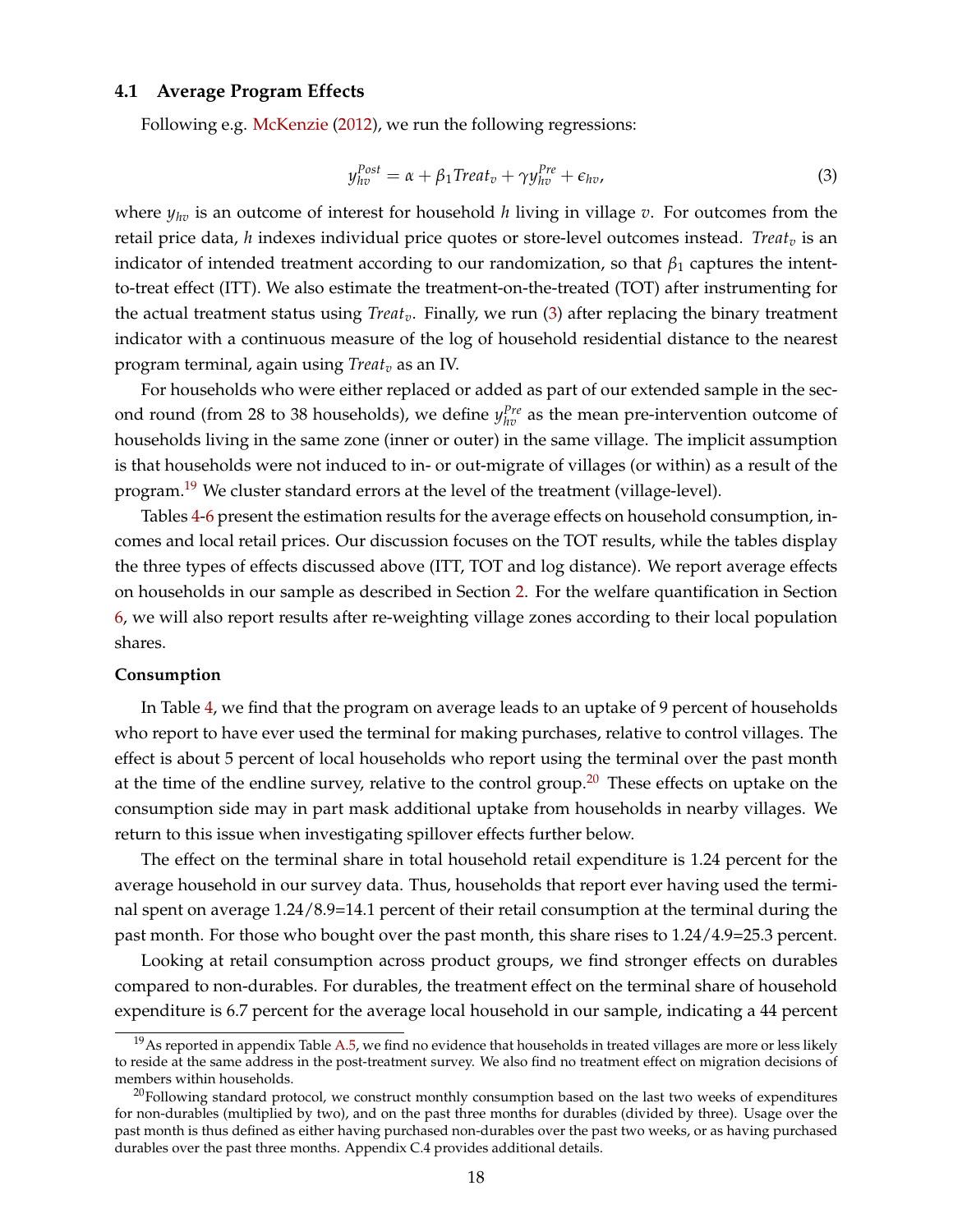### 4.1 Average Program Effects

Following e.g. McKenzie (2012), we run the following regressions:

$$y_{hv}^{Post} = \alpha + \beta_1 Treat_v + \gamma y_{hv}^{Pre} + \epsilon_{hv}, \tag{3}$$

where $y_{hv}$ is an outcome of interest for household $h$ living in village $v$. For outcomes from the retail price data, $h$ indexes individual price quotes or store-level outcomes instead. $Treat_v$ is an indicator of intended treatment according to our randomization, so that $\beta_1$ captures the intent-to-treat effect (ITT). We also estimate the treatment-on-the-treated (TOT) after instrumenting for the actual treatment status using $Treat_v$. Finally, we run (3) after replacing the binary treatment indicator with a continuous measure of the log of household residential distance to the nearest program terminal, again using $Treat_v$ as an IV.

For households who were either replaced or added as part of our extended sample in the second round (from 28 to 38 households), we define $y_{hv}^{Pre}$ as the mean pre-intervention outcome of households living in the same zone (inner or outer) in the same village. The implicit assumption is that households were not induced to in- or out-migrate of villages (or within) as a result of the program.[19] We cluster standard errors at the level of the treatment (village-level).

Tables 4-6 present the estimation results for the average effects on household consumption, incomes and local retail prices. Our discussion focuses on the TOT results, while the tables display the three types of effects discussed above (ITT, TOT and log distance). We report average effects on households in our sample as described in Section 2. For the welfare quantification in Section 6, we will also report results after re-weighting village zones according to their local population shares.

**Consumption**

In Table 4, we find that the program on average leads to an uptake of 9 percent of households who report to have ever used the terminal for making purchases, relative to control villages. The effect is about 5 percent of local households who report using the terminal over the past month at the time of the endline survey, relative to the control group.[20] These effects on uptake on the consumption side may in part mask additional uptake from households in nearby villages. We return to this issue when investigating spillover effects further below.

The effect on the terminal share in total household retail expenditure is 1.24 percent for the average household in our survey data. Thus, households that report ever having used the terminal spent on average 1.24/8.9=14.1 percent of their retail consumption at the terminal during the past month. For those who bought over the past month, this share rises to 1.24/4.9=25.3 percent.

Looking at retail consumption across product groups, we find stronger effects on durables compared to non-durables. For durables, the treatment effect on the terminal share of household expenditure is 6.7 percent for the average local household in our sample, indicating a 44 percent

[19] As reported in appendix Table A.5, we find no evidence that households in treated villages are more or less likely to reside at the same address in the post-treatment survey. We also find no treatment effect on migration decisions of members within households.

[20] Following standard protocol, we construct monthly consumption based on the last two weeks of expenditures for non-durables (multiplied by two), and on the past three months for durables (divided by three). Usage over the past month is thus defined as either having purchased non-durables over the past two weeks, or as having purchased durables over the past three months. Appendix C.4 provides additional details.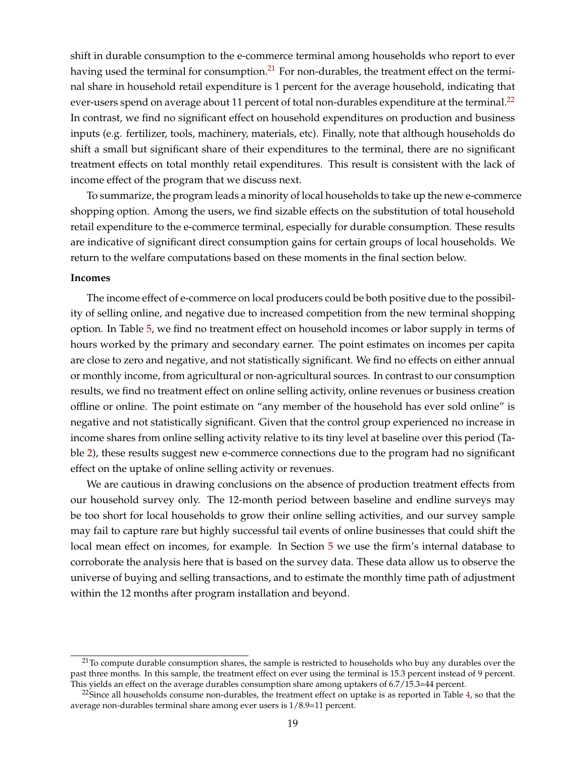shift in durable consumption to the e-commerce terminal among households who report to ever having used the terminal for consumption.[21] For non-durables, the treatment effect on the terminal share in household retail expenditure is 1 percent for the average household, indicating that ever-users spend on average about 11 percent of total non-durables expenditure at the terminal.[22] In contrast, we find no significant effect on household expenditures on production and business inputs (e.g. fertilizer, tools, machinery, materials, etc). Finally, note that although households do shift a small but significant share of their expenditures to the terminal, there are no significant treatment effects on total monthly retail expenditures. This result is consistent with the lack of income effect of the program that we discuss next.

To summarize, the program leads a minority of local households to take up the new e-commerce shopping option. Among the users, we find sizable effects on the substitution of total household retail expenditure to the e-commerce terminal, especially for durable consumption. These results are indicative of significant direct consumption gains for certain groups of local households. We return to the welfare computations based on these moments in the final section below.

**Incomes**

The income effect of e-commerce on local producers could be both positive due to the possibility of selling online, and negative due to increased competition from the new terminal shopping option. In Table 5, we find no treatment effect on household incomes or labor supply in terms of hours worked by the primary and secondary earner. The point estimates on incomes per capita are close to zero and negative, and not statistically significant. We find no effects on either annual or monthly income, from agricultural or non-agricultural sources. In contrast to our consumption results, we find no treatment effect on online selling activity, online revenues or business creation offline or online. The point estimate on "any member of the household has ever sold online" is negative and not statistically significant. Given that the control group experienced no increase in income shares from online selling activity relative to its tiny level at baseline over this period (Table 2), these results suggest new e-commerce connections due to the program had no significant effect on the uptake of online selling activity or revenues.

We are cautious in drawing conclusions on the absence of production treatment effects from our household survey only. The 12-month period between baseline and endline surveys may be too short for local households to grow their online selling activities, and our survey sample may fail to capture rare but highly successful tail events of online businesses that could shift the local mean effect on incomes, for example. In Section 5 we use the firm's internal database to corroborate the analysis here that is based on the survey data. These data allow us to observe the universe of buying and selling transactions, and to estimate the monthly time path of adjustment within the 12 months after program installation and beyond.

---

[21] To compute durable consumption shares, the sample is restricted to households who buy any durables over the past three months. In this sample, the treatment effect on ever using the terminal is 15.3 percent instead of 9 percent. This yields an effect on the average durables consumption share among uptakers of 6.7/15.3=44 percent.

[22] Since all households consume non-durables, the treatment effect on uptake is as reported in Table 4, so that the average non-durables terminal share among ever users is 1/8.9=11 percent.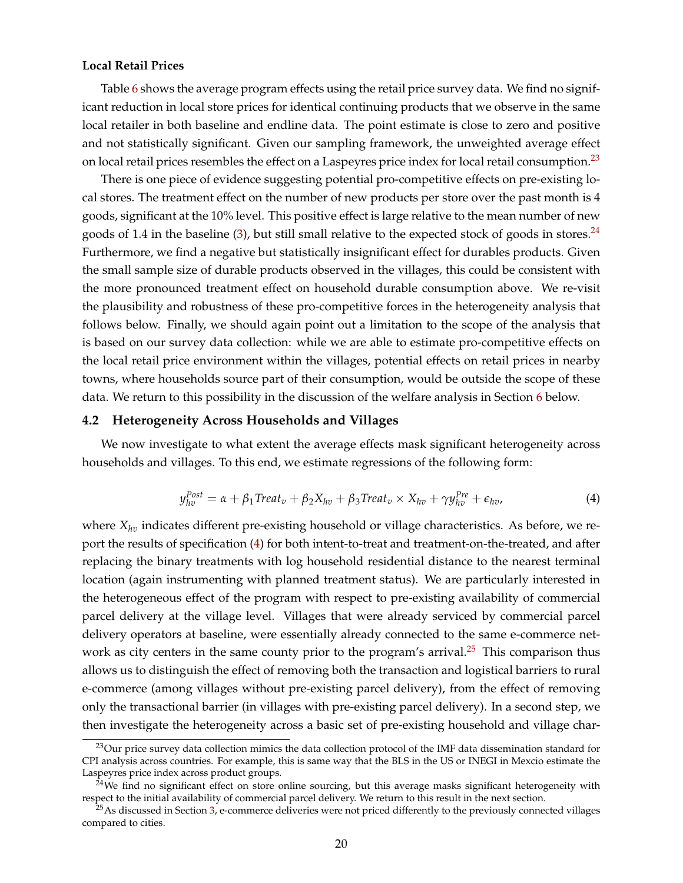**Local Retail Prices**

Table 6 shows the average program effects using the retail price survey data. We find no significant reduction in local store prices for identical continuing products that we observe in the same local retailer in both baseline and endline data. The point estimate is close to zero and positive and not statistically significant. Given our sampling framework, the unweighted average effect on local retail prices resembles the effect on a Laspeyres price index for local retail consumption.[23]

There is one piece of evidence suggesting potential pro-competitive effects on pre-existing local stores. The treatment effect on the number of new products per store over the past month is 4 goods, significant at the 10% level. This positive effect is large relative to the mean number of new goods of 1.4 in the baseline (3), but still small relative to the expected stock of goods in stores.[24] Furthermore, we find a negative but statistically insignificant effect for durables products. Given the small sample size of durable products observed in the villages, this could be consistent with the more pronounced treatment effect on household durable consumption above. We re-visit the plausibility and robustness of these pro-competitive forces in the heterogeneity analysis that follows below. Finally, we should again point out a limitation to the scope of the analysis that is based on our survey data collection: while we are able to estimate pro-competitive effects on the local retail price environment within the villages, potential effects on retail prices in nearby towns, where households source part of their consumption, would be outside the scope of these data. We return to this possibility in the discussion of the welfare analysis in Section 6 below.

### 4.2 Heterogeneity Across Households and Villages

We now investigate to what extent the average effects mask significant heterogeneity across households and villages. To this end, we estimate regressions of the following form:

$$y_{hv}^{Post} = \alpha + \beta_1 Treat_v + \beta_2 X_{hv} + \beta_3 Treat_v \times X_{hv} + \gamma y_{hv}^{Pre} + \epsilon_{hv}, \tag{4}$$

where $X_{hv}$ indicates different pre-existing household or village characteristics. As before, we report the results of specification (4) for both intent-to-treat and treatment-on-the-treated, and after replacing the binary treatments with log household residential distance to the nearest terminal location (again instrumenting with planned treatment status). We are particularly interested in the heterogeneous effect of the program with respect to pre-existing availability of commercial parcel delivery at the village level. Villages that were already serviced by commercial parcel delivery operators at baseline, were essentially already connected to the same e-commerce network as city centers in the same county prior to the program's arrival.[25] This comparison thus allows us to distinguish the effect of removing both the transaction and logistical barriers to rural e-commerce (among villages without pre-existing parcel delivery), from the effect of removing only the transactional barrier (in villages with pre-existing parcel delivery). In a second step, we then investigate the heterogeneity across a basic set of pre-existing household and village char-

---

[23] Our price survey data collection mimics the data collection protocol of the IMF data dissemination standard for CPI analysis across countries. For example, this is same way that the BLS in the US or INEGI in Mexcio estimate the Laspeyres price index across product groups.

[24] We find no significant effect on store online sourcing, but this average masks significant heterogeneity with respect to the initial availability of commercial parcel delivery. We return to this result in the next section.

[25] As discussed in Section 3, e-commerce deliveries were not priced differently to the previously connected villages compared to cities.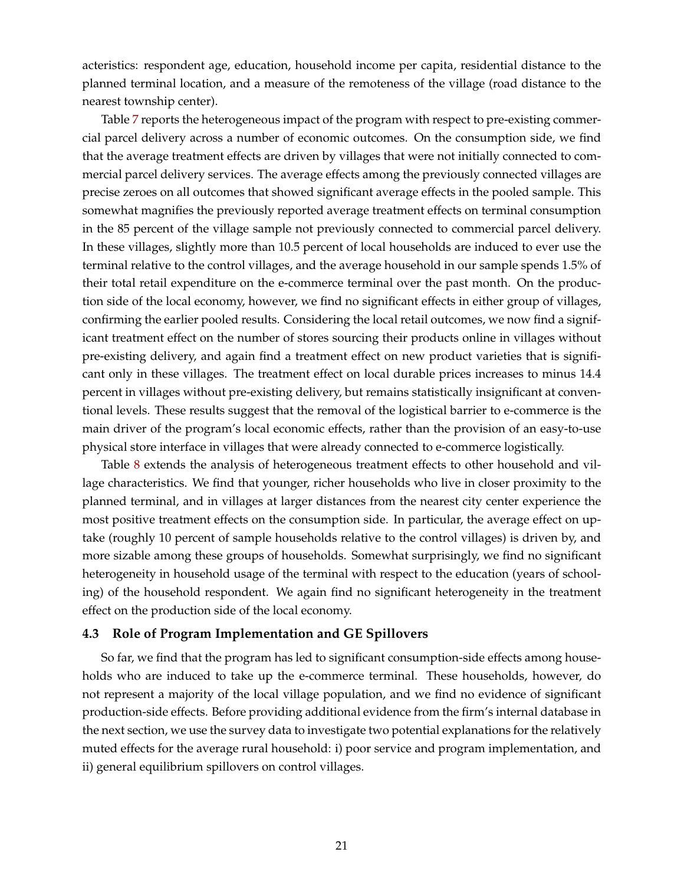acteristics: respondent age, education, household income per capita, residential distance to the planned terminal location, and a measure of the remoteness of the village (road distance to the nearest township center).

Table 7 reports the heterogeneous impact of the program with respect to pre-existing commercial parcel delivery across a number of economic outcomes. On the consumption side, we find that the average treatment effects are driven by villages that were not initially connected to commercial parcel delivery services. The average effects among the previously connected villages are precise zeroes on all outcomes that showed significant average effects in the pooled sample. This somewhat magnifies the previously reported average treatment effects on terminal consumption in the 85 percent of the village sample not previously connected to commercial parcel delivery. In these villages, slightly more than 10.5 percent of local households are induced to ever use the terminal relative to the control villages, and the average household in our sample spends 1.5% of their total retail expenditure on the e-commerce terminal over the past month. On the production side of the local economy, however, we find no significant effects in either group of villages, confirming the earlier pooled results. Considering the local retail outcomes, we now find a significant treatment effect on the number of stores sourcing their products online in villages without pre-existing delivery, and again find a treatment effect on new product varieties that is significant only in these villages. The treatment effect on local durable prices increases to minus 14.4 percent in villages without pre-existing delivery, but remains statistically insignificant at conventional levels. These results suggest that the removal of the logistical barrier to e-commerce is the main driver of the program's local economic effects, rather than the provision of an easy-to-use physical store interface in villages that were already connected to e-commerce logistically.

Table 8 extends the analysis of heterogeneous treatment effects to other household and village characteristics. We find that younger, richer households who live in closer proximity to the planned terminal, and in villages at larger distances from the nearest city center experience the most positive treatment effects on the consumption side. In particular, the average effect on uptake (roughly 10 percent of sample households relative to the control villages) is driven by, and more sizable among these groups of households. Somewhat surprisingly, we find no significant heterogeneity in household usage of the terminal with respect to the education (years of schooling) of the household respondent. We again find no significant heterogeneity in the treatment effect on the production side of the local economy.

### 4.3 Role of Program Implementation and GE Spillovers

So far, we find that the program has led to significant consumption-side effects among households who are induced to take up the e-commerce terminal. These households, however, do not represent a majority of the local village population, and we find no evidence of significant production-side effects. Before providing additional evidence from the firm's internal database in the next section, we use the survey data to investigate two potential explanations for the relatively muted effects for the average rural household: i) poor service and program implementation, and ii) general equilibrium spillovers on control villages.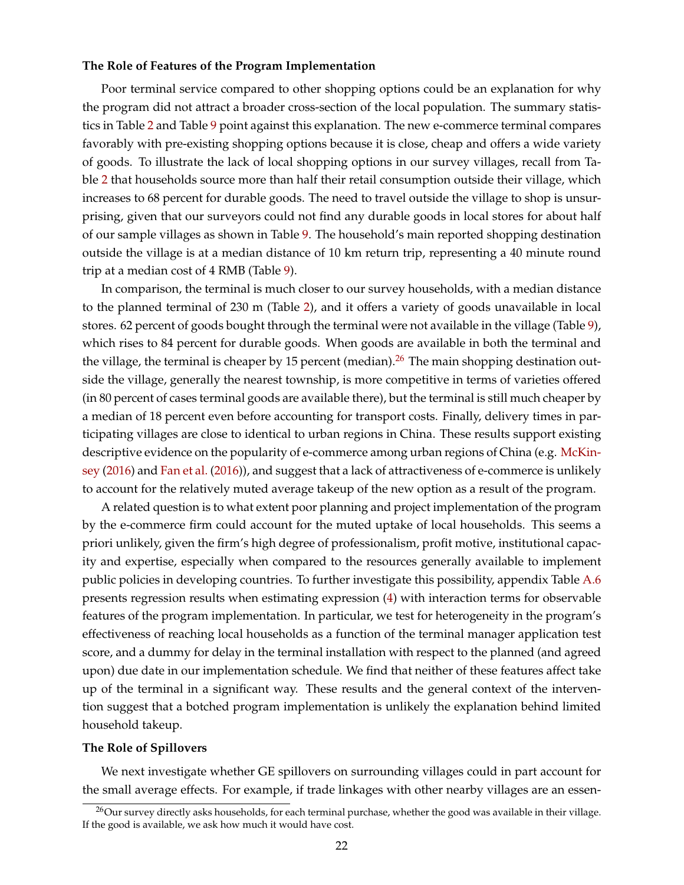**The Role of Features of the Program Implementation**

Poor terminal service compared to other shopping options could be an explanation for why the program did not attract a broader cross-section of the local population. The summary statistics in Table 2 and Table 9 point against this explanation. The new e-commerce terminal compares favorably with pre-existing shopping options because it is close, cheap and offers a wide variety of goods. To illustrate the lack of local shopping options in our survey villages, recall from Table 2 that households source more than half their retail consumption outside their village, which increases to 68 percent for durable goods. The need to travel outside the village to shop is unsurprising, given that our surveyors could not find any durable goods in local stores for about half of our sample villages as shown in Table 9. The household's main reported shopping destination outside the village is at a median distance of 10 km return trip, representing a 40 minute round trip at a median cost of 4 RMB (Table 9).

In comparison, the terminal is much closer to our survey households, with a median distance to the planned terminal of 230 m (Table 2), and it offers a variety of goods unavailable in local stores. 62 percent of goods bought through the terminal were not available in the village (Table 9), which rises to 84 percent for durable goods. When goods are available in both the terminal and the village, the terminal is cheaper by 15 percent (median).[26] The main shopping destination outside the village, generally the nearest township, is more competitive in terms of varieties offered (in 80 percent of cases terminal goods are available there), but the terminal is still much cheaper by a median of 18 percent even before accounting for transport costs. Finally, delivery times in participating villages are close to identical to urban regions in China. These results support existing descriptive evidence on the popularity of e-commerce among urban regions of China (e.g. McKinsey (2016) and Fan et al. (2016)), and suggest that a lack of attractiveness of e-commerce is unlikely to account for the relatively muted average takeup of the new option as a result of the program.

A related question is to what extent poor planning and project implementation of the program by the e-commerce firm could account for the muted uptake of local households. This seems a priori unlikely, given the firm's high degree of professionalism, profit motive, institutional capacity and expertise, especially when compared to the resources generally available to implement public policies in developing countries. To further investigate this possibility, appendix Table A.6 presents regression results when estimating expression (4) with interaction terms for observable features of the program implementation. In particular, we test for heterogeneity in the program's effectiveness of reaching local households as a function of the terminal manager application test score, and a dummy for delay in the terminal installation with respect to the planned (and agreed upon) due date in our implementation schedule. We find that neither of these features affect take up of the terminal in a significant way. These results and the general context of the intervention suggest that a botched program implementation is unlikely the explanation behind limited household takeup.

**The Role of Spillovers**

We next investigate whether GE spillovers on surrounding villages could in part account for the small average effects. For example, if trade linkages with other nearby villages are an essen-

[26] Our survey directly asks households, for each terminal purchase, whether the good was available in their village. If the good is available, we ask how much it would have cost.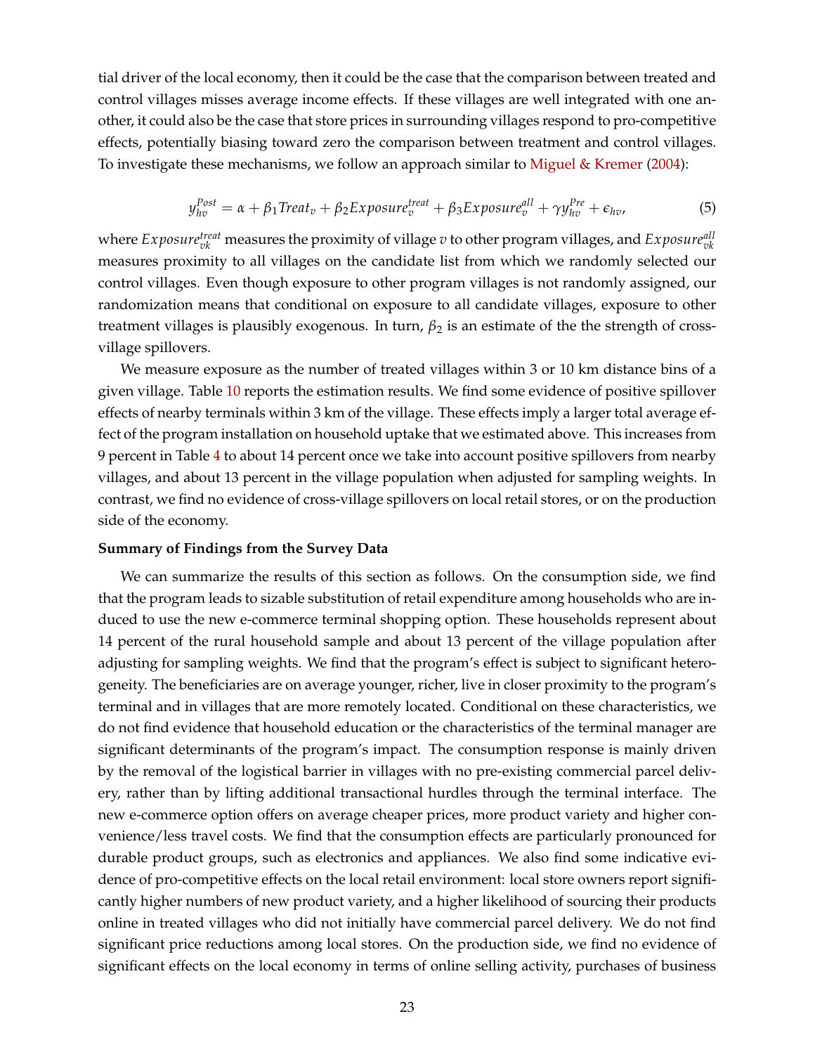tial driver of the local economy, then it could be the case that the comparison between treated and control villages misses average income effects. If these villages are well integrated with one another, it could also be the case that store prices in surrounding villages respond to pro-competitive effects, potentially biasing toward zero the comparison between treatment and control villages. To investigate these mechanisms, we follow an approach similar to Miguel & Kremer (2004):

$$y_{hv}^{Post} = \alpha + \beta_1 Treat_v + \beta_2 Exposure_v^{treat} + \beta_3 Exposure_v^{all} + \gamma y_{hv}^{Pre} + \epsilon_{hv}, \tag{5}$$

where $Exposure_{vk}^{treat}$ measures the proximity of village $v$ to other program villages, and $Exposure_{vk}^{all}$ measures proximity to all villages on the candidate list from which we randomly selected our control villages. Even though exposure to other program villages is not randomly assigned, our randomization means that conditional on exposure to all candidate villages, exposure to other treatment villages is plausibly exogenous. In turn, $\beta_2$ is an estimate of the the strength of cross-village spillovers.

We measure exposure as the number of treated villages within 3 or 10 km distance bins of a given village. Table 10 reports the estimation results. We find some evidence of positive spillover effects of nearby terminals within 3 km of the village. These effects imply a larger total average effect of the program installation on household uptake that we estimated above. This increases from 9 percent in Table 4 to about 14 percent once we take into account positive spillovers from nearby villages, and about 13 percent in the village population when adjusted for sampling weights. In contrast, we find no evidence of cross-village spillovers on local retail stores, or on the production side of the economy.

**Summary of Findings from the Survey Data**

We can summarize the results of this section as follows. On the consumption side, we find that the program leads to sizable substitution of retail expenditure among households who are induced to use the new e-commerce terminal shopping option. These households represent about 14 percent of the rural household sample and about 13 percent of the village population after adjusting for sampling weights. We find that the program's effect is subject to significant heterogeneity. The beneficiaries are on average younger, richer, live in closer proximity to the program's terminal and in villages that are more remotely located. Conditional on these characteristics, we do not find evidence that household education or the characteristics of the terminal manager are significant determinants of the program's impact. The consumption response is mainly driven by the removal of the logistical barrier in villages with no pre-existing commercial parcel delivery, rather than by lifting additional transactional hurdles through the terminal interface. The new e-commerce option offers on average cheaper prices, more product variety and higher convenience/less travel costs. We find that the consumption effects are particularly pronounced for durable product groups, such as electronics and appliances. We also find some indicative evidence of pro-competitive effects on the local retail environment: local store owners report significantly higher numbers of new product variety, and a higher likelihood of sourcing their products online in treated villages who did not initially have commercial parcel delivery. We do not find significant price reductions among local stores. On the production side, we find no evidence of significant effects on the local economy in terms of online selling activity, purchases of business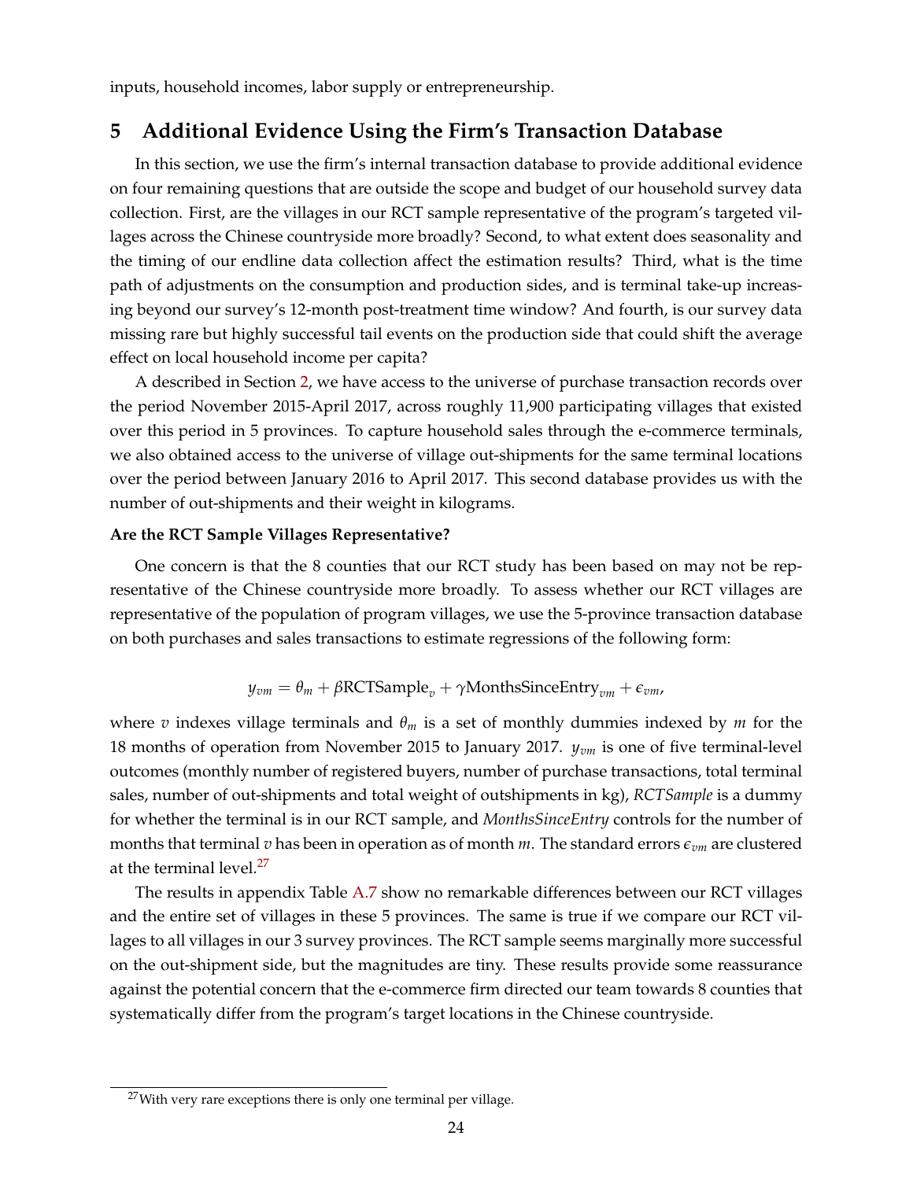inputs, household incomes, labor supply or entrepreneurship.

# 5 Additional Evidence Using the Firm's Transaction Database

In this section, we use the firm's internal transaction database to provide additional evidence on four remaining questions that are outside the scope and budget of our household survey data collection. First, are the villages in our RCT sample representative of the program's targeted villages across the Chinese countryside more broadly? Second, to what extent does seasonality and the timing of our endline data collection affect the estimation results? Third, what is the time path of adjustments on the consumption and production sides, and is terminal take-up increasing beyond our survey's 12-month post-treatment time window? And fourth, is our survey data missing rare but highly successful tail events on the production side that could shift the average effect on local household income per capita?

A described in Section 2, we have access to the universe of purchase transaction records over the period November 2015-April 2017, across roughly 11,900 participating villages that existed over this period in 5 provinces. To capture household sales through the e-commerce terminals, we also obtained access to the universe of village out-shipments for the same terminal locations over the period between January 2016 to April 2017. This second database provides us with the number of out-shipments and their weight in kilograms.

**Are the RCT Sample Villages Representative?**

One concern is that the 8 counties that our RCT study has been based on may not be representative of the Chinese countryside more broadly. To assess whether our RCT villages are representative of the population of program villages, we use the 5-province transaction database on both purchases and sales transactions to estimate regressions of the following form:

$$y_{vm} = \theta_m + \beta \text{RCTSample}_v + \gamma \text{MonthsSinceEntry}_{vm} + \epsilon_{vm},$$

where $v$ indexes village terminals and $\theta_m$ is a set of monthly dummies indexed by $m$ for the 18 months of operation from November 2015 to January 2017. $y_{vm}$ is one of five terminal-level outcomes (monthly number of registered buyers, number of purchase transactions, total terminal sales, number of out-shipments and total weight of outshipments in kg), *RCTSample* is a dummy for whether the terminal is in our RCT sample, and *MonthsSinceEntry* controls for the number of months that terminal $v$ has been in operation as of month $m$. The standard errors $\epsilon_{vm}$ are clustered at the terminal level.[27]

The results in appendix Table A.7 show no remarkable differences between our RCT villages and the entire set of villages in these 5 provinces. The same is true if we compare our RCT villages to all villages in our 3 survey provinces. The RCT sample seems marginally more successful on the out-shipment side, but the magnitudes are tiny. These results provide some reassurance against the potential concern that the e-commerce firm directed our team towards 8 counties that systematically differ from the program's target locations in the Chinese countryside.

[27] With very rare exceptions there is only one terminal per village.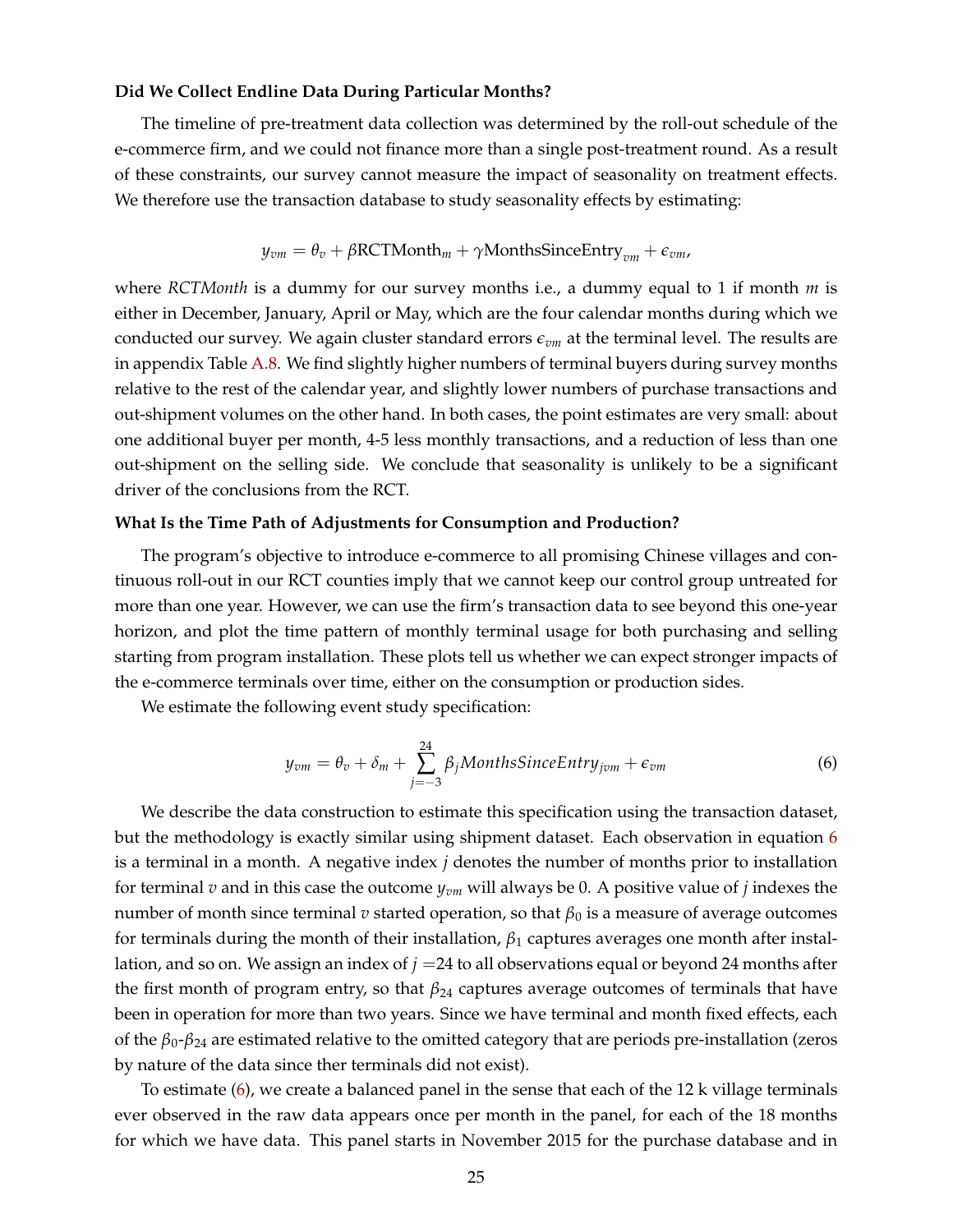**Did We Collect Endline Data During Particular Months?**

The timeline of pre-treatment data collection was determined by the roll-out schedule of the e-commerce firm, and we could not finance more than a single post-treatment round. As a result of these constraints, our survey cannot measure the impact of seasonality on treatment effects. We therefore use the transaction database to study seasonality effects by estimating:

$$y_{vm} = \theta_v + \beta \text{RCTMonth}_m + \gamma \text{MonthsSinceEntry}_{vm} + \epsilon_{vm},$$

where *RCTMonth* is a dummy for our survey months i.e., a dummy equal to 1 if month $m$ is either in December, January, April or May, which are the four calendar months during which we conducted our survey. We again cluster standard errors $\epsilon_{vm}$ at the terminal level. The results are in appendix Table A.8. We find slightly higher numbers of terminal buyers during survey months relative to the rest of the calendar year, and slightly lower numbers of purchase transactions and out-shipment volumes on the other hand. In both cases, the point estimates are very small: about one additional buyer per month, 4-5 less monthly transactions, and a reduction of less than one out-shipment on the selling side. We conclude that seasonality is unlikely to be a significant driver of the conclusions from the RCT.

**What Is the Time Path of Adjustments for Consumption and Production?**

The program's objective to introduce e-commerce to all promising Chinese villages and continuous roll-out in our RCT counties imply that we cannot keep our control group untreated for more than one year. However, we can use the firm's transaction data to see beyond this one-year horizon, and plot the time pattern of monthly terminal usage for both purchasing and selling starting from program installation. These plots tell us whether we can expect stronger impacts of the e-commerce terminals over time, either on the consumption or production sides.

We estimate the following event study specification:

$$y_{vm} = \theta_v + \delta_m + \sum_{j=-3}^{24} \beta_j MonthsSinceEntry_{jvm} + \epsilon_{vm} \tag{6}$$

We describe the data construction to estimate this specification using the transaction dataset, but the methodology is exactly similar using shipment dataset. Each observation in equation 6 is a terminal in a month. A negative index $j$ denotes the number of months prior to installation for terminal $v$ and in this case the outcome $y_{vm}$ will always be 0. A positive value of $j$ indexes the number of month since terminal $v$ started operation, so that $\beta_0$ is a measure of average outcomes for terminals during the month of their installation, $\beta_1$ captures averages one month after installation, and so on. We assign an index of $j$ =24 to all observations equal or beyond 24 months after the first month of program entry, so that $\beta_{24}$ captures average outcomes of terminals that have been in operation for more than two years. Since we have terminal and month fixed effects, each of the $\beta_0$-$\beta_{24}$ are estimated relative to the omitted category that are periods pre-installation (zeros by nature of the data since ther terminals did not exist).

To estimate (6), we create a balanced panel in the sense that each of the 12 k village terminals ever observed in the raw data appears once per month in the panel, for each of the 18 months for which we have data. This panel starts in November 2015 for the purchase database and in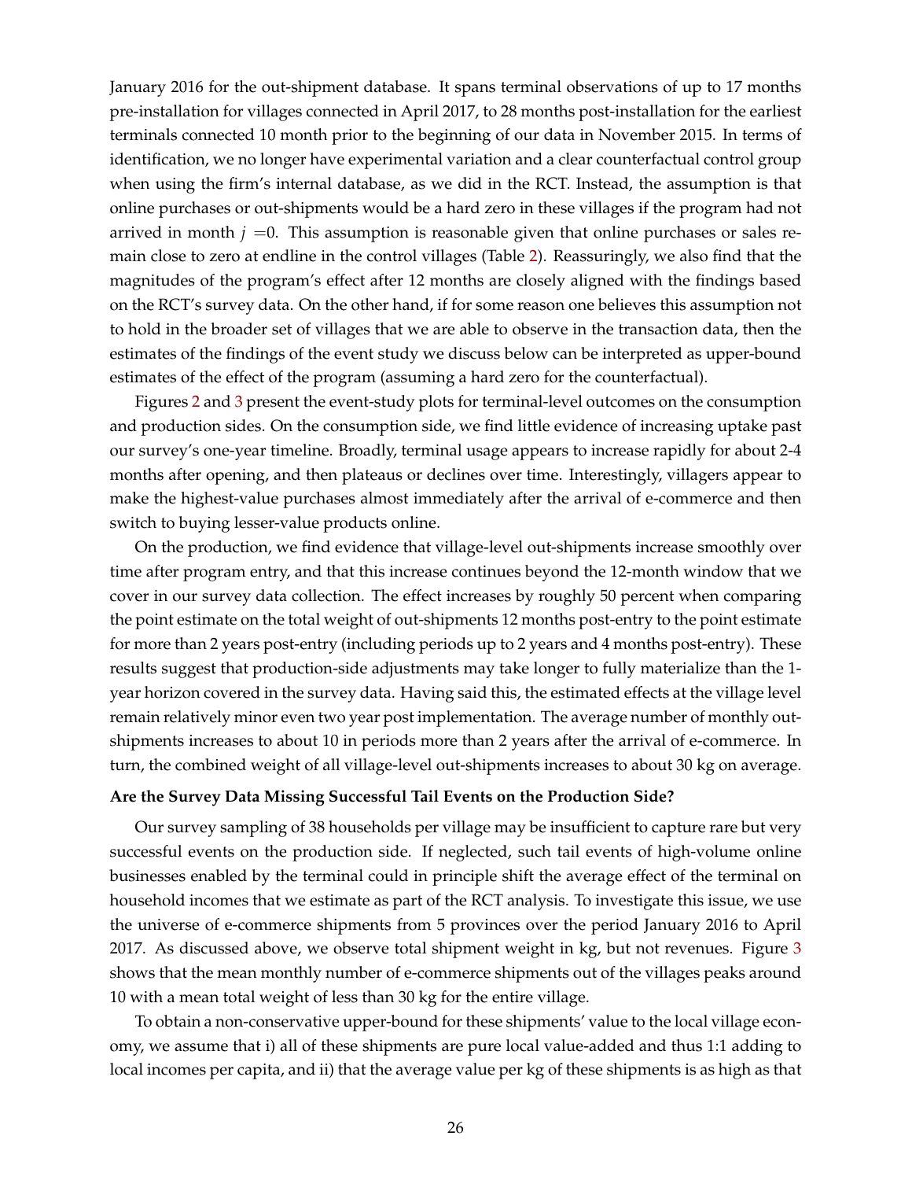January 2016 for the out-shipment database. It spans terminal observations of up to 17 months pre-installation for villages connected in April 2017, to 28 months post-installation for the earliest terminals connected 10 month prior to the beginning of our data in November 2015. In terms of identification, we no longer have experimental variation and a clear counterfactual control group when using the firm's internal database, as we did in the RCT. Instead, the assumption is that online purchases or out-shipments would be a hard zero in these villages if the program had not arrived in month $j = 0$. This assumption is reasonable given that online purchases or sales remain close to zero at endline in the control villages (Table 2). Reassuringly, we also find that the magnitudes of the program's effect after 12 months are closely aligned with the findings based on the RCT's survey data. On the other hand, if for some reason one believes this assumption not to hold in the broader set of villages that we are able to observe in the transaction data, then the estimates of the findings of the event study we discuss below can be interpreted as upper-bound estimates of the effect of the program (assuming a hard zero for the counterfactual).

Figures 2 and 3 present the event-study plots for terminal-level outcomes on the consumption and production sides. On the consumption side, we find little evidence of increasing uptake past our survey's one-year timeline. Broadly, terminal usage appears to increase rapidly for about 2-4 months after opening, and then plateaus or declines over time. Interestingly, villagers appear to make the highest-value purchases almost immediately after the arrival of e-commerce and then switch to buying lesser-value products online.

On the production, we find evidence that village-level out-shipments increase smoothly over time after program entry, and that this increase continues beyond the 12-month window that we cover in our survey data collection. The effect increases by roughly 50 percent when comparing the point estimate on the total weight of out-shipments 12 months post-entry to the point estimate for more than 2 years post-entry (including periods up to 2 years and 4 months post-entry). These results suggest that production-side adjustments may take longer to fully materialize than the 1-year horizon covered in the survey data. Having said this, the estimated effects at the village level remain relatively minor even two year post implementation. The average number of monthly out-shipments increases to about 10 in periods more than 2 years after the arrival of e-commerce. In turn, the combined weight of all village-level out-shipments increases to about 30 kg on average.

**Are the Survey Data Missing Successful Tail Events on the Production Side?**

Our survey sampling of 38 households per village may be insufficient to capture rare but very successful events on the production side. If neglected, such tail events of high-volume online businesses enabled by the terminal could in principle shift the average effect of the terminal on household incomes that we estimate as part of the RCT analysis. To investigate this issue, we use the universe of e-commerce shipments from 5 provinces over the period January 2016 to April 2017. As discussed above, we observe total shipment weight in kg, but not revenues. Figure 3 shows that the mean monthly number of e-commerce shipments out of the villages peaks around 10 with a mean total weight of less than 30 kg for the entire village.

To obtain a non-conservative upper-bound for these shipments' value to the local village economy, we assume that i) all of these shipments are pure local value-added and thus 1:1 adding to local incomes per capita, and ii) that the average value per kg of these shipments is as high as that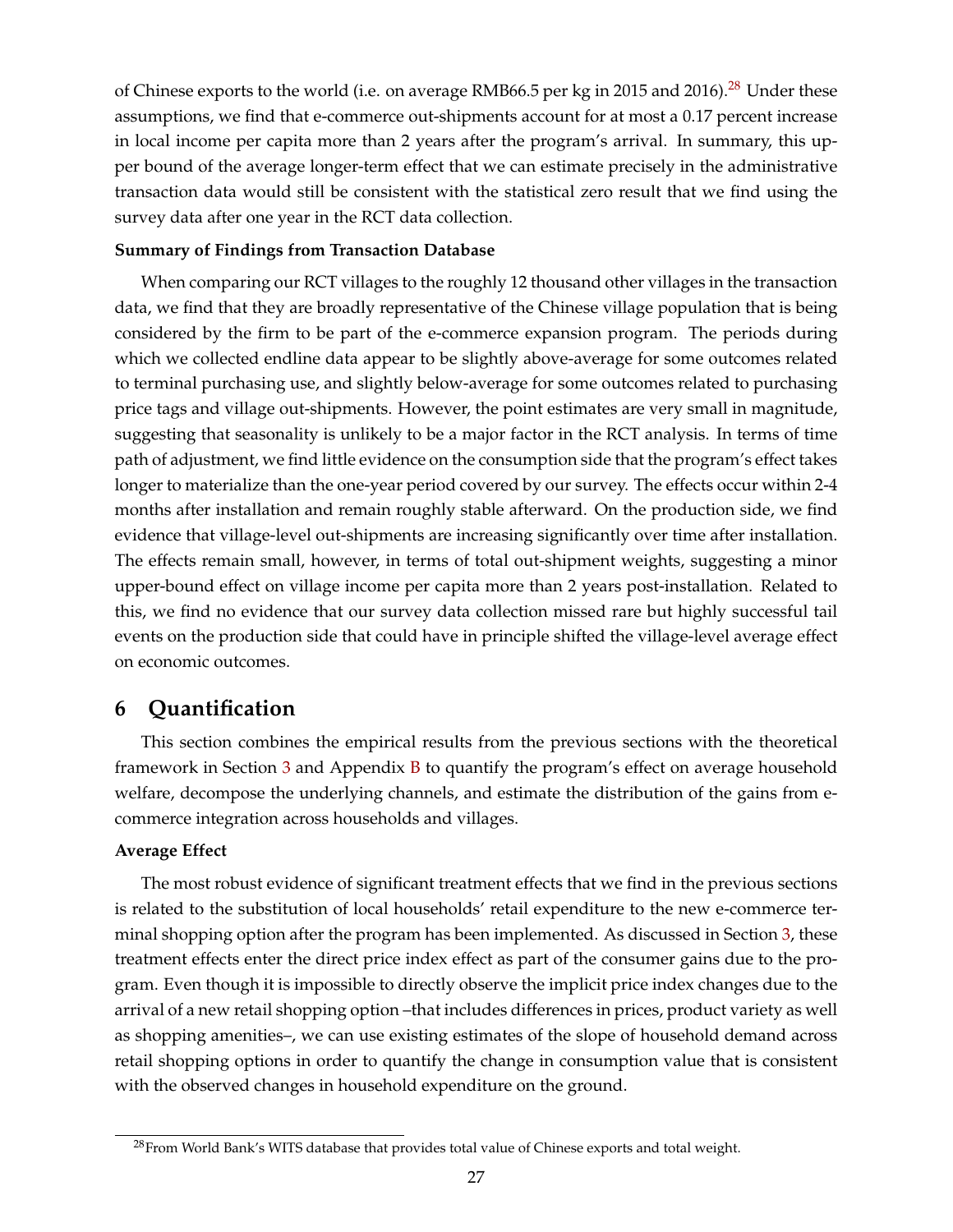of Chinese exports to the world (i.e. on average RMB66.5 per kg in 2015 and 2016).[28] Under these assumptions, we find that e-commerce out-shipments account for at most a 0.17 percent increase in local income per capita more than 2 years after the program's arrival. In summary, this upper bound of the average longer-term effect that we can estimate precisely in the administrative transaction data would still be consistent with the statistical zero result that we find using the survey data after one year in the RCT data collection.

**Summary of Findings from Transaction Database**

When comparing our RCT villages to the roughly 12 thousand other villages in the transaction data, we find that they are broadly representative of the Chinese village population that is being considered by the firm to be part of the e-commerce expansion program. The periods during which we collected endline data appear to be slightly above-average for some outcomes related to terminal purchasing use, and slightly below-average for some outcomes related to purchasing price tags and village out-shipments. However, the point estimates are very small in magnitude, suggesting that seasonality is unlikely to be a major factor in the RCT analysis. In terms of time path of adjustment, we find little evidence on the consumption side that the program's effect takes longer to materialize than the one-year period covered by our survey. The effects occur within 2-4 months after installation and remain roughly stable afterward. On the production side, we find evidence that village-level out-shipments are increasing significantly over time after installation. The effects remain small, however, in terms of total out-shipment weights, suggesting a minor upper-bound effect on village income per capita more than 2 years post-installation. Related to this, we find no evidence that our survey data collection missed rare but highly successful tail events on the production side that could have in principle shifted the village-level average effect on economic outcomes.

## 6 Quantification

This section combines the empirical results from the previous sections with the theoretical framework in Section 3 and Appendix B to quantify the program's effect on average household welfare, decompose the underlying channels, and estimate the distribution of the gains from e-commerce integration across households and villages.

**Average Effect**

The most robust evidence of significant treatment effects that we find in the previous sections is related to the substitution of local households' retail expenditure to the new e-commerce terminal shopping option after the program has been implemented. As discussed in Section 3, these treatment effects enter the direct price index effect as part of the consumer gains due to the program. Even though it is impossible to directly observe the implicit price index changes due to the arrival of a new retail shopping option –that includes differences in prices, product variety as well as shopping amenities–, we can use existing estimates of the slope of household demand across retail shopping options in order to quantify the change in consumption value that is consistent with the observed changes in household expenditure on the ground.

[28] From World Bank's WITS database that provides total value of Chinese exports and total weight.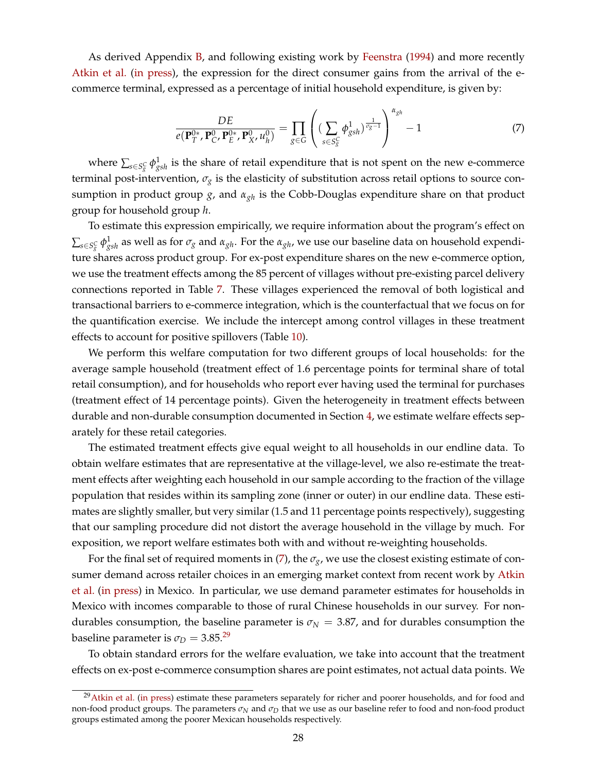As derived Appendix B, and following existing work by Feenstra (1994) and more recently Atkin et al. (in press), the expression for the direct consumer gains from the arrival of the e-commerce terminal, expressed as a percentage of initial household expenditure, is given by:

$$\frac{DE}{e(\mathbf{P}_T^{0*}, \mathbf{P}_C^{0}, \mathbf{P}_E^{0*}, \mathbf{P}_X^{0}, u_h^0)} = \prod_{g \in G} \left( \left( \sum_{s \in S_g^C} \phi_{gsh}^1 \right)^{\frac{1}{\sigma_g - 1}} \right)^{\alpha_{gh}} - 1 \tag{7}$$

where $\sum_{s \in S_g^C} \phi_{gsh}^1$ is the share of retail expenditure that is not spent on the new e-commerce terminal post-intervention, $\sigma_g$ is the elasticity of substitution across retail options to source consumption in product group $g$, and $\alpha_{gh}$ is the Cobb-Douglas expenditure share on that product group for household group $h$.

To estimate this expression empirically, we require information about the program's effect on $\sum_{s \in S_g^C} \phi_{gsh}^1$ as well as for $\sigma_g$ and $\alpha_{gh}$. For the $\alpha_{gh}$, we use our baseline data on household expenditure shares across product group. For ex-post expenditure shares on the new e-commerce option, we use the treatment effects among the 85 percent of villages without pre-existing parcel delivery connections reported in Table 7. These villages experienced the removal of both logistical and transactional barriers to e-commerce integration, which is the counterfactual that we focus on for the quantification exercise. We include the intercept among control villages in these treatment effects to account for positive spillovers (Table 10).

We perform this welfare computation for two different groups of local households: for the average sample household (treatment effect of 1.6 percentage points for terminal share of total retail consumption), and for households who report ever having used the terminal for purchases (treatment effect of 14 percentage points). Given the heterogeneity in treatment effects between durable and non-durable consumption documented in Section 4, we estimate welfare effects separately for these retail categories.

The estimated treatment effects give equal weight to all households in our endline data. To obtain welfare estimates that are representative at the village-level, we also re-estimate the treatment effects after weighting each household in our sample according to the fraction of the village population that resides within its sampling zone (inner or outer) in our endline data. These estimates are slightly smaller, but very similar (1.5 and 11 percentage points respectively), suggesting that our sampling procedure did not distort the average household in the village by much. For exposition, we report welfare estimates both with and without re-weighting households.

For the final set of required moments in (7), the $\sigma_g$, we use the closest existing estimate of consumer demand across retailer choices in an emerging market context from recent work by Atkin et al. (in press) in Mexico. In particular, we use demand parameter estimates for households in Mexico with incomes comparable to those of rural Chinese households in our survey. For non-durables consumption, the baseline parameter is $\sigma_N = 3.87$, and for durables consumption the baseline parameter is $\sigma_D = 3.85$.[29]

To obtain standard errors for the welfare evaluation, we take into account that the treatment effects on ex-post e-commerce consumption shares are point estimates, not actual data points. We

[29] Atkin et al. (in press) estimate these parameters separately for richer and poorer households, and for food and non-food product groups. The parameters $\sigma_N$ and $\sigma_D$ that we use as our baseline refer to food and non-food product groups estimated among the poorer Mexican households respectively.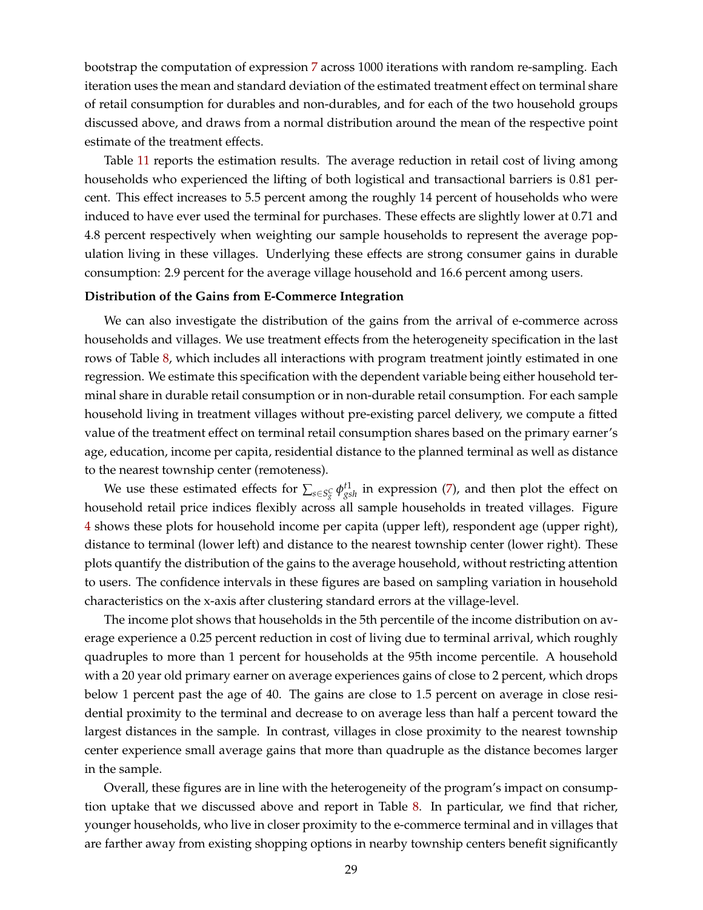bootstrap the computation of expression 7 across 1000 iterations with random re-sampling. Each iteration uses the mean and standard deviation of the estimated treatment effect on terminal share of retail consumption for durables and non-durables, and for each of the two household groups discussed above, and draws from a normal distribution around the mean of the respective point estimate of the treatment effects.

Table 11 reports the estimation results. The average reduction in retail cost of living among households who experienced the lifting of both logistical and transactional barriers is 0.81 percent. This effect increases to 5.5 percent among the roughly 14 percent of households who were induced to have ever used the terminal for purchases. These effects are slightly lower at 0.71 and 4.8 percent respectively when weighting our sample households to represent the average population living in these villages. Underlying these effects are strong consumer gains in durable consumption: 2.9 percent for the average village household and 16.6 percent among users.

**Distribution of the Gains from E-Commerce Integration**

We can also investigate the distribution of the gains from the arrival of e-commerce across households and villages. We use treatment effects from the heterogeneity specification in the last rows of Table 8, which includes all interactions with program treatment jointly estimated in one regression. We estimate this specification with the dependent variable being either household terminal share in durable retail consumption or in non-durable retail consumption. For each sample household living in treatment villages without pre-existing parcel delivery, we compute a fitted value of the treatment effect on terminal retail consumption shares based on the primary earner's age, education, income per capita, residential distance to the planned terminal as well as distance to the nearest township center (remoteness).

We use these estimated effects for $\sum_{s\in S_g^C} \phi_{gsh}^{t1}$ in expression (7), and then plot the effect on household retail price indices flexibly across all sample households in treated villages. Figure 4 shows these plots for household income per capita (upper left), respondent age (upper right), distance to terminal (lower left) and distance to the nearest township center (lower right). These plots quantify the distribution of the gains to the average household, without restricting attention to users. The confidence intervals in these figures are based on sampling variation in household characteristics on the x-axis after clustering standard errors at the village-level.

The income plot shows that households in the 5th percentile of the income distribution on average experience a 0.25 percent reduction in cost of living due to terminal arrival, which roughly quadruples to more than 1 percent for households at the 95th income percentile. A household with a 20 year old primary earner on average experiences gains of close to 2 percent, which drops below 1 percent past the age of 40. The gains are close to 1.5 percent on average in close residential proximity to the terminal and decrease to on average less than half a percent toward the largest distances in the sample. In contrast, villages in close proximity to the nearest township center experience small average gains that more than quadruple as the distance becomes larger in the sample.

Overall, these figures are in line with the heterogeneity of the program's impact on consumption uptake that we discussed above and report in Table 8. In particular, we find that richer, younger households, who live in closer proximity to the e-commerce terminal and in villages that are farther away from existing shopping options in nearby township centers benefit significantly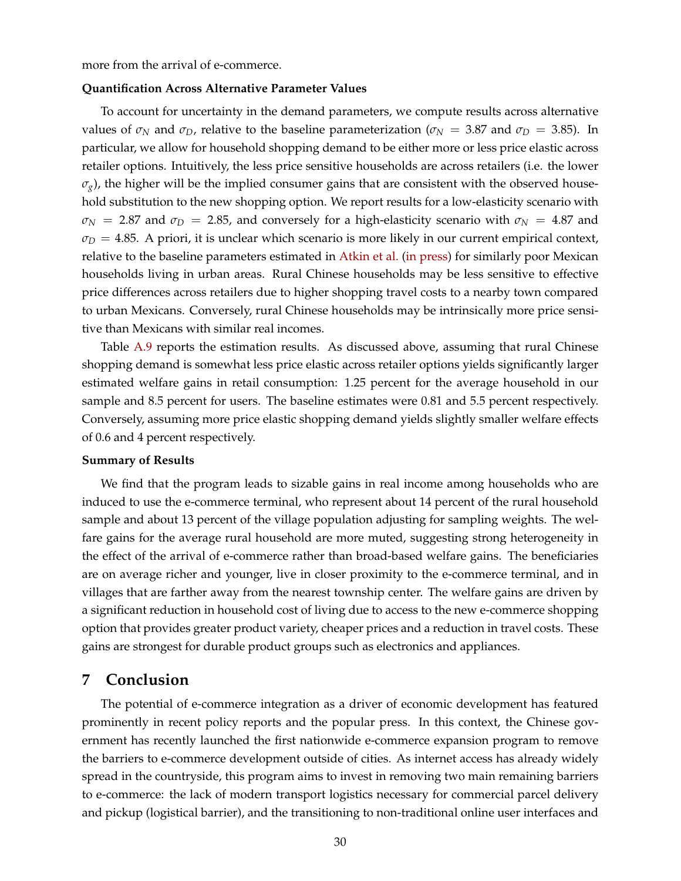more from the arrival of e-commerce.

**Quantification Across Alternative Parameter Values**

To account for uncertainty in the demand parameters, we compute results across alternative values of $\sigma_N$ and $\sigma_D$, relative to the baseline parameterization ($\sigma_N = 3.87$ and $\sigma_D = 3.85$). In particular, we allow for household shopping demand to be either more or less price elastic across retailer options. Intuitively, the less price sensitive households are across retailers (i.e. the lower $\sigma_g$), the higher will be the implied consumer gains that are consistent with the observed household substitution to the new shopping option. We report results for a low-elasticity scenario with $\sigma_N = 2.87$ and $\sigma_D = 2.85$, and conversely for a high-elasticity scenario with $\sigma_N = 4.87$ and $\sigma_D = 4.85$. A priori, it is unclear which scenario is more likely in our current empirical context, relative to the baseline parameters estimated in Atkin et al. (in press) for similarly poor Mexican households living in urban areas. Rural Chinese households may be less sensitive to effective price differences across retailers due to higher shopping travel costs to a nearby town compared to urban Mexicans. Conversely, rural Chinese households may be intrinsically more price sensitive than Mexicans with similar real incomes.

Table A.9 reports the estimation results. As discussed above, assuming that rural Chinese shopping demand is somewhat less price elastic across retailer options yields significantly larger estimated welfare gains in retail consumption: 1.25 percent for the average household in our sample and 8.5 percent for users. The baseline estimates were 0.81 and 5.5 percent respectively. Conversely, assuming more price elastic shopping demand yields slightly smaller welfare effects of 0.6 and 4 percent respectively.

**Summary of Results**

We find that the program leads to sizable gains in real income among households who are induced to use the e-commerce terminal, who represent about 14 percent of the rural household sample and about 13 percent of the village population adjusting for sampling weights. The welfare gains for the average rural household are more muted, suggesting strong heterogeneity in the effect of the arrival of e-commerce rather than broad-based welfare gains. The beneficiaries are on average richer and younger, live in closer proximity to the e-commerce terminal, and in villages that are farther away from the nearest township center. The welfare gains are driven by a significant reduction in household cost of living due to access to the new e-commerce shopping option that provides greater product variety, cheaper prices and a reduction in travel costs. These gains are strongest for durable product groups such as electronics and appliances.

# 7 Conclusion

The potential of e-commerce integration as a driver of economic development has featured prominently in recent policy reports and the popular press. In this context, the Chinese government has recently launched the first nationwide e-commerce expansion program to remove the barriers to e-commerce development outside of cities. As internet access has already widely spread in the countryside, this program aims to invest in removing two main remaining barriers to e-commerce: the lack of modern transport logistics necessary for commercial parcel delivery and pickup (logistical barrier), and the transitioning to non-traditional online user interfaces and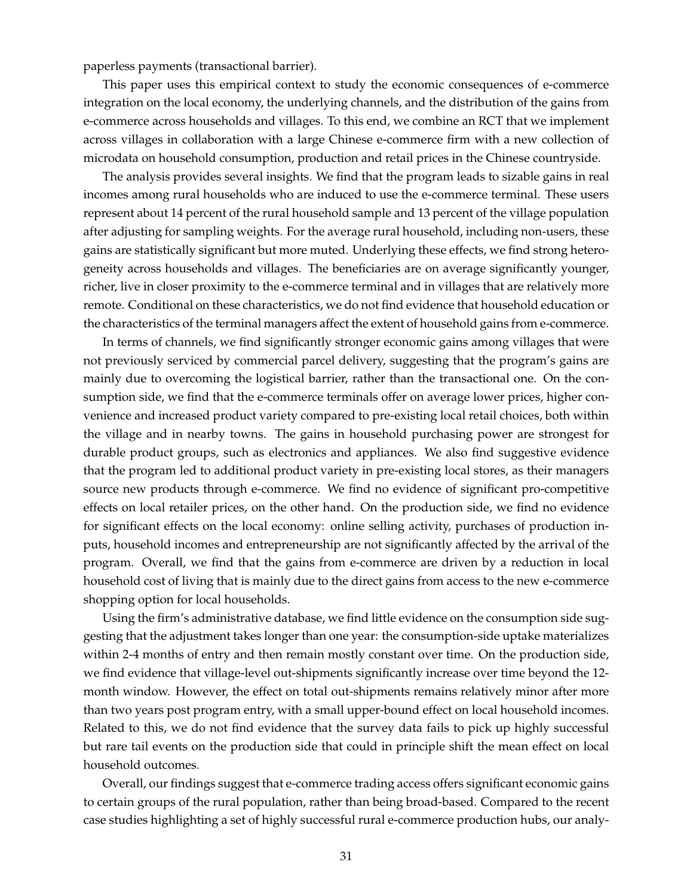paperless payments (transactional barrier).

This paper uses this empirical context to study the economic consequences of e-commerce integration on the local economy, the underlying channels, and the distribution of the gains from e-commerce across households and villages. To this end, we combine an RCT that we implement across villages in collaboration with a large Chinese e-commerce firm with a new collection of microdata on household consumption, production and retail prices in the Chinese countryside.

The analysis provides several insights. We find that the program leads to sizable gains in real incomes among rural households who are induced to use the e-commerce terminal. These users represent about 14 percent of the rural household sample and 13 percent of the village population after adjusting for sampling weights. For the average rural household, including non-users, these gains are statistically significant but more muted. Underlying these effects, we find strong heterogeneity across households and villages. The beneficiaries are on average significantly younger, richer, live in closer proximity to the e-commerce terminal and in villages that are relatively more remote. Conditional on these characteristics, we do not find evidence that household education or the characteristics of the terminal managers affect the extent of household gains from e-commerce.

In terms of channels, we find significantly stronger economic gains among villages that were not previously serviced by commercial parcel delivery, suggesting that the program's gains are mainly due to overcoming the logistical barrier, rather than the transactional one. On the consumption side, we find that the e-commerce terminals offer on average lower prices, higher convenience and increased product variety compared to pre-existing local retail choices, both within the village and in nearby towns. The gains in household purchasing power are strongest for durable product groups, such as electronics and appliances. We also find suggestive evidence that the program led to additional product variety in pre-existing local stores, as their managers source new products through e-commerce. We find no evidence of significant pro-competitive effects on local retailer prices, on the other hand. On the production side, we find no evidence for significant effects on the local economy: online selling activity, purchases of production inputs, household incomes and entrepreneurship are not significantly affected by the arrival of the program. Overall, we find that the gains from e-commerce are driven by a reduction in local household cost of living that is mainly due to the direct gains from access to the new e-commerce shopping option for local households.

Using the firm's administrative database, we find little evidence on the consumption side suggesting that the adjustment takes longer than one year: the consumption-side uptake materializes within 2-4 months of entry and then remain mostly constant over time. On the production side, we find evidence that village-level out-shipments significantly increase over time beyond the 12-month window. However, the effect on total out-shipments remains relatively minor after more than two years post program entry, with a small upper-bound effect on local household incomes. Related to this, we do not find evidence that the survey data fails to pick up highly successful but rare tail events on the production side that could in principle shift the mean effect on local household outcomes.

Overall, our findings suggest that e-commerce trading access offers significant economic gains to certain groups of the rural population, rather than being broad-based. Compared to the recent case studies highlighting a set of highly successful rural e-commerce production hubs, our analy-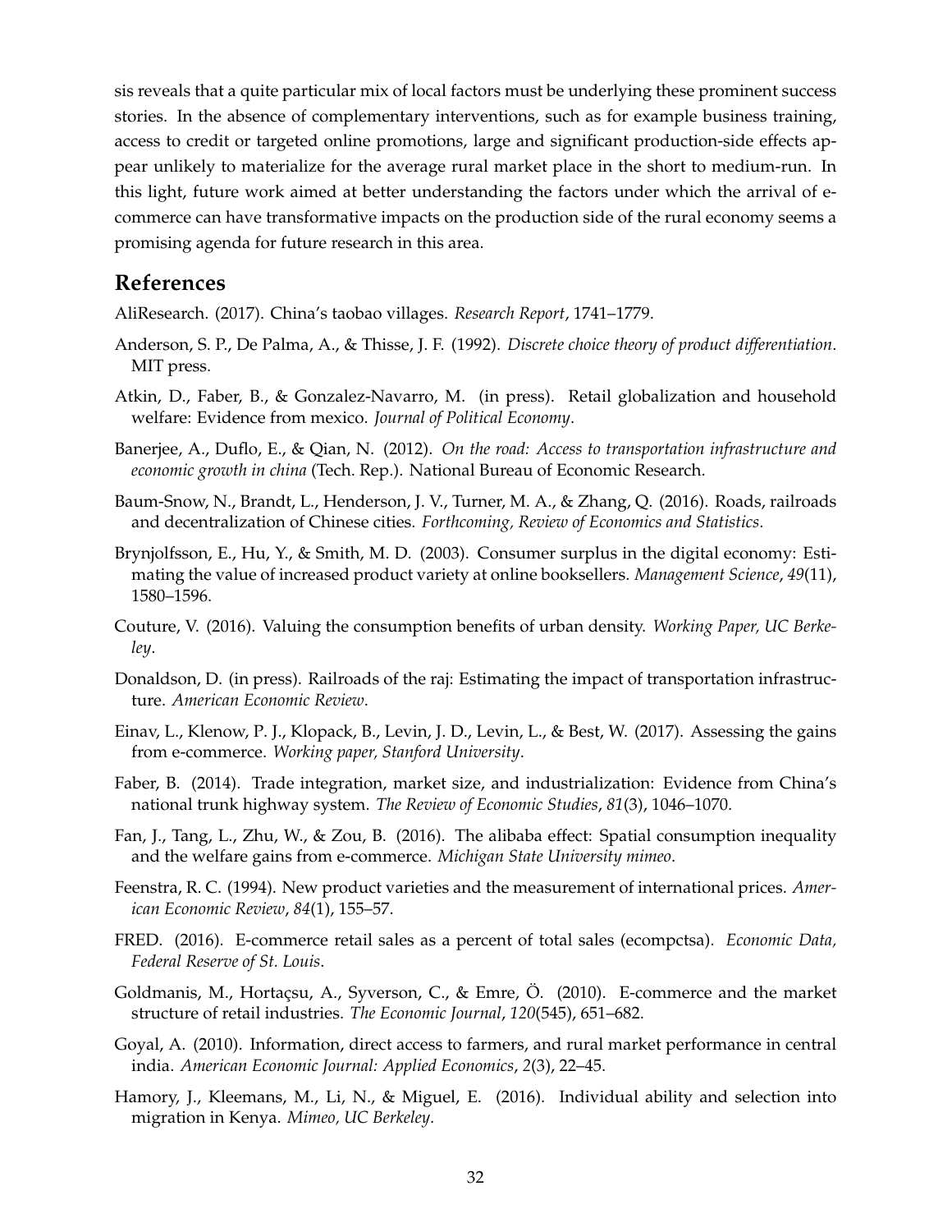sis reveals that a quite particular mix of local factors must be underlying these prominent success stories. In the absence of complementary interventions, such as for example business training, access to credit or targeted online promotions, large and significant production-side effects appear unlikely to materialize for the average rural market place in the short to medium-run. In this light, future work aimed at better understanding the factors under which the arrival of e-commerce can have transformative impacts on the production side of the rural economy seems a promising agenda for future research in this area.

## References

AliResearch. (2017). China's taobao villages. *Research Report*, 1741–1779.

Anderson, S. P., De Palma, A., & Thisse, J. F. (1992). *Discrete choice theory of product differentiation*. MIT press.

Atkin, D., Faber, B., & Gonzalez-Navarro, M. (in press). Retail globalization and household welfare: Evidence from mexico. *Journal of Political Economy*.

Banerjee, A., Duflo, E., & Qian, N. (2012). *On the road: Access to transportation infrastructure and economic growth in china* (Tech. Rep.). National Bureau of Economic Research.

Baum-Snow, N., Brandt, L., Henderson, J. V., Turner, M. A., & Zhang, Q. (2016). Roads, railroads and decentralization of Chinese cities. *Forthcoming, Review of Economics and Statistics*.

Brynjolfsson, E., Hu, Y., & Smith, M. D. (2003). Consumer surplus in the digital economy: Estimating the value of increased product variety at online booksellers. *Management Science*, *49*(11), 1580–1596.

Couture, V. (2016). Valuing the consumption benefits of urban density. *Working Paper, UC Berkeley*.

Donaldson, D. (in press). Railroads of the raj: Estimating the impact of transportation infrastructure. *American Economic Review*.

Einav, L., Klenow, P. J., Klopack, B., Levin, J. D., Levin, L., & Best, W. (2017). Assessing the gains from e-commerce. *Working paper, Stanford University*.

Faber, B. (2014). Trade integration, market size, and industrialization: Evidence from China's national trunk highway system. *The Review of Economic Studies*, *81*(3), 1046–1070.

Fan, J., Tang, L., Zhu, W., & Zou, B. (2016). The alibaba effect: Spatial consumption inequality and the welfare gains from e-commerce. *Michigan State University mimeo*.

Feenstra, R. C. (1994). New product varieties and the measurement of international prices. *American Economic Review*, *84*(1), 155–57.

FRED. (2016). E-commerce retail sales as a percent of total sales (ecompctsa). *Economic Data, Federal Reserve of St. Louis*.

Goldmanis, M., Hortaçsu, A., Syverson, C., & Emre, Ö. (2010). E-commerce and the market structure of retail industries. *The Economic Journal*, *120*(545), 651–682.

Goyal, A. (2010). Information, direct access to farmers, and rural market performance in central india. *American Economic Journal: Applied Economics*, *2*(3), 22–45.

Hamory, J., Kleemans, M., Li, N., & Miguel, E. (2016). Individual ability and selection into migration in Kenya. *Mimeo, UC Berkeley*.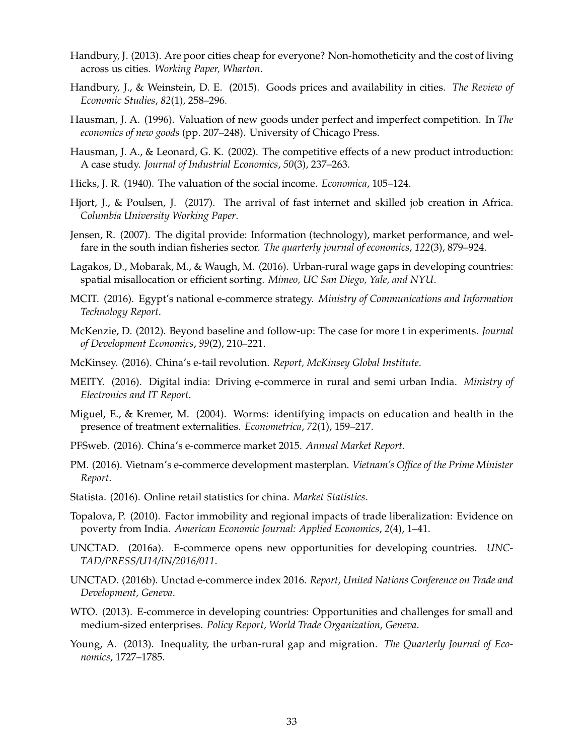Handbury, J. (2013). Are poor cities cheap for everyone? Non-homotheticity and the cost of living across us cities. *Working Paper, Wharton*.

Handbury, J., & Weinstein, D. E. (2015). Goods prices and availability in cities. *The Review of Economic Studies*, *82*(1), 258–296.

Hausman, J. A. (1996). Valuation of new goods under perfect and imperfect competition. In *The economics of new goods* (pp. 207–248). University of Chicago Press.

Hausman, J. A., & Leonard, G. K. (2002). The competitive effects of a new product introduction: A case study. *Journal of Industrial Economics*, *50*(3), 237–263.

Hicks, J. R. (1940). The valuation of the social income. *Economica*, 105–124.

Hjort, J., & Poulsen, J. (2017). The arrival of fast internet and skilled job creation in Africa. *Columbia University Working Paper*.

Jensen, R. (2007). The digital provide: Information (technology), market performance, and welfare in the south indian fisheries sector. *The quarterly journal of economics*, *122*(3), 879–924.

Lagakos, D., Mobarak, M., & Waugh, M. (2016). Urban-rural wage gaps in developing countries: spatial misallocation or efficient sorting. *Mimeo, UC San Diego, Yale, and NYU*.

MCIT. (2016). Egypt's national e-commerce strategy. *Ministry of Communications and Information Technology Report*.

McKenzie, D. (2012). Beyond baseline and follow-up: The case for more t in experiments. *Journal of Development Economics*, *99*(2), 210–221.

McKinsey. (2016). China's e-tail revolution. *Report, McKinsey Global Institute*.

MEITY. (2016). Digital india: Driving e-commerce in rural and semi urban India. *Ministry of Electronics and IT Report*.

Miguel, E., & Kremer, M. (2004). Worms: identifying impacts on education and health in the presence of treatment externalities. *Econometrica*, *72*(1), 159–217.

PFSweb. (2016). China's e-commerce market 2015. *Annual Market Report*.

PM. (2016). Vietnam's e-commerce development masterplan. *Vietnam's Office of the Prime Minister Report*.

Statista. (2016). Online retail statistics for china. *Market Statistics*.

Topalova, P. (2010). Factor immobility and regional impacts of trade liberalization: Evidence on poverty from India. *American Economic Journal: Applied Economics*, *2*(4), 1–41.

UNCTAD. (2016a). E-commerce opens new opportunities for developing countries. *UNCTAD/PRESS/U14/IN/2016/011*.

UNCTAD. (2016b). Unctad e-commerce index 2016. *Report, United Nations Conference on Trade and Development, Geneva*.

WTO. (2013). E-commerce in developing countries: Opportunities and challenges for small and medium-sized enterprises. *Policy Report, World Trade Organization, Geneva*.

Young, A. (2013). Inequality, the urban-rural gap and migration. *The Quarterly Journal of Economics*, 1727–1785.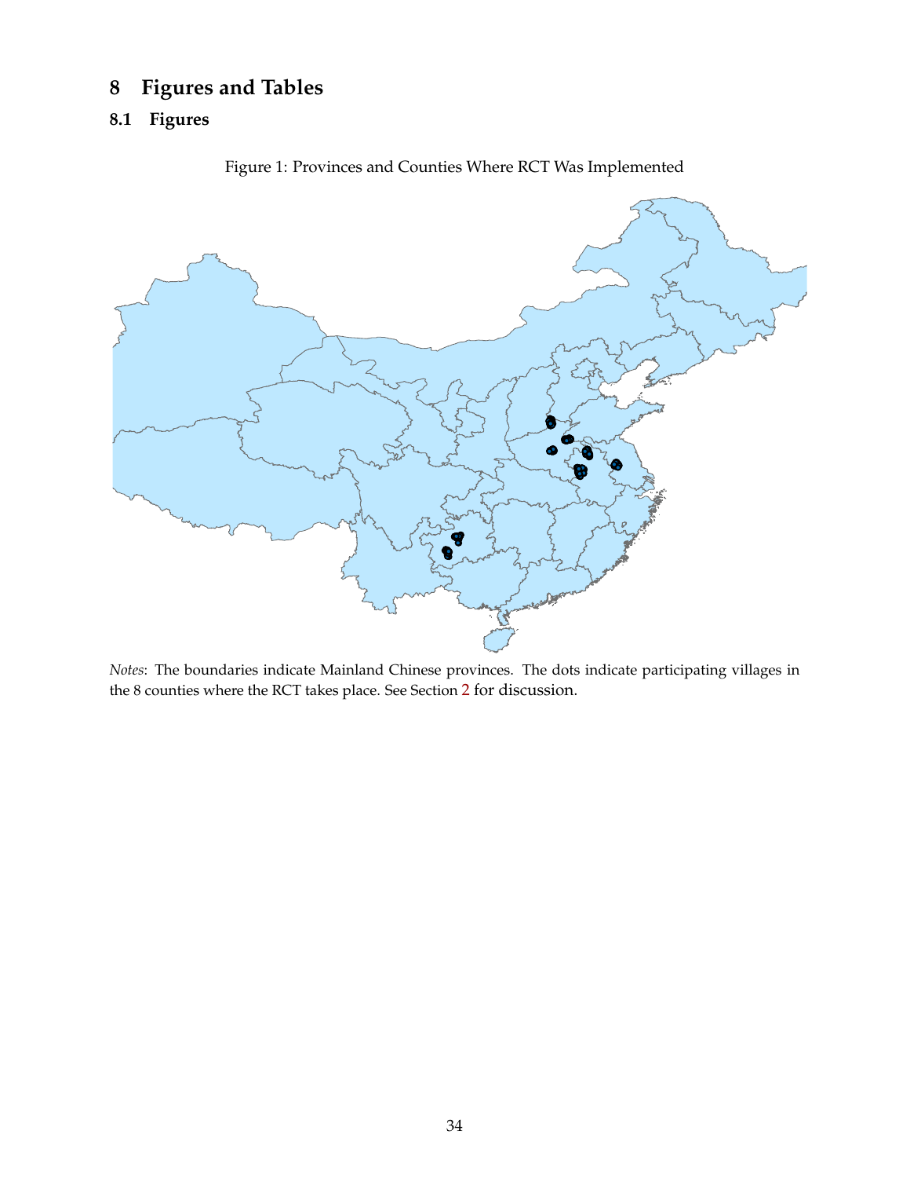# 8 Figures and Tables

## 8.1 Figures

Figure 1: Provinces and Counties Where RCT Was Implemented

*Notes*: The boundaries indicate Mainland Chinese provinces. The dots indicate participating villages in the 8 counties where the RCT takes place. See Section 2 for discussion.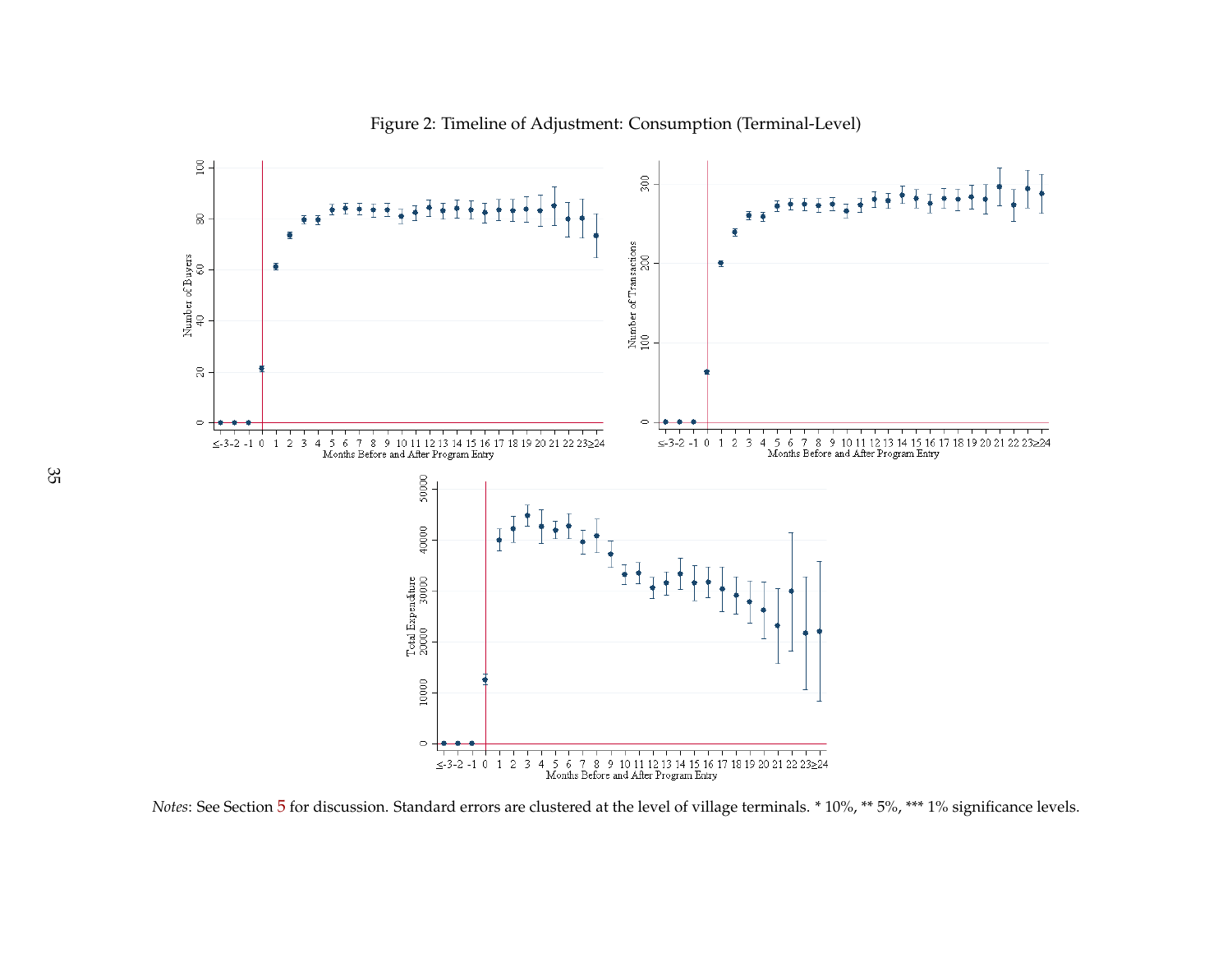Figure 2: Timeline of Adjustment: Consumption (Terminal-Level)

*Notes*: See Section 5 for discussion. Standard errors are clustered at the level of village terminals. * 10%, ** 5%, *** 1% significance levels.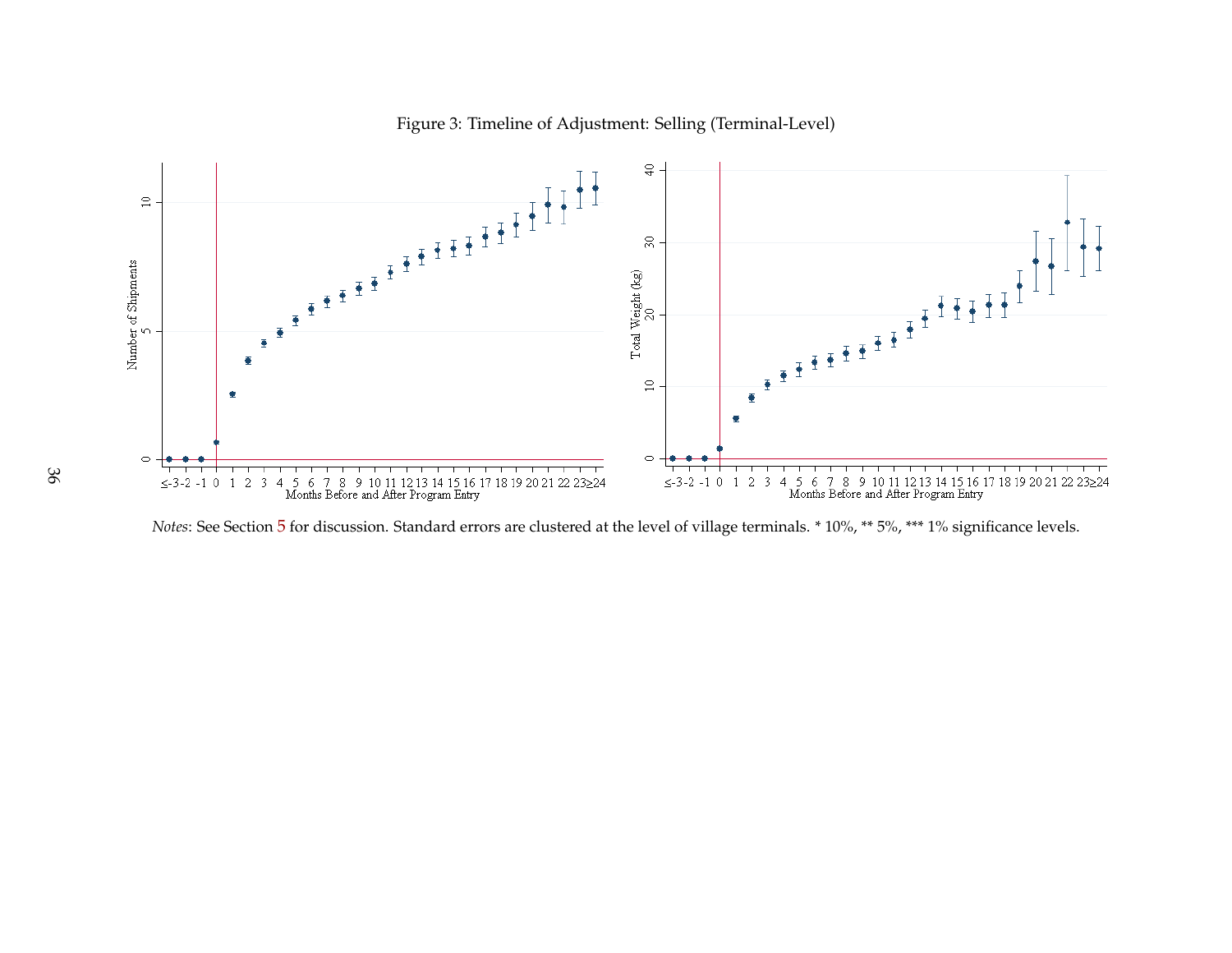Figure 3: Timeline of Adjustment: Selling (Terminal-Level)

*Notes*: See Section 5 for discussion. Standard errors are clustered at the level of village terminals. * 10%, ** 5%, *** 1% significance levels.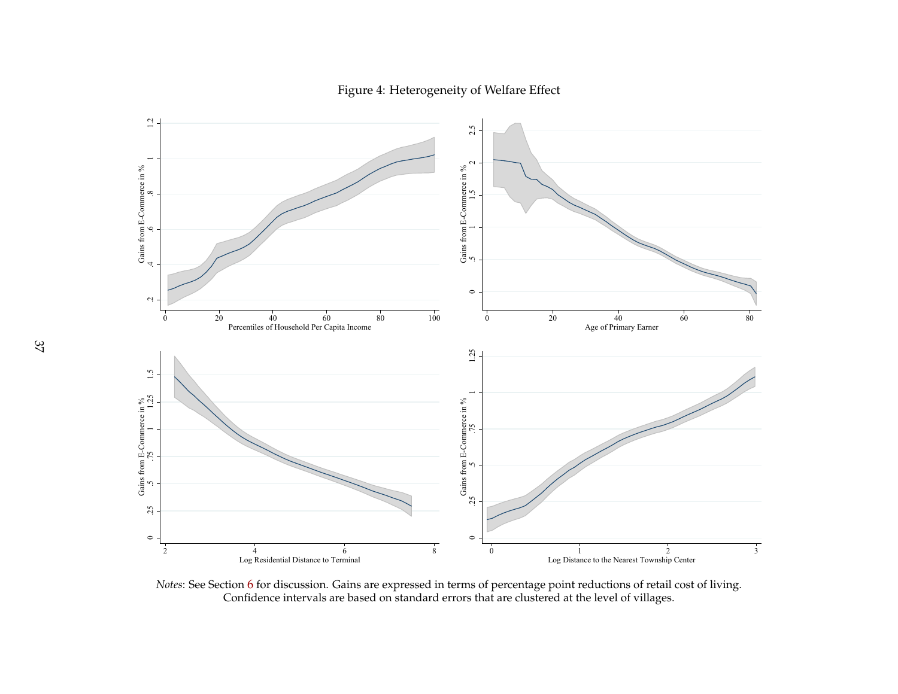Figure 4: Heterogeneity of Welfare Effect

*Notes*: See Section 6 for discussion. Gains are expressed in terms of percentage point reductions of retail cost of living. Confidence intervals are based on standard errors that are clustered at the level of villages.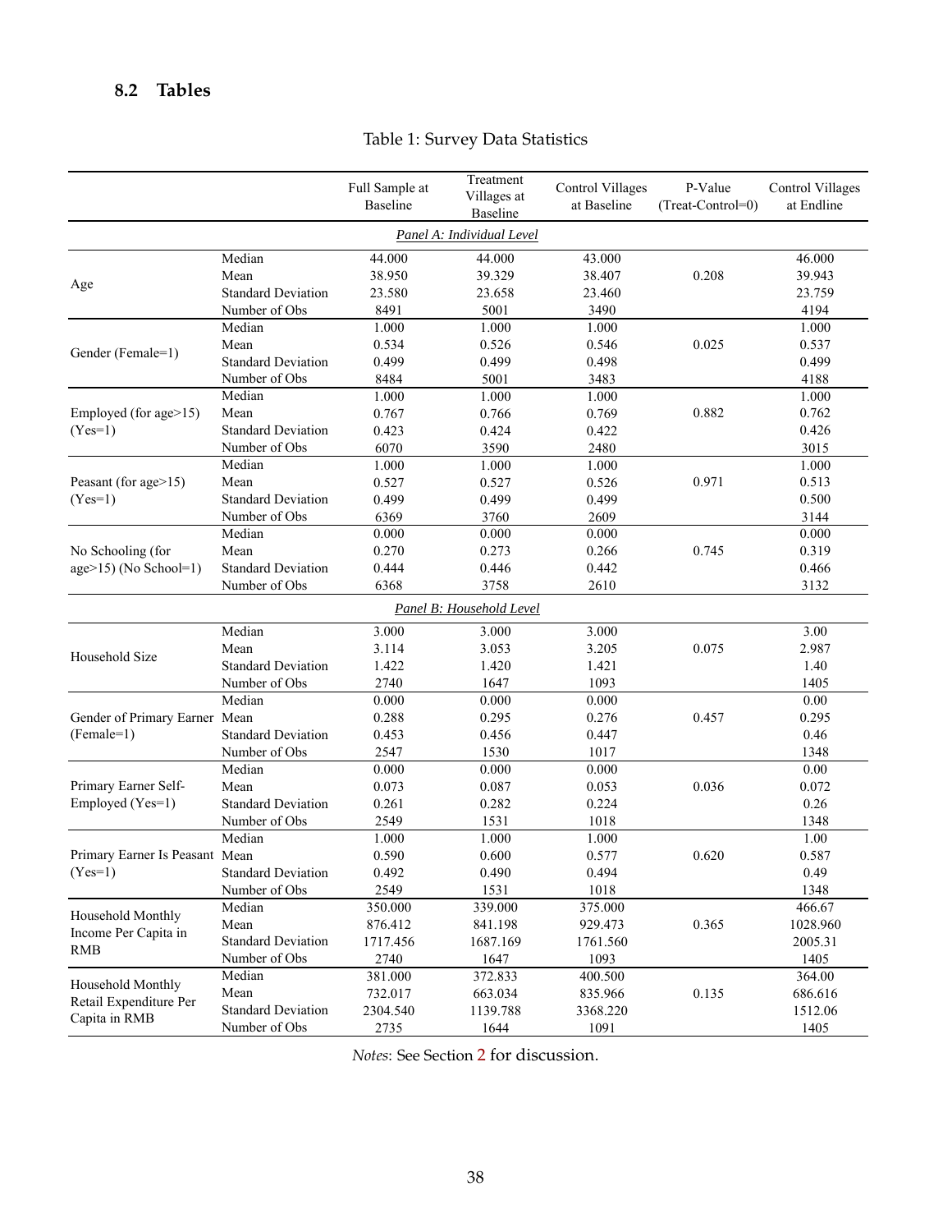### 8.2 Tables

Table 1: Survey Data Statistics

| | | Full Sample at Baseline | Treatment Villages at Baseline | Control Villages at Baseline | P-Value (Treat-Control=0) | Control Villages at Endline |
|---|---|---|---|---|---|---|
| *Panel A: Individual Level* | | | | | | |
| Age | Median | 44.000 | 44.000 | 43.000 | | 46.000 |
| | Mean | 38.950 | 39.329 | 38.407 | 0.208 | 39.943 |
| | Standard Deviation | 23.580 | 23.658 | 23.460 | | 23.759 |
| | Number of Obs | 8491 | 5001 | 3490 | | 4194 |
| Gender (Female=1) | Median | 1.000 | 1.000 | 1.000 | | 1.000 |
| | Mean | 0.534 | 0.526 | 0.546 | 0.025 | 0.537 |
| | Standard Deviation | 0.499 | 0.499 | 0.498 | | 0.499 |
| | Number of Obs | 8484 | 5001 | 3483 | | 4188 |
| Employed (for age>15) (Yes=1) | Median | 1.000 | 1.000 | 1.000 | | 1.000 |
| | Mean | 0.767 | 0.766 | 0.769 | 0.882 | 0.762 |
| | Standard Deviation | 0.423 | 0.424 | 0.422 | | 0.426 |
| | Number of Obs | 6070 | 3590 | 2480 | | 3015 |
| Peasant (for age>15) (Yes=1) | Median | 1.000 | 1.000 | 1.000 | | 1.000 |
| | Mean | 0.527 | 0.527 | 0.526 | 0.971 | 0.513 |
| | Standard Deviation | 0.499 | 0.499 | 0.499 | | 0.500 |
| | Number of Obs | 6369 | 3760 | 2609 | | 3144 |
| No Schooling (for age>15) (No School=1) | Median | 0.000 | 0.000 | 0.000 | | 0.000 |
| | Mean | 0.270 | 0.273 | 0.266 | 0.745 | 0.319 |
| | Standard Deviation | 0.444 | 0.446 | 0.442 | | 0.466 |
| | Number of Obs | 6368 | 3758 | 2610 | | 3132 |
| *Panel B: Household Level* | | | | | | |
| Household Size | Median | 3.000 | 3.000 | 3.000 | | 3.00 |
| | Mean | 3.114 | 3.053 | 3.205 | 0.075 | 2.987 |
| | Standard Deviation | 1.422 | 1.420 | 1.421 | | 1.40 |
| | Number of Obs | 2740 | 1647 | 1093 | | 1405 |
| Gender of Primary Earner (Female=1) | Median | 0.000 | 0.000 | 0.000 | | 0.00 |
| | Mean | 0.288 | 0.295 | 0.276 | 0.457 | 0.295 |
| | Standard Deviation | 0.453 | 0.456 | 0.447 | | 0.46 |
| | Number of Obs | 2547 | 1530 | 1017 | | 1348 |
| Primary Earner Self-Employed (Yes=1) | Median | 0.000 | 0.000 | 0.000 | | 0.00 |
| | Mean | 0.073 | 0.087 | 0.053 | 0.036 | 0.072 |
| | Standard Deviation | 0.261 | 0.282 | 0.224 | | 0.26 |
| | Number of Obs | 2549 | 1531 | 1018 | | 1348 |
| Primary Earner Is Peasant (Yes=1) | Median | 1.000 | 1.000 | 1.000 | | 1.00 |
| | Mean | 0.590 | 0.600 | 0.577 | 0.620 | 0.587 |
| | Standard Deviation | 0.492 | 0.490 | 0.494 | | 0.49 |
| | Number of Obs | 2549 | 1531 | 1018 | | 1348 |
| Household Monthly Income Per Capita in RMB | Median | 350.000 | 339.000 | 375.000 | | 466.67 |
| | Mean | 876.412 | 841.198 | 929.473 | 0.365 | 1028.960 |
| | Standard Deviation | 1717.456 | 1687.169 | 1761.560 | | 2005.31 |
| | Number of Obs | 2740 | 1647 | 1093 | | 1405 |
| Household Monthly Retail Expenditure Per Capita in RMB | Median | 381.000 | 372.833 | 400.500 | | 364.00 |
| | Mean | 732.017 | 663.034 | 835.966 | 0.135 | 686.616 |
| | Standard Deviation | 2304.540 | 1139.788 | 3368.220 | | 1512.06 |
| | Number of Obs | 2735 | 1644 | 1091 | | 1405 |

*Notes*: See Section 2 for discussion.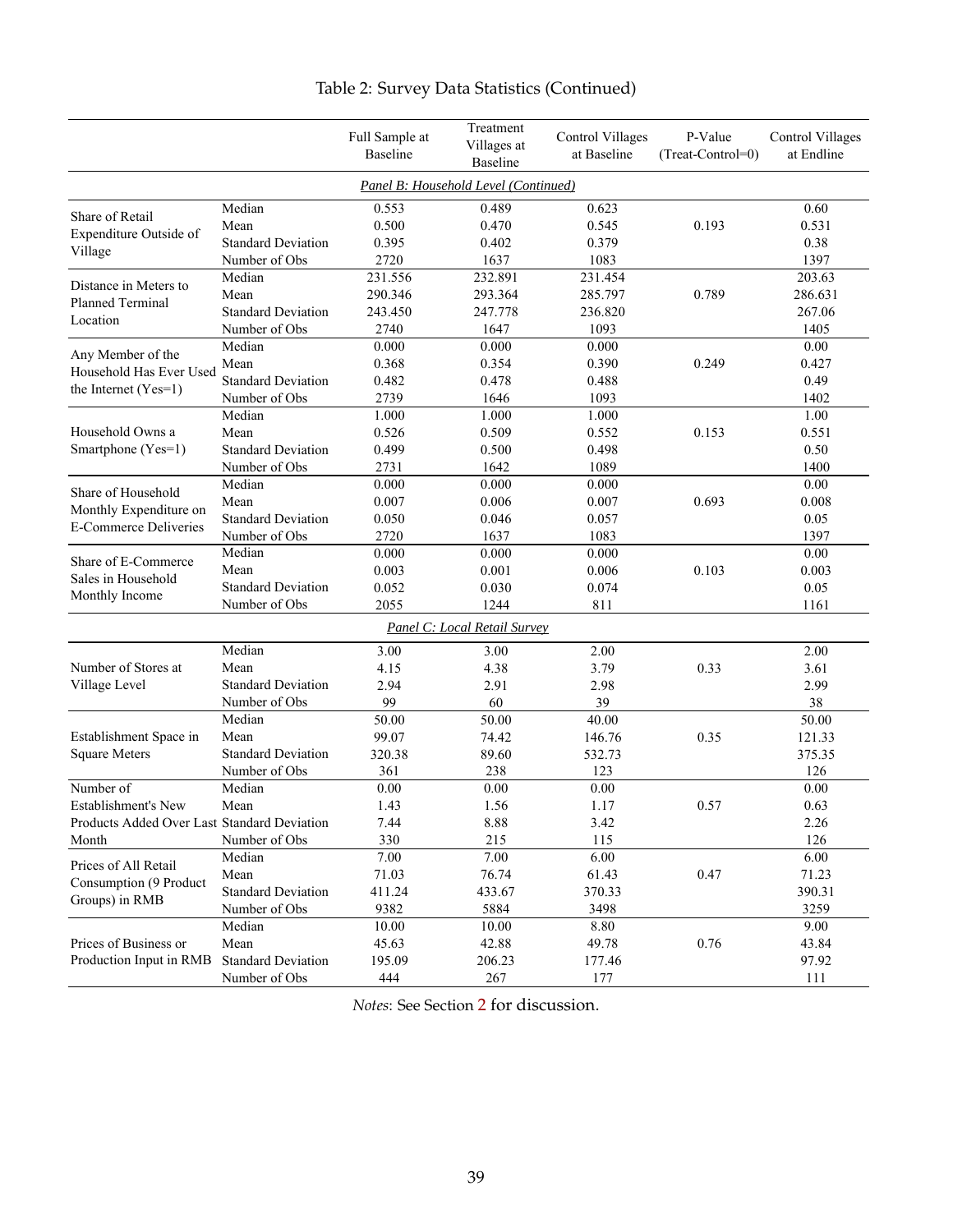# Table 2: Survey Data Statistics (Continued)

| | | Full Sample at Baseline | Treatment Villages at Baseline | Control Villages at Baseline | P-Value (Treat-Control=0) | Control Villages at Endline |
|---|---|---|---|---|---|---|
| *Panel B: Household Level (Continued)* | | | | | | |
| Share of Retail Expenditure Outside of Village | Median | 0.553 | 0.489 | 0.623 | | 0.60 |
| | Mean | 0.500 | 0.470 | 0.545 | 0.193 | 0.531 |
| | Standard Deviation | 0.395 | 0.402 | 0.379 | | 0.38 |
| | Number of Obs | 2720 | 1637 | 1083 | | 1397 |
| Distance in Meters to Planned Terminal Location | Median | 231.556 | 232.891 | 231.454 | | 203.63 |
| | Mean | 290.346 | 293.364 | 285.797 | 0.789 | 286.631 |
| | Standard Deviation | 243.450 | 247.778 | 236.820 | | 267.06 |
| | Number of Obs | 2740 | 1647 | 1093 | | 1405 |
| Any Member of the Household Has Ever Used the Internet (Yes=1) | Median | 0.000 | 0.000 | 0.000 | | 0.00 |
| | Mean | 0.368 | 0.354 | 0.390 | 0.249 | 0.427 |
| | Standard Deviation | 0.482 | 0.478 | 0.488 | | 0.49 |
| | Number of Obs | 2739 | 1646 | 1093 | | 1402 |
| Household Owns a Smartphone (Yes=1) | Median | 1.000 | 1.000 | 1.000 | | 1.00 |
| | Mean | 0.526 | 0.509 | 0.552 | 0.153 | 0.551 |
| | Standard Deviation | 0.499 | 0.500 | 0.498 | | 0.50 |
| | Number of Obs | 2731 | 1642 | 1089 | | 1400 |
| Share of Household Monthly Expenditure on E-Commerce Deliveries | Median | 0.000 | 0.000 | 0.000 | | 0.00 |
| | Mean | 0.007 | 0.006 | 0.007 | 0.693 | 0.008 |
| | Standard Deviation | 0.050 | 0.046 | 0.057 | | 0.05 |
| | Number of Obs | 2720 | 1637 | 1083 | | 1397 |
| Share of E-Commerce Sales in Household Monthly Income | Median | 0.000 | 0.000 | 0.000 | | 0.00 |
| | Mean | 0.003 | 0.001 | 0.006 | 0.103 | 0.003 |
| | Standard Deviation | 0.052 | 0.030 | 0.074 | | 0.05 |
| | Number of Obs | 2055 | 1244 | 811 | | 1161 |
| *Panel C: Local Retail Survey* | | | | | | |
| Number of Stores at Village Level | Median | 3.00 | 3.00 | 2.00 | | 2.00 |
| | Mean | 4.15 | 4.38 | 3.79 | 0.33 | 3.61 |
| | Standard Deviation | 2.94 | 2.91 | 2.98 | | 2.99 |
| | Number of Obs | 99 | 60 | 39 | | 38 |
| Establishment Space in Square Meters | Median | 50.00 | 50.00 | 40.00 | | 50.00 |
| | Mean | 99.07 | 74.42 | 146.76 | 0.35 | 121.33 |
| | Standard Deviation | 320.38 | 89.60 | 532.73 | | 375.35 |
| | Number of Obs | 361 | 238 | 123 | | 126 |
| Number of Establishment's New Products Added Over Last Month | Median | 0.00 | 0.00 | 0.00 | | 0.00 |
| | Mean | 1.43 | 1.56 | 1.17 | 0.57 | 0.63 |
| | Standard Deviation | 7.44 | 8.88 | 3.42 | | 2.26 |
| | Number of Obs | 330 | 215 | 115 | | 126 |
| Prices of All Retail Consumption (9 Product Groups) in RMB | Median | 7.00 | 7.00 | 6.00 | | 6.00 |
| | Mean | 71.03 | 76.74 | 61.43 | 0.47 | 71.23 |
| | Standard Deviation | 411.24 | 433.67 | 370.33 | | 390.31 |
| | Number of Obs | 9382 | 5884 | 3498 | | 3259 |
| Prices of Business or Production Input in RMB | Median | 10.00 | 10.00 | 8.80 | | 9.00 |
| | Mean | 45.63 | 42.88 | 49.78 | 0.76 | 43.84 |
| | Standard Deviation | 195.09 | 206.23 | 177.46 | | 97.92 |
| | Number of Obs | 444 | 267 | 177 | | 111 |

*Notes*: See Section 2 for discussion.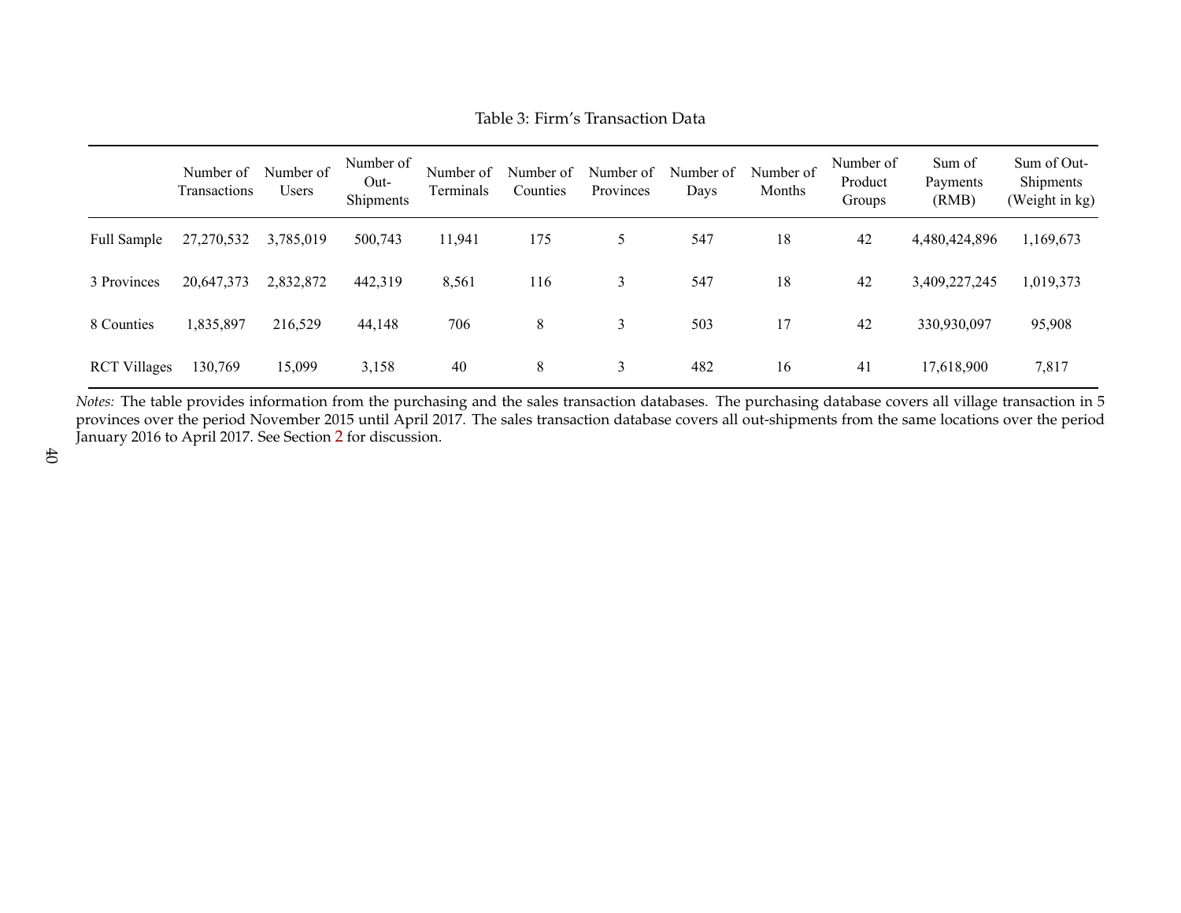Table 3: Firm's Transaction Data

| | Number of Transactions | Number of Users | Number of Out-Shipments | Number of Terminals | Number of Counties | Number of Provinces | Number of Days | Number of Months | Number of Product Groups | Sum of Payments (RMB) | Sum of Out-Shipments (Weight in kg) |
|---|---|---|---|---|---|---|---|---|---|---|---|
| Full Sample | 27,270,532 | 3,785,019 | 500,743 | 11,941 | 175 | 5 | 547 | 18 | 42 | 4,480,424,896 | 1,169,673 |
| 3 Provinces | 20,647,373 | 2,832,872 | 442,319 | 8,561 | 116 | 3 | 547 | 18 | 42 | 3,409,227,245 | 1,019,373 |
| 8 Counties | 1,835,897 | 216,529 | 44,148 | 706 | 8 | 3 | 503 | 17 | 42 | 330,930,097 | 95,908 |
| RCT Villages | 130,769 | 15,099 | 3,158 | 40 | 8 | 3 | 482 | 16 | 41 | 17,618,900 | 7,817 |

*Notes:* The table provides information from the purchasing and the sales transaction databases. The purchasing database covers all village transaction in 5 provinces over the period November 2015 until April 2017. The sales transaction database covers all out-shipments from the same locations over the period January 2016 to April 2017. See Section 2 for discussion.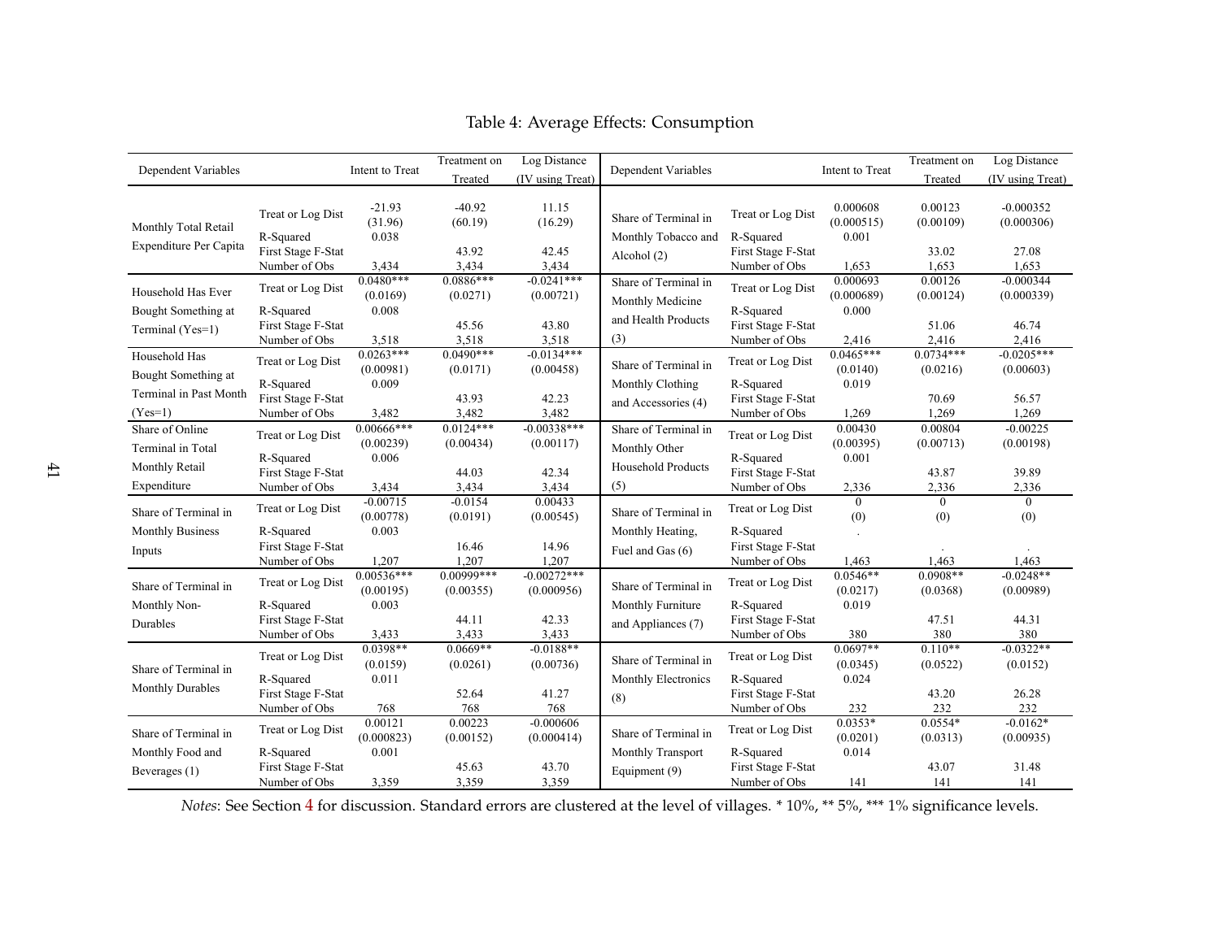# Table 4: Average Effects: Consumption

| Dependent Variables | | Intent to Treat | Treatment on Treated | Log Distance (IV using Treat) | Dependent Variables | | Intent to Treat | Treatment on Treated | Log Distance (IV using Treat) |
|---|---|---|---|---|---|---|---|---|---|
| Monthly Total Retail Expenditure Per Capita | Treat or Log Dist | -21.93 | -40.92 | 11.15 | Share of Terminal in Monthly Tobacco and Alcohol (2) | Treat or Log Dist | 0.000608 | 0.00123 | -0.000352 |
| | | (31.96) | (60.19) | (16.29) | | | (0.000515) | (0.00109) | (0.000306) |
| | R-Squared | 0.038 | | | | R-Squared | 0.001 | | |
| | First Stage F-Stat | | 43.92 | 42.45 | | First Stage F-Stat | | 33.02 | 27.08 |
| | Number of Obs | 3,434 | 3,434 | 3,434 | | Number of Obs | 1,653 | 1,653 | 1,653 |
| Household Has Ever Bought Something at Terminal (Yes=1) | Treat or Log Dist | 0.0480*** | 0.0886*** | -0.0241*** | Share of Terminal in Monthly Medicine and Health Products (3) | Treat or Log Dist | 0.000693 | 0.00126 | -0.000344 |
| | | (0.0169) | (0.0271) | (0.00721) | | | (0.000689) | (0.00124) | (0.000339) |
| | R-Squared | 0.008 | | | | R-Squared | 0.000 | | |
| | First Stage F-Stat | | 45.56 | 43.80 | | First Stage F-Stat | | 51.06 | 46.74 |
| | Number of Obs | 3,518 | 3,518 | 3,518 | | Number of Obs | 2,416 | 2,416 | 2,416 |
| Household Has Bought Something at Terminal in Past Month (Yes=1) | Treat or Log Dist | 0.0263*** | 0.0490*** | -0.0134*** | Share of Terminal in Monthly Clothing and Accessories (4) | Treat or Log Dist | 0.0465*** | 0.0734*** | -0.0205*** |
| | | (0.00981) | (0.0171) | (0.00458) | | | (0.0140) | (0.0216) | (0.00603) |
| | R-Squared | 0.009 | | | | R-Squared | 0.019 | | |
| | First Stage F-Stat | | 43.93 | 42.23 | | First Stage F-Stat | | 70.69 | 56.57 |
| | Number of Obs | 3,482 | 3,482 | 3,482 | | Number of Obs | 1,269 | 1,269 | 1,269 |
| Share of Online Terminal in Total Monthly Retail Expenditure | Treat or Log Dist | 0.00666*** | 0.0124*** | -0.00338*** | Share of Terminal in Monthly Other Household Products (5) | Treat or Log Dist | 0.00430 | 0.00804 | -0.00225 |
| | | (0.00239) | (0.00434) | (0.00117) | | | (0.00395) | (0.00713) | (0.00198) |
| | R-Squared | 0.006 | | | | R-Squared | 0.001 | | |
| | First Stage F-Stat | | 44.03 | 42.34 | | First Stage F-Stat | | 43.87 | 39.89 |
| | Number of Obs | 3,434 | 3,434 | 3,434 | | Number of Obs | 2,336 | 2,336 | 2,336 |
| Share of Terminal in Monthly Business Inputs | Treat or Log Dist | -0.00715 | -0.0154 | 0.00433 | Share of Terminal in Monthly Heating, Fuel and Gas (6) | Treat or Log Dist | 0 | 0 | 0 |
| | | (0.00778) | (0.0191) | (0.00545) | | | (0) | (0) | (0) |
| | R-Squared | 0.003 | | | | R-Squared | . | | |
| | First Stage F-Stat | | 16.46 | 14.96 | | First Stage F-Stat | | . | . |
| | Number of Obs | 1,207 | 1,207 | 1,207 | | Number of Obs | 1,463 | 1,463 | 1,463 |
| Share of Terminal in Monthly Non-Durables | Treat or Log Dist | 0.00536*** | 0.00999*** | -0.00272*** | Share of Terminal in Monthly Furniture and Appliances (7) | Treat or Log Dist | 0.0546** | 0.0908** | -0.0248** |
| | | (0.00195) | (0.00355) | (0.000956) | | | (0.0217) | (0.0368) | (0.00989) |
| | R-Squared | 0.003 | | | | R-Squared | 0.019 | | |
| | First Stage F-Stat | | 44.11 | 42.33 | | First Stage F-Stat | | 47.51 | 44.31 |
| | Number of Obs | 3,433 | 3,433 | 3,433 | | Number of Obs | 380 | 380 | 380 |
| Share of Terminal in Monthly Durables | Treat or Log Dist | 0.0398** | 0.0669** | -0.0188** | Share of Terminal in Monthly Electronics (8) | Treat or Log Dist | 0.0697** | 0.110** | -0.0322** |
| | | (0.0159) | (0.0261) | (0.00736) | | | (0.0345) | (0.0522) | (0.0152) |
| | R-Squared | 0.011 | | | | R-Squared | 0.024 | | |
| | First Stage F-Stat | | 52.64 | 41.27 | | First Stage F-Stat | | 43.20 | 26.28 |
| | Number of Obs | 768 | 768 | 768 | | Number of Obs | 232 | 232 | 232 |
| Share of Terminal in Monthly Food and Beverages (1) | Treat or Log Dist | 0.00121 | 0.00223 | -0.000606 | Share of Terminal in Monthly Transport Equipment (9) | Treat or Log Dist | 0.0353* | 0.0554* | -0.0162* |
| | | (0.000823) | (0.00152) | (0.000414) | | | (0.0201) | (0.0313) | (0.00935) |
| | R-Squared | 0.001 | | | | R-Squared | 0.014 | | |
| | First Stage F-Stat | | 45.63 | 43.70 | | First Stage F-Stat | | 43.07 | 31.48 |
| | Number of Obs | 3,359 | 3,359 | 3,359 | | Number of Obs | 141 | 141 | 141 |

*Notes*: See Section 4 for discussion. Standard errors are clustered at the level of villages. * 10%, ** 5%, *** 1% significance levels.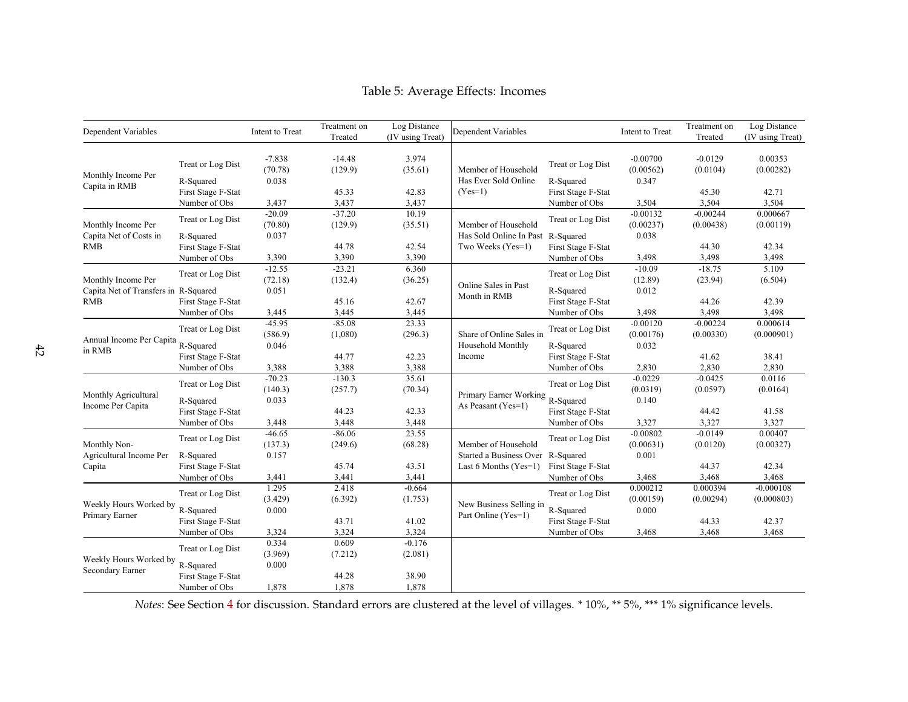# Table 5: Average Effects: Incomes

| Dependent Variables | | Intent to Treat | Treatment on Treated | Log Distance (IV using Treat) | Dependent Variables | | Intent to Treat | Treatment on Treated | Log Distance (IV using Treat) |
|---|---|---|---|---|---|---|---|---|---|
| Monthly Income Per Capita in RMB | Treat or Log Dist | -7.838 | -14.48 | 3.974 | Member of Household Has Ever Sold Online (Yes=1) | Treat or Log Dist | -0.00700 | -0.0129 | 0.00353 |
| | | (70.78) | (129.9) | (35.61) | | | (0.00562) | (0.0104) | (0.00282) |
| | R-Squared | 0.038 | | | | R-Squared | 0.347 | | |
| | First Stage F-Stat | | 45.33 | 42.83 | | First Stage F-Stat | | 45.30 | 42.71 |
| | Number of Obs | 3,437 | 3,437 | 3,437 | | Number of Obs | 3,504 | 3,504 | 3,504 |
| Monthly Income Per Capita Net of Costs in RMB | Treat or Log Dist | -20.09 | -37.20 | 10.19 | Member of Household Has Sold Online In Past Two Weeks (Yes=1) | Treat or Log Dist | -0.00132 | -0.00244 | 0.000667 |
| | | (70.80) | (129.9) | (35.51) | | | (0.00237) | (0.00438) | (0.00119) |
| | R-Squared | 0.037 | | | | R-Squared | 0.038 | | |
| | First Stage F-Stat | | 44.78 | 42.54 | | First Stage F-Stat | | 44.30 | 42.34 |
| | Number of Obs | 3,390 | 3,390 | 3,390 | | Number of Obs | 3,498 | 3,498 | 3,498 |
| Monthly Income Per Capita Net of Transfers in RMB | Treat or Log Dist | -12.55 | -23.21 | 6.360 | Online Sales in Past Month in RMB | Treat or Log Dist | -10.09 | -18.75 | 5.109 |
| | | (72.18) | (132.4) | (36.25) | | | (12.89) | (23.94) | (6.504) |
| | R-Squared | 0.051 | | | | R-Squared | 0.012 | | |
| | First Stage F-Stat | | 45.16 | 42.67 | | First Stage F-Stat | | 44.26 | 42.39 |
| | Number of Obs | 3,445 | 3,445 | 3,445 | | Number of Obs | 3,498 | 3,498 | 3,498 |
| Annual Income Per Capita in RMB | Treat or Log Dist | -45.95 | -85.08 | 23.33 | Share of Online Sales in Household Monthly Income | Treat or Log Dist | -0.00120 | -0.00224 | 0.000614 |
| | | (586.9) | (1,080) | (296.3) | | | (0.00176) | (0.00330) | (0.000901) |
| | R-Squared | 0.046 | | | | R-Squared | 0.032 | | |
| | First Stage F-Stat | | 44.77 | 42.23 | | First Stage F-Stat | | 41.62 | 38.41 |
| | Number of Obs | 3,388 | 3,388 | 3,388 | | Number of Obs | 2,830 | 2,830 | 2,830 |
| Monthly Agricultural Income Per Capita | Treat or Log Dist | -70.23 | -130.3 | 35.61 | Primary Earner Working As Peasant (Yes=1) | Treat or Log Dist | -0.0229 | -0.0425 | 0.0116 |
| | | (140.3) | (257.7) | (70.34) | | | (0.0319) | (0.0597) | (0.0164) |
| | R-Squared | 0.033 | | | | R-Squared | 0.140 | | |
| | First Stage F-Stat | | 44.23 | 42.33 | | First Stage F-Stat | | 44.42 | 41.58 |
| | Number of Obs | 3,448 | 3,448 | 3,448 | | Number of Obs | 3,327 | 3,327 | 3,327 |
| Monthly Non-Agricultural Income Per Capita | Treat or Log Dist | -46.65 | -86.06 | 23.55 | Member of Household Started a Business Over Last 6 Months (Yes=1) | Treat or Log Dist | -0.00802 | -0.0149 | 0.00407 |
| | | (137.3) | (249.6) | (68.28) | | | (0.00631) | (0.0120) | (0.00327) |
| | R-Squared | 0.157 | | | | R-Squared | 0.001 | | |
| | First Stage F-Stat | | 45.74 | 43.51 | | First Stage F-Stat | | 44.37 | 42.34 |
| | Number of Obs | 3,441 | 3,441 | 3,441 | | Number of Obs | 3,468 | 3,468 | 3,468 |
| Weekly Hours Worked by Primary Earner | Treat or Log Dist | 1.295 | 2.418 | -0.664 | New Business Selling in Part Online (Yes=1) | Treat or Log Dist | 0.000212 | 0.000394 | -0.000108 |
| | | (3.429) | (6.392) | (1.753) | | | (0.00159) | (0.00294) | (0.000803) |
| | R-Squared | 0.000 | | | | R-Squared | 0.000 | | |
| | First Stage F-Stat | | 43.71 | 41.02 | | First Stage F-Stat | | 44.33 | 42.37 |
| | Number of Obs | 3,324 | 3,324 | 3,324 | | Number of Obs | 3,468 | 3,468 | 3,468 |
| Weekly Hours Worked by Secondary Earner | Treat or Log Dist | 0.334 | 0.609 | -0.176 | | | | | |
| | | (3.969) | (7.212) | (2.081) | | | | | |
| | R-Squared | 0.000 | | | | | | | |
| | First Stage F-Stat | | 44.28 | 38.90 | | | | | |
| | Number of Obs | 1,878 | 1,878 | 1,878 | | | | | |

*Notes*: See Section 4 for discussion. Standard errors are clustered at the level of villages. * 10%, ** 5%, *** 1% significance levels.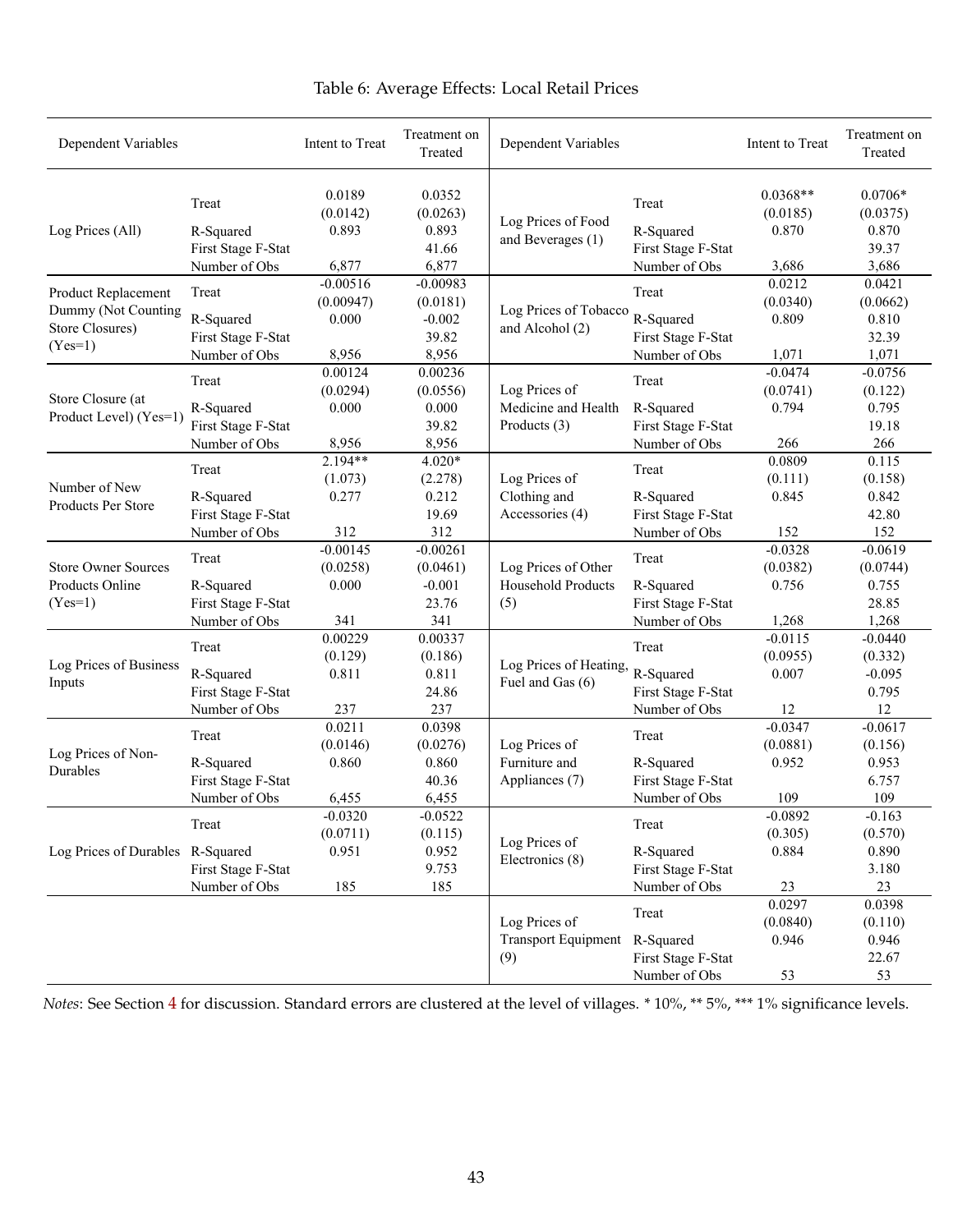Table 6: Average Effects: Local Retail Prices

| Dependent Variables | | Intent to Treat | Treatment on Treated | Dependent Variables | | Intent to Treat | Treatment on Treated |
|---|---|---|---|---|---|---|---|
| Log Prices (All) | Treat | 0.0189 | 0.0352 | Log Prices of Food and Beverages (1) | Treat | 0.0368** | 0.0706* |
| | | (0.0142) | (0.0263) | | | (0.0185) | (0.0375) |
| | R-Squared | 0.893 | 0.893 | | R-Squared | 0.870 | 0.870 |
| | First Stage F-Stat | | 41.66 | | First Stage F-Stat | | 39.37 |
| | Number of Obs | 6,877 | 6,877 | | Number of Obs | 3,686 | 3,686 |
| Product Replacement Dummy (Not Counting Store Closures) (Yes=1) | Treat | -0.00516 | -0.00983 | Log Prices of Tobacco and Alcohol (2) | Treat | 0.0212 | 0.0421 |
| | | (0.00947) | (0.0181) | | | (0.0340) | (0.0662) |
| | R-Squared | 0.000 | -0.002 | | R-Squared | 0.809 | 0.810 |
| | First Stage F-Stat | | 39.82 | | First Stage F-Stat | | 32.39 |
| | Number of Obs | 8,956 | 8,956 | | Number of Obs | 1,071 | 1,071 |
| Store Closure (at Product Level) (Yes=1) | Treat | 0.00124 | 0.00236 | Log Prices of Medicine and Health Products (3) | Treat | -0.0474 | -0.0756 |
| | | (0.0294) | (0.0556) | | | (0.0741) | (0.122) |
| | R-Squared | 0.000 | 0.000 | | R-Squared | 0.794 | 0.795 |
| | First Stage F-Stat | | 39.82 | | First Stage F-Stat | | 19.18 |
| | Number of Obs | 8,956 | 8,956 | | Number of Obs | 266 | 266 |
| Number of New Products Per Store | Treat | 2.194** | 4.020* | Log Prices of Clothing and Accessories (4) | Treat | 0.0809 | 0.115 |
| | | (1.073) | (2.278) | | | (0.111) | (0.158) |
| | R-Squared | 0.277 | 0.212 | | R-Squared | 0.845 | 0.842 |
| | First Stage F-Stat | | 19.69 | | First Stage F-Stat | | 42.80 |
| | Number of Obs | 312 | 312 | | Number of Obs | 152 | 152 |
| Store Owner Sources Products Online (Yes=1) | Treat | -0.00145 | -0.00261 | Log Prices of Other Household Products (5) | Treat | -0.0328 | -0.0619 |
| | | (0.0258) | (0.0461) | | | (0.0382) | (0.0744) |
| | R-Squared | 0.000 | -0.001 | | R-Squared | 0.756 | 0.755 |
| | First Stage F-Stat | | 23.76 | | First Stage F-Stat | | 28.85 |
| | Number of Obs | 341 | 341 | | Number of Obs | 1,268 | 1,268 |
| Log Prices of Business Inputs | Treat | 0.00229 | 0.00337 | Log Prices of Heating, Fuel and Gas (6) | Treat | -0.0115 | -0.0440 |
| | | (0.129) | (0.186) | | | (0.0955) | (0.332) |
| | R-Squared | 0.811 | 0.811 | | R-Squared | 0.007 | -0.095 |
| | First Stage F-Stat | | 24.86 | | First Stage F-Stat | | 0.795 |
| | Number of Obs | 237 | 237 | | Number of Obs | 12 | 12 |
| Log Prices of Non-Durables | Treat | 0.0211 | 0.0398 | Log Prices of Furniture and Appliances (7) | Treat | -0.0347 | -0.0617 |
| | | (0.0146) | (0.0276) | | | (0.0881) | (0.156) |
| | R-Squared | 0.860 | 0.860 | | R-Squared | 0.952 | 0.953 |
| | First Stage F-Stat | | 40.36 | | First Stage F-Stat | | 6.757 |
| | Number of Obs | 6,455 | 6,455 | | Number of Obs | 109 | 109 |
| Log Prices of Durables | Treat | -0.0320 | -0.0522 | Log Prices of Electronics (8) | Treat | -0.0892 | -0.163 |
| | | (0.0711) | (0.115) | | | (0.305) | (0.570) |
| | R-Squared | 0.951 | 0.952 | | R-Squared | 0.884 | 0.890 |
| | First Stage F-Stat | | 9.753 | | First Stage F-Stat | | 3.180 |
| | Number of Obs | 185 | 185 | | Number of Obs | 23 | 23 |
| | | | | Log Prices of Transport Equipment (9) | Treat | 0.0297 | 0.0398 |
| | | | | | | (0.0840) | (0.110) |
| | | | | | R-Squared | 0.946 | 0.946 |
| | | | | | First Stage F-Stat | | 22.67 |
| | | | | | Number of Obs | 53 | 53 |

*Notes*: See Section 4 for discussion. Standard errors are clustered at the level of villages. * 10%, ** 5%, *** 1% significance levels.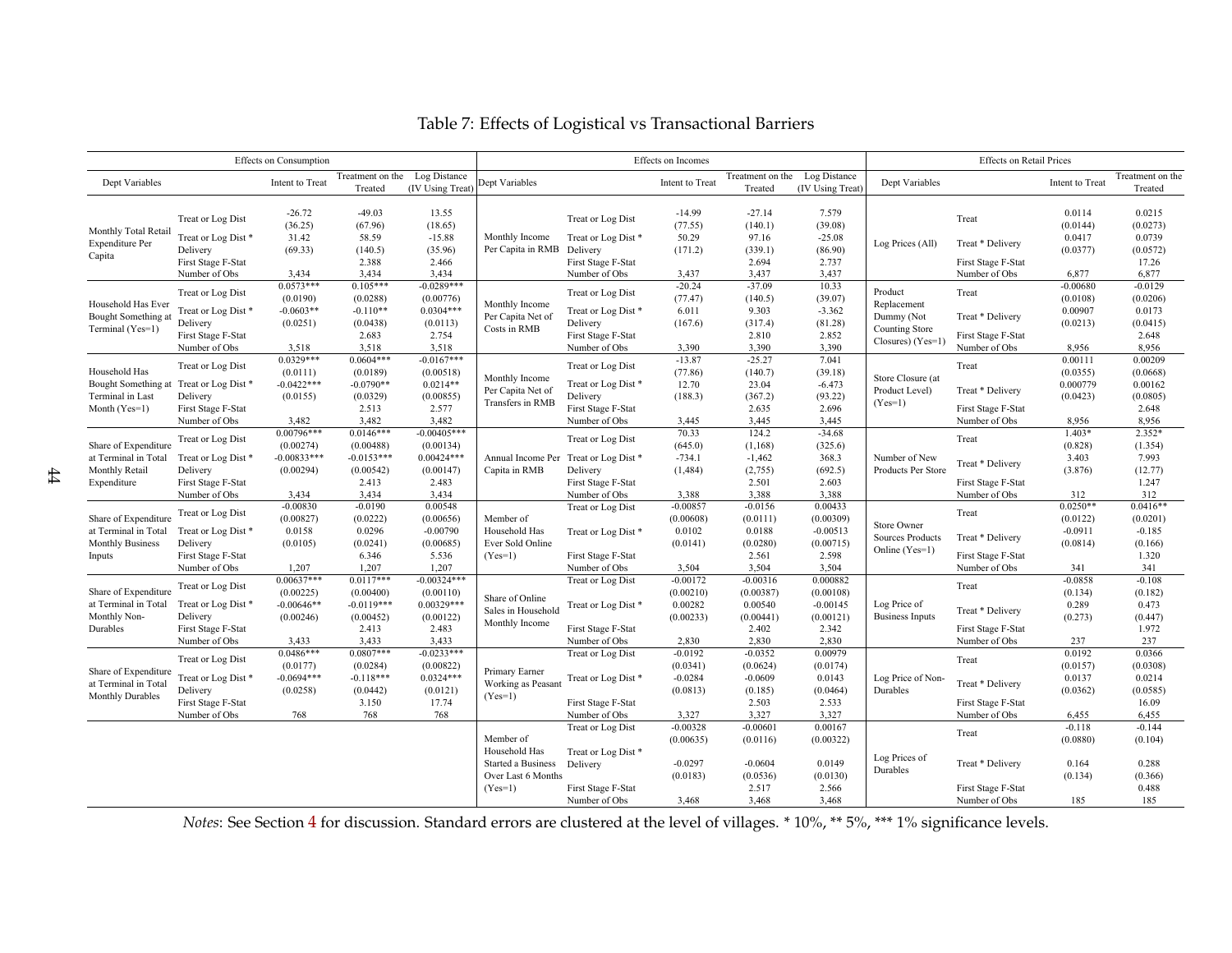# Table 7: Effects of Logistical vs Transactional Barriers

**Effects on Consumption**

| Dept Variables | | Intent to Treat | Treatment on the Treated | Log Distance (IV Using Treat) |
|---|---|---|---|---|
| Monthly Total Retail Expenditure Per Capita | Treat or Log Dist | -26.72 | -49.03 | 13.55 |
| | | (36.25) | (67.96) | (18.65) |
| | Treat or Log Dist * Delivery | 31.42 | 58.59 | -15.88 |
| | | (69.33) | (140.5) | (35.96) |
| | First Stage F-Stat | | 2.388 | 2.466 |
| | Number of Obs | 3,434 | 3,434 | 3,434 |
| Household Has Ever Bought Something at Terminal (Yes=1) | Treat or Log Dist | 0.0573*** | 0.105*** | -0.0289*** |
| | | (0.0190) | (0.0288) | (0.00776) |
| | Treat or Log Dist * Delivery | -0.0603** | -0.110** | 0.0304*** |
| | | (0.0251) | (0.0438) | (0.0113) |
| | First Stage F-Stat | | 2.683 | 2.754 |
| | Number of Obs | 3,518 | 3,518 | 3,518 |
| Household Has Bought Something at Terminal in Last Month (Yes=1) | Treat or Log Dist | 0.0329*** | 0.0604*** | -0.0167*** |
| | | (0.0111) | (0.0189) | (0.00518) |
| | Treat or Log Dist * Delivery | -0.0422*** | -0.0790** | 0.0214** |
| | | (0.0155) | (0.0329) | (0.00855) |
| | First Stage F-Stat | | 2.513 | 2.577 |
| | Number of Obs | 3,482 | 3,482 | 3,482 |
| Share of Expenditure at Terminal in Total Monthly Retail Expenditure | Treat or Log Dist | 0.00796*** | 0.0146*** | -0.00405*** |
| | | (0.00274) | (0.00488) | (0.00134) |
| | Treat or Log Dist * Delivery | -0.00833*** | -0.0153*** | 0.00424*** |
| | | (0.00294) | (0.00542) | (0.00147) |
| | First Stage F-Stat | | 2.413 | 2.483 |
| | Number of Obs | 3,434 | 3,434 | 3,434 |
| Share of Expenditure at Terminal in Total Monthly Business Inputs | Treat or Log Dist | -0.00830 | -0.0190 | 0.00548 |
| | | (0.00827) | (0.0222) | (0.00656) |
| | Treat or Log Dist * Delivery | 0.0158 | 0.0296 | -0.00790 |
| | | (0.0105) | (0.0241) | (0.00685) |
| | First Stage F-Stat | | 6.346 | 5.536 |
| | Number of Obs | 1,207 | 1,207 | 1,207 |
| Share of Expenditure at Terminal in Total Monthly Non-Durables | Treat or Log Dist | 0.00637*** | 0.0117*** | -0.00324*** |
| | | (0.00225) | (0.00400) | (0.00110) |
| | Treat or Log Dist * Delivery | -0.00646** | -0.0119*** | 0.00329*** |
| | | (0.00246) | (0.00452) | (0.00122) |
| | First Stage F-Stat | | 2.413 | 2.483 |
| | Number of Obs | 3,433 | 3,433 | 3,433 |
| Share of Expenditure at Terminal in Total Monthly Durables | Treat or Log Dist | 0.0486*** | 0.0807*** | -0.0233*** |
| | | (0.0177) | (0.0284) | (0.00822) |
| | Treat or Log Dist * Delivery | -0.0694*** | -0.118*** | 0.0324*** |
| | | (0.0258) | (0.0442) | (0.0121) |
| | First Stage F-Stat | | 3.150 | 17.74 |
| | Number of Obs | 768 | 768 | 768 |

**Effects on Incomes**

| Dept Variables | | Intent to Treat | Treatment on the Treated | Log Distance (IV Using Treat) |
|---|---|---|---|---|
| Monthly Income Per Capita in RMB | Treat or Log Dist | -14.99 | -27.14 | 7.579 |
| | | (77.55) | (140.1) | (39.08) |
| | Treat or Log Dist * Delivery | 50.29 | 97.16 | -25.08 |
| | | (171.2) | (339.1) | (86.90) |
| | First Stage F-Stat | | 2.694 | 2.737 |
| | Number of Obs | 3,437 | 3,437 | 3,437 |
| Monthly Income Per Capita Net of Costs in RMB | Treat or Log Dist | -20.24 | -37.09 | 10.33 |
| | | (77.47) | (140.5) | (39.07) |
| | Treat or Log Dist * Delivery | 6.011 | 9.303 | -3.362 |
| | | (167.6) | (317.4) | (81.28) |
| | First Stage F-Stat | | 2.810 | 2.852 |
| | Number of Obs | 3,390 | 3,390 | 3,390 |
| Monthly Income Per Capita Net of Transfers in RMB | Treat or Log Dist | -13.87 | -25.27 | 7.041 |
| | | (77.86) | (140.7) | (39.18) |
| | Treat or Log Dist * Delivery | 12.70 | 23.04 | -6.473 |
| | | (188.3) | (367.2) | (93.22) |
| | First Stage F-Stat | | 2.635 | 2.696 |
| | Number of Obs | 3,445 | 3,445 | 3,445 |
| Annual Income Per Capita in RMB | Treat or Log Dist | 70.33 | 124.2 | -34.68 |
| | | (645.0) | (1,168) | (325.6) |
| | Treat or Log Dist * Delivery | -734.1 | -1,462 | 368.3 |
| | | (1,484) | (2,755) | (692.5) |
| | First Stage F-Stat | | 2.501 | 2.603 |
| | Number of Obs | 3,388 | 3,388 | 3,388 |
| Member of Household Has Ever Sold Online (Yes=1) | Treat or Log Dist | -0.00857 | -0.0156 | 0.00433 |
| | | (0.00608) | (0.0111) | (0.00309) |
| | Treat or Log Dist * | 0.0102 | 0.0188 | -0.00513 |
| | | (0.0141) | (0.0280) | (0.00715) |
| | First Stage F-Stat | | 2.561 | 2.598 |
| | Number of Obs | 3,504 | 3,504 | 3,504 |
| Share of Online Sales in Household Monthly Income | Treat or Log Dist | -0.00172 | -0.00316 | 0.000882 |
| | | (0.00210) | (0.00387) | (0.00108) |
| | Treat or Log Dist * | 0.00282 | 0.00540 | -0.00145 |
| | | (0.00233) | (0.00441) | (0.00121) |
| | First Stage F-Stat | | 2.402 | 2.342 |
| | Number of Obs | 2,830 | 2,830 | 2,830 |
| Primary Earner Working as Peasant (Yes=1) | Treat or Log Dist | -0.0192 | -0.0352 | 0.00979 |
| | | (0.0341) | (0.0624) | (0.0174) |
| | Treat or Log Dist * | -0.0284 | -0.0609 | 0.0143 |
| | | (0.0813) | (0.185) | (0.0464) |
| | First Stage F-Stat | | 2.503 | 2.533 |
| | Number of Obs | 3,327 | 3,327 | 3,327 |
| Member of Household Has Started a Business Over Last 6 Months (Yes=1) | Treat or Log Dist | -0.00328 | -0.00601 | 0.00167 |
| | | (0.00635) | (0.0116) | (0.00322) |
| | Treat or Log Dist * Delivery | -0.0297 | -0.0604 | 0.0149 |
| | | (0.0183) | (0.0536) | (0.0130) |
| | First Stage F-Stat | | 2.517 | 2.566 |
| | Number of Obs | 3,468 | 3,468 | 3,468 |

**Effects on Retail Prices**

| Dept Variables | | Intent to Treat | Treatment on the Treated |
|---|---|---|---|
| Log Prices (All) | Treat | 0.0114 | 0.0215 |
| | | (0.0144) | (0.0273) |
| | Treat * Delivery | 0.0417 | 0.0739 |
| | | (0.0377) | (0.0572) |
| | First Stage F-Stat | | 17.26 |
| | Number of Obs | 6,877 | 6,877 |
| Product Replacement Dummy (Not Counting Store Closures) (Yes=1) | Treat | -0.00680 | -0.0129 |
| | | (0.0108) | (0.0206) |
| | Treat * Delivery | 0.00907 | 0.0173 |
| | | (0.0213) | (0.0415) |
| | First Stage F-Stat | | 2.648 |
| | Number of Obs | 8,956 | 8,956 |
| Store Closure (at Product Level) (Yes=1) | Treat | 0.00111 | 0.00209 |
| | | (0.0355) | (0.0668) |
| | Treat * Delivery | 0.000779 | 0.00162 |
| | | (0.0423) | (0.0805) |
| | First Stage F-Stat | | 2.648 |
| | Number of Obs | 8,956 | 8,956 |
| Number of New Products Per Store | Treat | 1.403* | 2.352* |
| | | (0.828) | (1.354) |
| | Treat * Delivery | 3.403 | 7.993 |
| | | (3.876) | (12.77) |
| | First Stage F-Stat | | 1.247 |
| | Number of Obs | 312 | 312 |
| Store Owner Sources Products Online (Yes=1) | Treat | 0.0250** | 0.0416** |
| | | (0.0122) | (0.0201) |
| | Treat * Delivery | -0.0911 | -0.185 |
| | | (0.0814) | (0.166) |
| | First Stage F-Stat | | 1.320 |
| | Number of Obs | 341 | 341 |
| Log Price of Business Inputs | Treat | -0.0858 | -0.108 |
| | | (0.134) | (0.182) |
| | Treat * Delivery | 0.289 | 0.473 |
| | | (0.273) | (0.447) |
| | First Stage F-Stat | | 1.972 |
| | Number of Obs | 237 | 237 |
| Log Price of Non-Durables | Treat | 0.0192 | 0.0366 |
| | | (0.0157) | (0.0308) |
| | Treat * Delivery | 0.0137 | 0.0214 |
| | | (0.0362) | (0.0585) |
| | First Stage F-Stat | | 16.09 |
| | Number of Obs | 6,455 | 6,455 |
| Log Prices of Durables | Treat | -0.118 | -0.144 |
| | | (0.0880) | (0.104) |
| | Treat * Delivery | 0.164 | 0.288 |
| | | (0.134) | (0.366) |
| | First Stage F-Stat | | 0.488 |
| | Number of Obs | 185 | 185 |

*Notes*: See Section 4 for discussion. Standard errors are clustered at the level of villages. * 10%, ** 5%, *** 1% significance levels.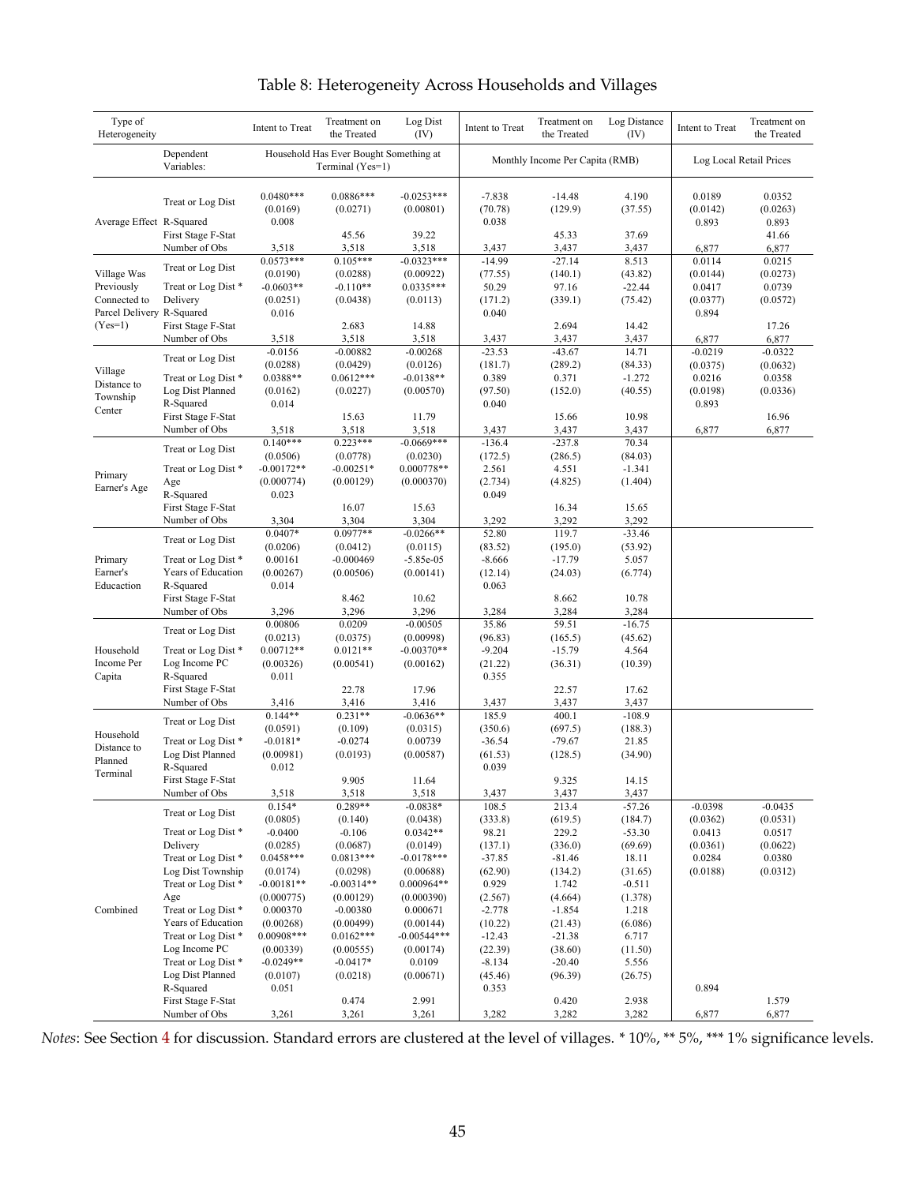# Table 8: Heterogeneity Across Households and Villages

| Type of Heterogeneity | | Intent to Treat | Treatment on the Treated | Log Dist (IV) | Intent to Treat | Treatment on the Treated | Log Distance (IV) | Intent to Treat | Treatment on the Treated |
|---|---|---|---|---|---|---|---|---|---|
| | Dependent Variables: | Household Has Ever Bought Something at Terminal (Yes=1) | | | Monthly Income Per Capita (RMB) | | | Log Local Retail Prices | |
| Average Effect | Treat or Log Dist | 0.0480*** | 0.0886*** | -0.0253*** | -7.838 | -14.48 | 4.190 | 0.0189 | 0.0352 |
| | | (0.0169) | (0.0271) | (0.00801) | (70.78) | (129.9) | (37.55) | (0.0142) | (0.0263) |
| | R-Squared | 0.008 | | | 0.038 | | | 0.893 | 0.893 |
| | First Stage F-Stat | | 45.56 | 39.22 | | 45.33 | 37.69 | | 41.66 |
| | Number of Obs | 3,518 | 3,518 | 3,518 | 3,437 | 3,437 | 3,437 | 6,877 | 6,877 |
| Village Was Previously Connected to Parcel Delivery (Yes=1) | Treat or Log Dist | 0.0573*** | 0.105*** | -0.0323*** | -14.99 | -27.14 | 8.513 | 0.0114 | 0.0215 |
| | | (0.0190) | (0.0288) | (0.00922) | (77.55) | (140.1) | (43.82) | (0.0144) | (0.0273) |
| | Treat or Log Dist * Delivery | -0.0603** | -0.110** | 0.0335*** | 50.29 | 97.16 | -22.44 | 0.0417 | 0.0739 |
| | | (0.0251) | (0.0438) | (0.0113) | (171.2) | (339.1) | (75.42) | (0.0377) | (0.0572) |
| | R-Squared | 0.016 | | | 0.040 | | | 0.894 | |
| | First Stage F-Stat | | 2.683 | 14.88 | | 2.694 | 14.42 | | 17.26 |
| | Number of Obs | 3,518 | 3,518 | 3,518 | 3,437 | 3,437 | 3,437 | 6,877 | 6,877 |
| Village Distance to Township Center | Treat or Log Dist | -0.0156 | -0.00882 | -0.00268 | -23.53 | -43.67 | 14.71 | -0.0219 | -0.0322 |
| | | (0.0288) | (0.0429) | (0.0126) | (181.7) | (289.2) | (84.33) | (0.0375) | (0.0632) |
| | Treat or Log Dist * Log Dist Planned | 0.0388** | 0.0612*** | -0.0138** | 0.389 | 0.371 | -1.272 | 0.0216 | 0.0358 |
| | | (0.0162) | (0.0227) | (0.00570) | (97.50) | (152.0) | (40.55) | (0.0198) | (0.0336) |
| | R-Squared | 0.014 | | | 0.040 | | | 0.893 | |
| | First Stage F-Stat | | 15.63 | 11.79 | | 15.66 | 10.98 | | 16.96 |
| | Number of Obs | 3,518 | 3,518 | 3,518 | 3,437 | 3,437 | 3,437 | 6,877 | 6,877 |
| Primary Earner's Age | Treat or Log Dist | 0.140*** | 0.223*** | -0.0669*** | -136.4 | -237.8 | 70.34 | | |
| | | (0.0506) | (0.0778) | (0.0230) | (172.5) | (286.5) | (84.03) | | |
| | Treat or Log Dist * Age | -0.00172** | -0.00251* | 0.000778** | 2.561 | 4.551 | -1.341 | | |
| | | (0.000774) | (0.00129) | (0.000370) | (2.734) | (4.825) | (1.404) | | |
| | R-Squared | 0.023 | | | 0.049 | | | | |
| | First Stage F-Stat | | 16.07 | 15.63 | | 16.34 | 15.65 | | |
| | Number of Obs | 3,304 | 3,304 | 3,304 | 3,292 | 3,292 | 3,292 | | |
| Primary Earner's Educaction | Treat or Log Dist | 0.0407* | 0.0977** | -0.0266** | 52.80 | 119.7 | -33.46 | | |
| | | (0.0206) | (0.0412) | (0.0115) | (83.52) | (195.0) | (53.92) | | |
| | Treat or Log Dist * Years of Education | 0.00161 | -0.000469 | -5.85e-05 | -8.666 | -17.79 | 5.057 | | |
| | | (0.00267) | (0.00506) | (0.00141) | (12.14) | (24.03) | (6.774) | | |
| | R-Squared | 0.014 | | | 0.063 | | | | |
| | First Stage F-Stat | | 8.462 | 10.62 | | 8.662 | 10.78 | | |
| | Number of Obs | 3,296 | 3,296 | 3,296 | 3,284 | 3,284 | 3,284 | | |
| Household Income Per Capita | Treat or Log Dist | 0.00806 | 0.0209 | -0.00505 | 35.86 | 59.51 | -16.75 | | |
| | | (0.0213) | (0.0375) | (0.00998) | (96.83) | (165.5) | (45.62) | | |
| | Treat or Log Dist * Log Income PC | 0.00712** | 0.0121** | -0.00370** | -9.204 | -15.79 | 4.564 | | |
| | | (0.00326) | (0.00541) | (0.00162) | (21.22) | (36.31) | (10.39) | | |
| | R-Squared | 0.011 | | | 0.355 | | | | |
| | First Stage F-Stat | | 22.78 | 17.96 | | 22.57 | 17.62 | | |
| | Number of Obs | 3,416 | 3,416 | 3,416 | 3,437 | 3,437 | 3,437 | | |
| Household Distance to Planned Terminal | Treat or Log Dist | 0.144** | 0.231** | -0.0636** | 185.9 | 400.1 | -108.9 | | |
| | | (0.0591) | (0.109) | (0.0315) | (350.6) | (697.5) | (188.3) | | |
| | Treat or Log Dist * Log Dist Planned | -0.0181* | -0.0274 | 0.00739 | -36.54 | -79.67 | 21.85 | | |
| | | (0.00981) | (0.0193) | (0.00587) | (61.53) | (128.5) | (34.90) | | |
| | R-Squared | 0.012 | | | 0.039 | | | | |
| | First Stage F-Stat | | 9.905 | 11.64 | | 9.325 | 14.15 | | |
| | Number of Obs | 3,518 | 3,518 | 3,518 | 3,437 | 3,437 | 3,437 | | |
| Combined | Treat or Log Dist | 0.154* | 0.289** | -0.0838* | 108.5 | 213.4 | -57.26 | -0.0398 | -0.0435 |
| | | (0.0805) | (0.140) | (0.0438) | (333.8) | (619.5) | (184.7) | (0.0362) | (0.0531) |
| | Treat or Log Dist * Delivery | -0.0400 | -0.106 | 0.0342** | 98.21 | 229.2 | -53.30 | 0.0413 | 0.0517 |
| | | (0.0285) | (0.0687) | (0.0149) | (137.1) | (336.0) | (69.69) | (0.0361) | (0.0622) |
| | Treat or Log Dist * Log Dist Township | 0.0458*** | 0.0813*** | -0.0178*** | -37.85 | -81.46 | 18.11 | 0.0284 | 0.0380 |
| | | (0.0174) | (0.0298) | (0.00688) | (62.90) | (134.2) | (31.65) | (0.0188) | (0.0312) |
| | Treat or Log Dist * Age | -0.00181** | -0.00314** | 0.000964** | 0.929 | 1.742 | -0.511 | | |
| | | (0.000775) | (0.00129) | (0.000390) | (2.567) | (4.664) | (1.378) | | |
| | Treat or Log Dist * Years of Education | 0.000370 | -0.00380 | 0.000671 | -2.778 | -1.854 | 1.218 | | |
| | | (0.00268) | (0.00499) | (0.00144) | (10.22) | (21.43) | (6.086) | | |
| | Treat or Log Dist * Log Income PC | 0.00908*** | 0.0162*** | -0.00544*** | -12.43 | -21.38 | 6.717 | | |
| | | (0.00339) | (0.00555) | (0.00174) | (22.39) | (38.60) | (11.50) | | |
| | Treat or Log Dist * Log Dist Planned | -0.0249** | -0.0417* | 0.0109 | -8.134 | -20.40 | 5.556 | | |
| | | (0.0107) | (0.0218) | (0.00671) | (45.46) | (96.39) | (26.75) | | |
| | R-Squared | 0.051 | | | 0.353 | | | 0.894 | |
| | First Stage F-Stat | | 0.474 | 2.991 | | 0.420 | 2.938 | | 1.579 |
| | Number of Obs | 3,261 | 3,261 | 3,261 | 3,282 | 3,282 | 3,282 | 6,877 | 6,877 |

*Notes*: See Section 4 for discussion. Standard errors are clustered at the level of villages. * 10%, ** 5%, *** 1% significance levels.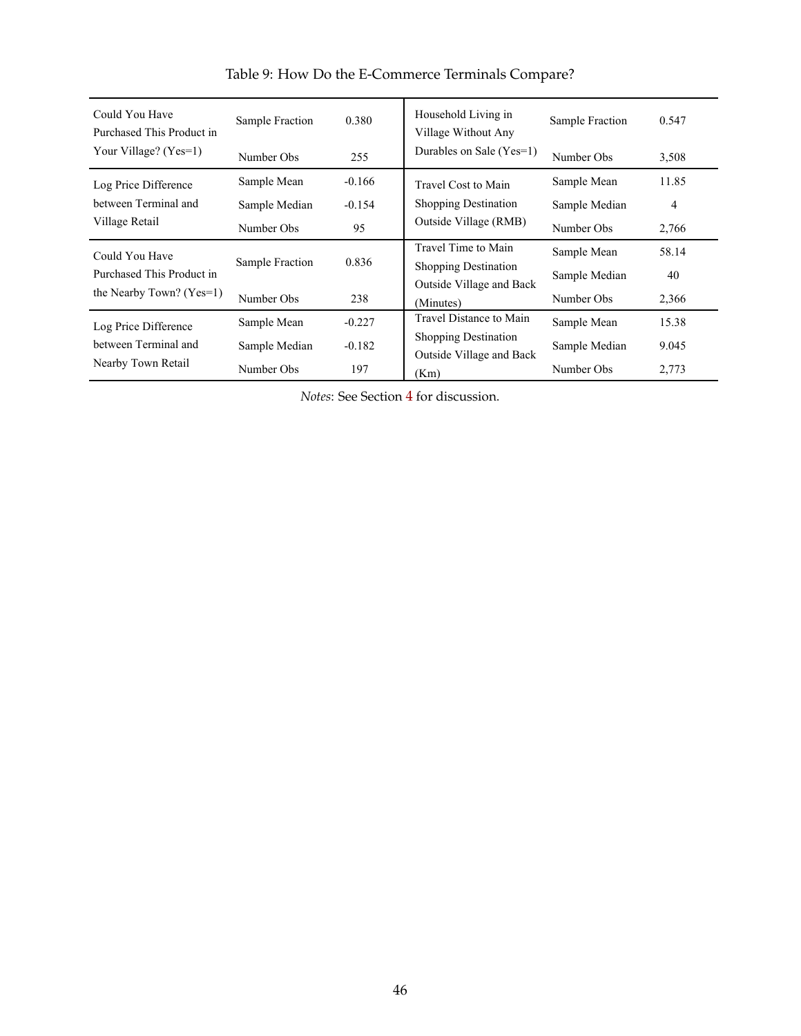Table 9: How Do the E-Commerce Terminals Compare?

| | | | | | |
|---|---|---|---|---|---|
| Could You Have Purchased This Product in Your Village? (Yes=1) | Sample Fraction | 0.380 | Household Living in Village Without Any Durables on Sale (Yes=1) | Sample Fraction | 0.547 |
| | Number Obs | 255 | | Number Obs | 3,508 |
| Log Price Difference between Terminal and Village Retail | Sample Mean | -0.166 | Travel Cost to Main Shopping Destination Outside Village (RMB) | Sample Mean | 11.85 |
| | Sample Median | -0.154 | | Sample Median | 4 |
| | Number Obs | 95 | | Number Obs | 2,766 |
| Could You Have Purchased This Product in the Nearby Town? (Yes=1) | Sample Fraction | 0.836 | Travel Time to Main Shopping Destination Outside Village and Back (Minutes) | Sample Mean | 58.14 |
| | | | | Sample Median | 40 |
| | Number Obs | 238 | | Number Obs | 2,366 |
| Log Price Difference between Terminal and Nearby Town Retail | Sample Mean | -0.227 | Travel Distance to Main Shopping Destination Outside Village and Back (Km) | Sample Mean | 15.38 |
| | Sample Median | -0.182 | | Sample Median | 9.045 |
| | Number Obs | 197 | | Number Obs | 2,773 |

*Notes*: See Section 4 for discussion.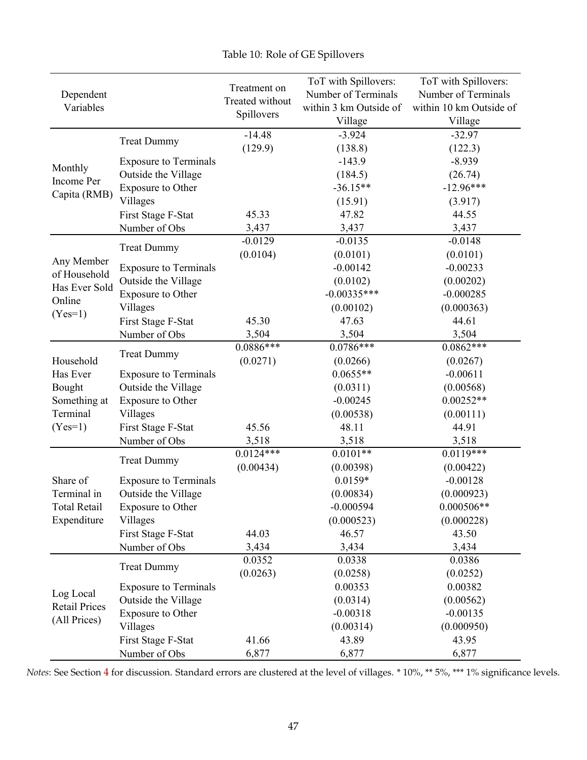Table 10: Role of GE Spillovers

| Dependent Variables | | Treatment on Treated without Spillovers | ToT with Spillovers: Number of Terminals within 3 km Outside of Village | ToT with Spillovers: Number of Terminals within 10 km Outside of Village |
|---|---|---|---|---|
| Monthly Income Per Capita (RMB) | Treat Dummy | -14.48 | -3.924 | -32.97 |
| | | (129.9) | (138.8) | (122.3) |
| | Exposure to Terminals Outside the Village | | -143.9 | -8.939 |
| | | | (184.5) | (26.74) |
| | Exposure to Other Villages | | -36.15** | -12.96*** |
| | | | (15.91) | (3.917) |
| | First Stage F-Stat | 45.33 | 47.82 | 44.55 |
| | Number of Obs | 3,437 | 3,437 | 3,437 |
| Any Member of Household Has Ever Sold Online (Yes=1) | Treat Dummy | -0.0129 | -0.0135 | -0.0148 |
| | | (0.0104) | (0.0101) | (0.0101) |
| | Exposure to Terminals Outside the Village | | -0.00142 | -0.00233 |
| | | | (0.0102) | (0.00202) |
| | Exposure to Other Villages | | -0.00335*** | -0.000285 |
| | | | (0.00102) | (0.000363) |
| | First Stage F-Stat | 45.30 | 47.63 | 44.61 |
| | Number of Obs | 3,504 | 3,504 | 3,504 |
| Household Has Ever Bought Something at Terminal (Yes=1) | Treat Dummy | 0.0886*** | 0.0786*** | 0.0862*** |
| | | (0.0271) | (0.0266) | (0.0267) |
| | Exposure to Terminals Outside the Village | | 0.0655** | -0.00611 |
| | | | (0.0311) | (0.00568) |
| | Exposure to Other Villages | | -0.00245 | 0.00252** |
| | | | (0.00538) | (0.00111) |
| | First Stage F-Stat | 45.56 | 48.11 | 44.91 |
| | Number of Obs | 3,518 | 3,518 | 3,518 |
| Share of Terminal in Total Retail Expenditure | Treat Dummy | 0.0124*** | 0.0101** | 0.0119*** |
| | | (0.00434) | (0.00398) | (0.00422) |
| | Exposure to Terminals Outside the Village | | 0.0159* | -0.00128 |
| | | | (0.00834) | (0.000923) |
| | Exposure to Other Villages | | -0.000594 | 0.000506** |
| | | | (0.000523) | (0.000228) |
| | First Stage F-Stat | 44.03 | 46.57 | 43.50 |
| | Number of Obs | 3,434 | 3,434 | 3,434 |
| Log Local Retail Prices (All Prices) | Treat Dummy | 0.0352 | 0.0338 | 0.0386 |
| | | (0.0263) | (0.0258) | (0.0252) |
| | Exposure to Terminals Outside the Village | | 0.00353 | 0.00382 |
| | | | (0.0314) | (0.00562) |
| | Exposure to Other Villages | | -0.00318 | -0.00135 |
| | | | (0.00314) | (0.000950) |
| | First Stage F-Stat | 41.66 | 43.89 | 43.95 |
| | Number of Obs | 6,877 | 6,877 | 6,877 |

*Notes*: See Section 4 for discussion. Standard errors are clustered at the level of villages. * 10%, ** 5%, *** 1% significance levels.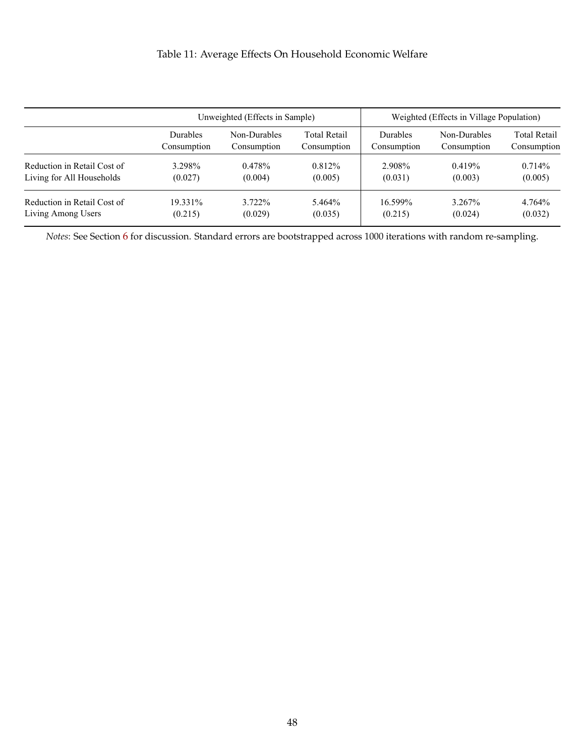Table 11: Average Effects On Household Economic Welfare

| | Unweighted (Effects in Sample) | | | Weighted (Effects in Village Population) | | |
|---|---|---|---|---|---|---|
| | Durables Consumption | Non-Durables Consumption | Total Retail Consumption | Durables Consumption | Non-Durables Consumption | Total Retail Consumption |
| Reduction in Retail Cost of Living for All Households | 3.298% | 0.478% | 0.812% | 2.908% | 0.419% | 0.714% |
| | (0.027) | (0.004) | (0.005) | (0.031) | (0.003) | (0.005) |
| Reduction in Retail Cost of Living Among Users | 19.331% | 3.722% | 5.464% | 16.599% | 3.267% | 4.764% |
| | (0.215) | (0.029) | (0.035) | (0.215) | (0.024) | (0.032) |

*Notes*: See Section 6 for discussion. Standard errors are bootstrapped across 1000 iterations with random re-sampling.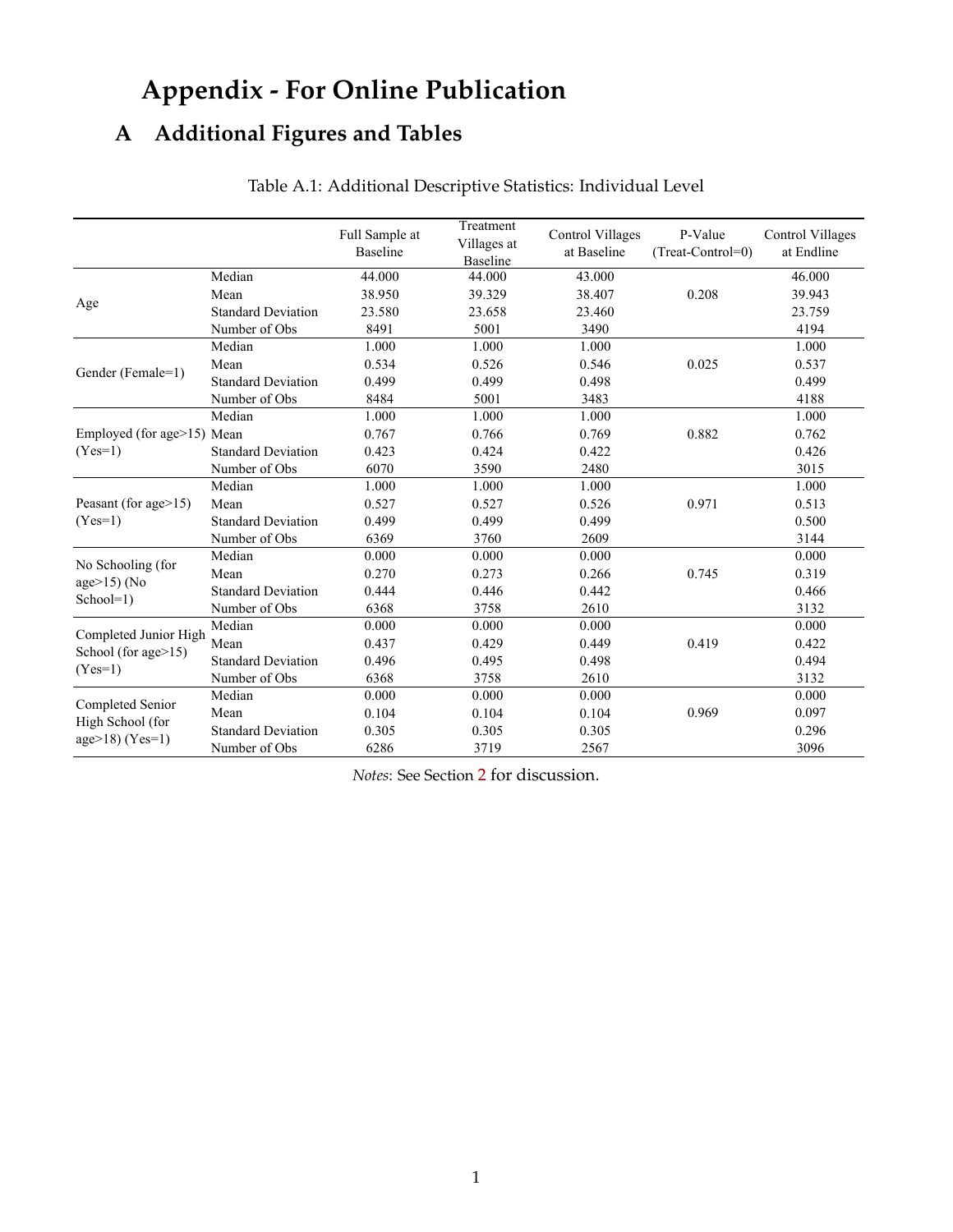# Appendix - For Online Publication

## A Additional Figures and Tables

Table A.1: Additional Descriptive Statistics: Individual Level

| | | Full Sample at Baseline | Treatment Villages at Baseline | Control Villages at Baseline | P-Value (Treat-Control=0) | Control Villages at Endline |
|---|---|---|---|---|---|---|
| Age | Median | 44.000 | 44.000 | 43.000 | | 46.000 |
| | Mean | 38.950 | 39.329 | 38.407 | 0.208 | 39.943 |
| | Standard Deviation | 23.580 | 23.658 | 23.460 | | 23.759 |
| | Number of Obs | 8491 | 5001 | 3490 | | 4194 |
| Gender (Female=1) | Median | 1.000 | 1.000 | 1.000 | | 1.000 |
| | Mean | 0.534 | 0.526 | 0.546 | 0.025 | 0.537 |
| | Standard Deviation | 0.499 | 0.499 | 0.498 | | 0.499 |
| | Number of Obs | 8484 | 5001 | 3483 | | 4188 |
| Employed (for age>15) (Yes=1) | Median | 1.000 | 1.000 | 1.000 | | 1.000 |
| | Mean | 0.767 | 0.766 | 0.769 | 0.882 | 0.762 |
| | Standard Deviation | 0.423 | 0.424 | 0.422 | | 0.426 |
| | Number of Obs | 6070 | 3590 | 2480 | | 3015 |
| Peasant (for age>15) (Yes=1) | Median | 1.000 | 1.000 | 1.000 | | 1.000 |
| | Mean | 0.527 | 0.527 | 0.526 | 0.971 | 0.513 |
| | Standard Deviation | 0.499 | 0.499 | 0.499 | | 0.500 |
| | Number of Obs | 6369 | 3760 | 2609 | | 3144 |
| No Schooling (for age>15) (No School=1) | Median | 0.000 | 0.000 | 0.000 | | 0.000 |
| | Mean | 0.270 | 0.273 | 0.266 | 0.745 | 0.319 |
| | Standard Deviation | 0.444 | 0.446 | 0.442 | | 0.466 |
| | Number of Obs | 6368 | 3758 | 2610 | | 3132 |
| Completed Junior High School (for age>15) (Yes=1) | Median | 0.000 | 0.000 | 0.000 | | 0.000 |
| | Mean | 0.437 | 0.429 | 0.449 | 0.419 | 0.422 |
| | Standard Deviation | 0.496 | 0.495 | 0.498 | | 0.494 |
| | Number of Obs | 6368 | 3758 | 2610 | | 3132 |
| Completed Senior High School (for age>18) (Yes=1) | Median | 0.000 | 0.000 | 0.000 | | 0.000 |
| | Mean | 0.104 | 0.104 | 0.104 | 0.969 | 0.097 |
| | Standard Deviation | 0.305 | 0.305 | 0.305 | | 0.296 |
| | Number of Obs | 6286 | 3719 | 2567 | | 3096 |

*Notes*: See Section 2 for discussion.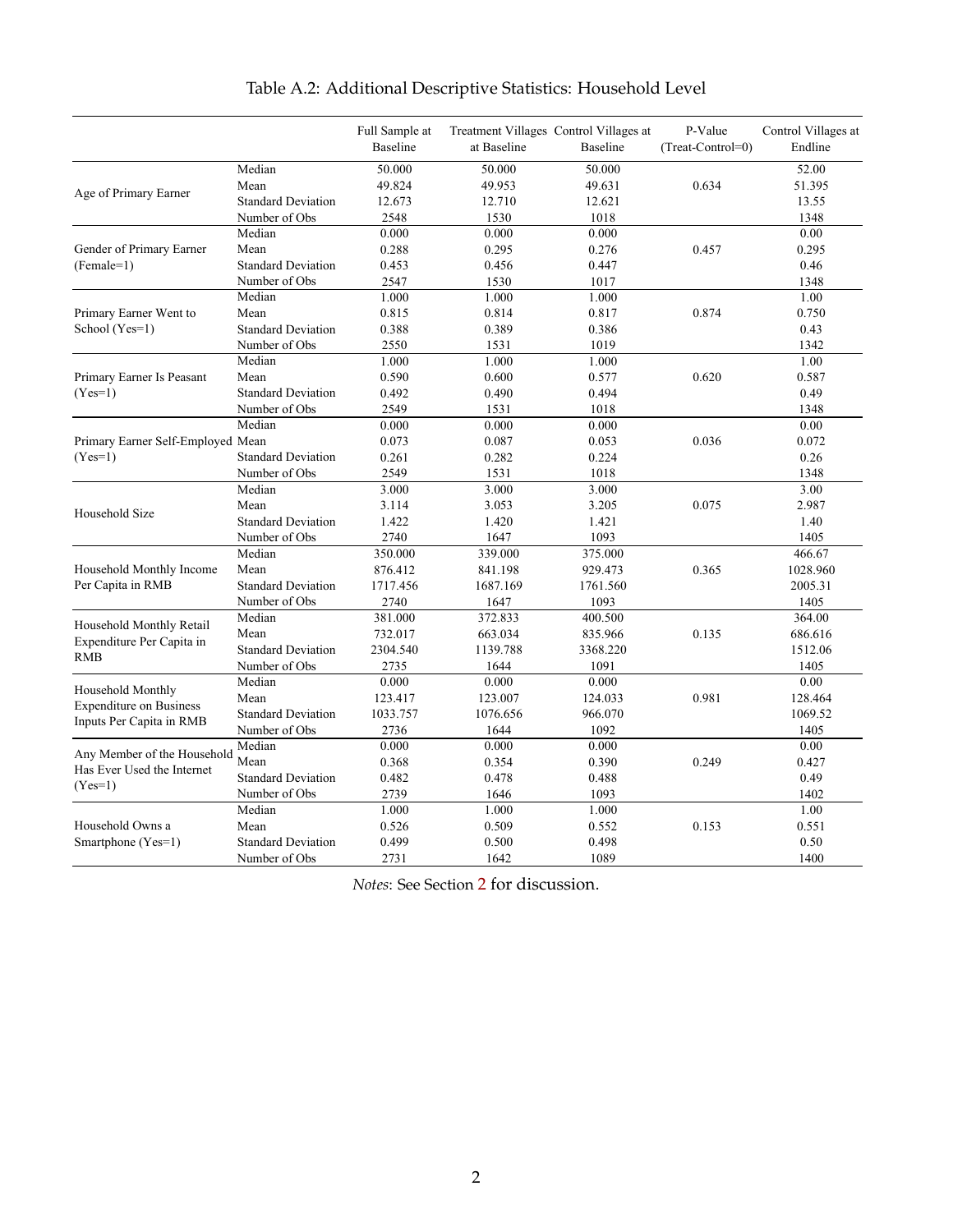# Table A.2: Additional Descriptive Statistics: Household Level

| | | Full Sample at Baseline | Treatment Villages at Baseline | Control Villages at Baseline | P-Value (Treat-Control=0) | Control Villages at Endline |
|---|---|---|---|---|---|---|
| Age of Primary Earner | Median | 50.000 | 50.000 | 50.000 | | 52.00 |
| | Mean | 49.824 | 49.953 | 49.631 | 0.634 | 51.395 |
| | Standard Deviation | 12.673 | 12.710 | 12.621 | | 13.55 |
| | Number of Obs | 2548 | 1530 | 1018 | | 1348 |
| Gender of Primary Earner (Female=1) | Median | 0.000 | 0.000 | 0.000 | | 0.00 |
| | Mean | 0.288 | 0.295 | 0.276 | 0.457 | 0.295 |
| | Standard Deviation | 0.453 | 0.456 | 0.447 | | 0.46 |
| | Number of Obs | 2547 | 1530 | 1017 | | 1348 |
| Primary Earner Went to School (Yes=1) | Median | 1.000 | 1.000 | 1.000 | | 1.00 |
| | Mean | 0.815 | 0.814 | 0.817 | 0.874 | 0.750 |
| | Standard Deviation | 0.388 | 0.389 | 0.386 | | 0.43 |
| | Number of Obs | 2550 | 1531 | 1019 | | 1342 |
| Primary Earner Is Peasant (Yes=1) | Median | 1.000 | 1.000 | 1.000 | | 1.00 |
| | Mean | 0.590 | 0.600 | 0.577 | 0.620 | 0.587 |
| | Standard Deviation | 0.492 | 0.490 | 0.494 | | 0.49 |
| | Number of Obs | 2549 | 1531 | 1018 | | 1348 |
| Primary Earner Self-Employed (Yes=1) | Median | 0.000 | 0.000 | 0.000 | | 0.00 |
| | Mean | 0.073 | 0.087 | 0.053 | 0.036 | 0.072 |
| | Standard Deviation | 0.261 | 0.282 | 0.224 | | 0.26 |
| | Number of Obs | 2549 | 1531 | 1018 | | 1348 |
| Household Size | Median | 3.000 | 3.000 | 3.000 | | 3.00 |
| | Mean | 3.114 | 3.053 | 3.205 | 0.075 | 2.987 |
| | Standard Deviation | 1.422 | 1.420 | 1.421 | | 1.40 |
| | Number of Obs | 2740 | 1647 | 1093 | | 1405 |
| Household Monthly Income Per Capita in RMB | Median | 350.000 | 339.000 | 375.000 | | 466.67 |
| | Mean | 876.412 | 841.198 | 929.473 | 0.365 | 1028.960 |
| | Standard Deviation | 1717.456 | 1687.169 | 1761.560 | | 2005.31 |
| | Number of Obs | 2740 | 1647 | 1093 | | 1405 |
| Household Monthly Retail Expenditure Per Capita in RMB | Median | 381.000 | 372.833 | 400.500 | | 364.00 |
| | Mean | 732.017 | 663.034 | 835.966 | 0.135 | 686.616 |
| | Standard Deviation | 2304.540 | 1139.788 | 3368.220 | | 1512.06 |
| | Number of Obs | 2735 | 1644 | 1091 | | 1405 |
| Household Monthly Expenditure on Business Inputs Per Capita in RMB | Median | 0.000 | 0.000 | 0.000 | | 0.00 |
| | Mean | 123.417 | 123.007 | 124.033 | 0.981 | 128.464 |
| | Standard Deviation | 1033.757 | 1076.656 | 966.070 | | 1069.52 |
| | Number of Obs | 2736 | 1644 | 1092 | | 1405 |
| Any Member of the Household Has Ever Used the Internet (Yes=1) | Median | 0.000 | 0.000 | 0.000 | | 0.00 |
| | Mean | 0.368 | 0.354 | 0.390 | 0.249 | 0.427 |
| | Standard Deviation | 0.482 | 0.478 | 0.488 | | 0.49 |
| | Number of Obs | 2739 | 1646 | 1093 | | 1402 |
| Household Owns a Smartphone (Yes=1) | Median | 1.000 | 1.000 | 1.000 | | 1.00 |
| | Mean | 0.526 | 0.509 | 0.552 | 0.153 | 0.551 |
| | Standard Deviation | 0.499 | 0.500 | 0.498 | | 0.50 |
| | Number of Obs | 2731 | 1642 | 1089 | | 1400 |

*Notes*: See Section 2 for discussion.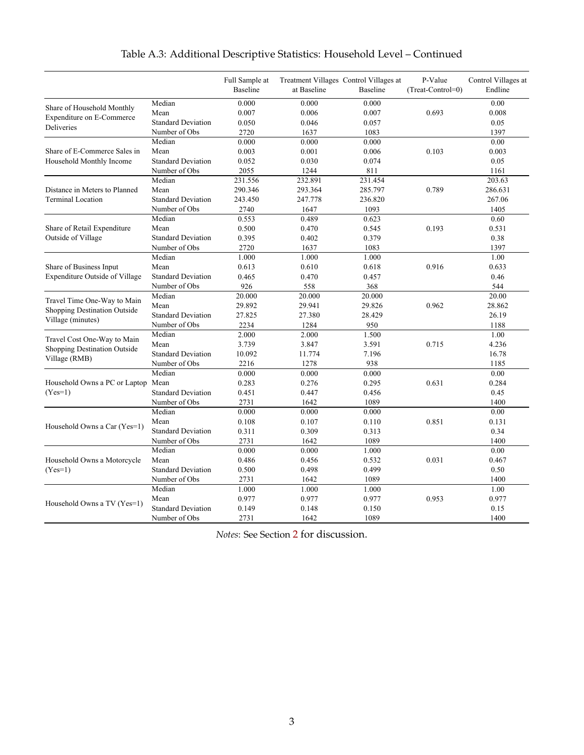# Table A.3: Additional Descriptive Statistics: Household Level – Continued

| | | Full Sample at Baseline | Treatment Villages at Baseline | Control Villages at Baseline | P-Value (Treat-Control=0) | Control Villages at Endline |
|---|---|---|---|---|---|---|
| Share of Household Monthly Expenditure on E-Commerce Deliveries | Median | 0.000 | 0.000 | 0.000 | | 0.00 |
| | Mean | 0.007 | 0.006 | 0.007 | 0.693 | 0.008 |
| | Standard Deviation | 0.050 | 0.046 | 0.057 | | 0.05 |
| | Number of Obs | 2720 | 1637 | 1083 | | 1397 |
| Share of E-Commerce Sales in Household Monthly Income | Median | 0.000 | 0.000 | 0.000 | | 0.00 |
| | Mean | 0.003 | 0.001 | 0.006 | 0.103 | 0.003 |
| | Standard Deviation | 0.052 | 0.030 | 0.074 | | 0.05 |
| | Number of Obs | 2055 | 1244 | 811 | | 1161 |
| Distance in Meters to Planned Terminal Location | Median | 231.556 | 232.891 | 231.454 | | 203.63 |
| | Mean | 290.346 | 293.364 | 285.797 | 0.789 | 286.631 |
| | Standard Deviation | 243.450 | 247.778 | 236.820 | | 267.06 |
| | Number of Obs | 2740 | 1647 | 1093 | | 1405 |
| Share of Retail Expenditure Outside of Village | Median | 0.553 | 0.489 | 0.623 | | 0.60 |
| | Mean | 0.500 | 0.470 | 0.545 | 0.193 | 0.531 |
| | Standard Deviation | 0.395 | 0.402 | 0.379 | | 0.38 |
| | Number of Obs | 2720 | 1637 | 1083 | | 1397 |
| Share of Business Input Expenditure Outside of Village | Median | 1.000 | 1.000 | 1.000 | | 1.00 |
| | Mean | 0.613 | 0.610 | 0.618 | 0.916 | 0.633 |
| | Standard Deviation | 0.465 | 0.470 | 0.457 | | 0.46 |
| | Number of Obs | 926 | 558 | 368 | | 544 |
| Travel Time One-Way to Main Shopping Destination Outside Village (minutes) | Median | 20.000 | 20.000 | 20.000 | | 20.00 |
| | Mean | 29.892 | 29.941 | 29.826 | 0.962 | 28.862 |
| | Standard Deviation | 27.825 | 27.380 | 28.429 | | 26.19 |
| | Number of Obs | 2234 | 1284 | 950 | | 1188 |
| Travel Cost One-Way to Main Shopping Destination Outside Village (RMB) | Median | 2.000 | 2.000 | 1.500 | | 1.00 |
| | Mean | 3.739 | 3.847 | 3.591 | 0.715 | 4.236 |
| | Standard Deviation | 10.092 | 11.774 | 7.196 | | 16.78 |
| | Number of Obs | 2216 | 1278 | 938 | | 1185 |
| Household Owns a PC or Laptop (Yes=1) | Median | 0.000 | 0.000 | 0.000 | | 0.00 |
| | Mean | 0.283 | 0.276 | 0.295 | 0.631 | 0.284 |
| | Standard Deviation | 0.451 | 0.447 | 0.456 | | 0.45 |
| | Number of Obs | 2731 | 1642 | 1089 | | 1400 |
| Household Owns a Car (Yes=1) | Median | 0.000 | 0.000 | 0.000 | | 0.00 |
| | Mean | 0.108 | 0.107 | 0.110 | 0.851 | 0.131 |
| | Standard Deviation | 0.311 | 0.309 | 0.313 | | 0.34 |
| | Number of Obs | 2731 | 1642 | 1089 | | 1400 |
| Household Owns a Motorcycle (Yes=1) | Median | 0.000 | 0.000 | 1.000 | | 0.00 |
| | Mean | 0.486 | 0.456 | 0.532 | 0.031 | 0.467 |
| | Standard Deviation | 0.500 | 0.498 | 0.499 | | 0.50 |
| | Number of Obs | 2731 | 1642 | 1089 | | 1400 |
| Household Owns a TV (Yes=1) | Median | 1.000 | 1.000 | 1.000 | | 1.00 |
| | Mean | 0.977 | 0.977 | 0.977 | 0.953 | 0.977 |
| | Standard Deviation | 0.149 | 0.148 | 0.150 | | 0.15 |
| | Number of Obs | 2731 | 1642 | 1089 | | 1400 |

*Notes*: See Section 2 for discussion.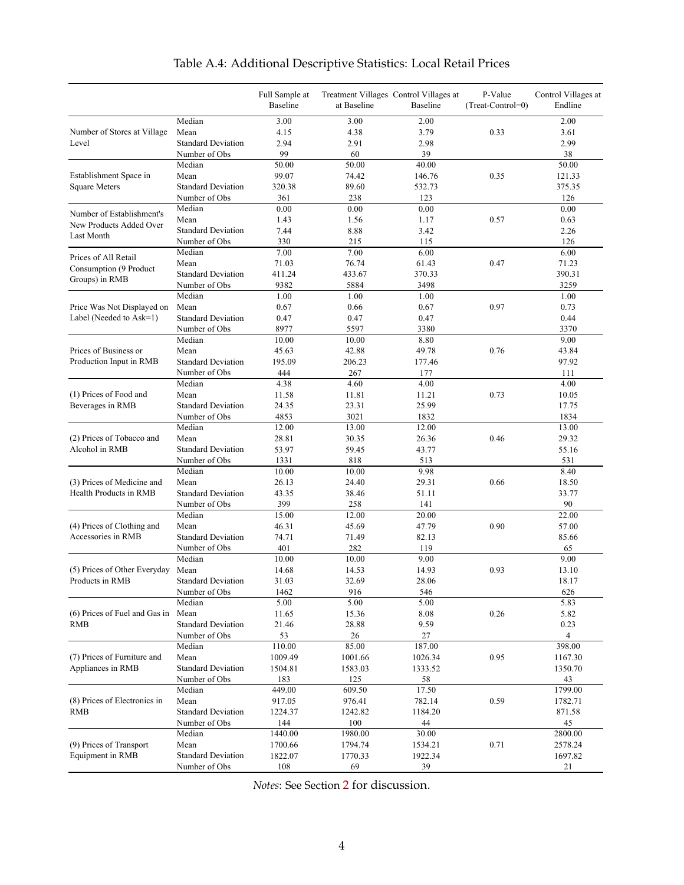# Table A.4: Additional Descriptive Statistics: Local Retail Prices

| | | Full Sample at Baseline | Treatment Villages at Baseline | Control Villages at Baseline | P-Value (Treat-Control=0) | Control Villages at Endline |
|---|---|---|---|---|---|---|
| Number of Stores at Village Level | Median | 3.00 | 3.00 | 2.00 | | 2.00 |
| | Mean | 4.15 | 4.38 | 3.79 | 0.33 | 3.61 |
| | Standard Deviation | 2.94 | 2.91 | 2.98 | | 2.99 |
| | Number of Obs | 99 | 60 | 39 | | 38 |
| Establishment Space in Square Meters | Median | 50.00 | 50.00 | 40.00 | | 50.00 |
| | Mean | 99.07 | 74.42 | 146.76 | 0.35 | 121.33 |
| | Standard Deviation | 320.38 | 89.60 | 532.73 | | 375.35 |
| | Number of Obs | 361 | 238 | 123 | | 126 |
| Number of Establishment's New Products Added Over Last Month | Median | 0.00 | 0.00 | 0.00 | | 0.00 |
| | Mean | 1.43 | 1.56 | 1.17 | 0.57 | 0.63 |
| | Standard Deviation | 7.44 | 8.88 | 3.42 | | 2.26 |
| | Number of Obs | 330 | 215 | 115 | | 126 |
| Prices of All Retail Consumption (9 Product Groups) in RMB | Median | 7.00 | 7.00 | 6.00 | | 6.00 |
| | Mean | 71.03 | 76.74 | 61.43 | 0.47 | 71.23 |
| | Standard Deviation | 411.24 | 433.67 | 370.33 | | 390.31 |
| | Number of Obs | 9382 | 5884 | 3498 | | 3259 |
| Price Was Not Displayed on Label (Needed to Ask=1) | Median | 1.00 | 1.00 | 1.00 | | 1.00 |
| | Mean | 0.67 | 0.66 | 0.67 | 0.97 | 0.73 |
| | Standard Deviation | 0.47 | 0.47 | 0.47 | | 0.44 |
| | Number of Obs | 8977 | 5597 | 3380 | | 3370 |
| Prices of Business or Production Input in RMB | Median | 10.00 | 10.00 | 8.80 | | 9.00 |
| | Mean | 45.63 | 42.88 | 49.78 | 0.76 | 43.84 |
| | Standard Deviation | 195.09 | 206.23 | 177.46 | | 97.92 |
| | Number of Obs | 444 | 267 | 177 | | 111 |
| (1) Prices of Food and Beverages in RMB | Median | 4.38 | 4.60 | 4.00 | | 4.00 |
| | Mean | 11.58 | 11.81 | 11.21 | 0.73 | 10.05 |
| | Standard Deviation | 24.35 | 23.31 | 25.99 | | 17.75 |
| | Number of Obs | 4853 | 3021 | 1832 | | 1834 |
| (2) Prices of Tobacco and Alcohol in RMB | Median | 12.00 | 13.00 | 12.00 | | 13.00 |
| | Mean | 28.81 | 30.35 | 26.36 | 0.46 | 29.32 |
| | Standard Deviation | 53.97 | 59.45 | 43.77 | | 55.16 |
| | Number of Obs | 1331 | 818 | 513 | | 531 |
| (3) Prices of Medicine and Health Products in RMB | Median | 10.00 | 10.00 | 9.98 | | 8.40 |
| | Mean | 26.13 | 24.40 | 29.31 | 0.66 | 18.50 |
| | Standard Deviation | 43.35 | 38.46 | 51.11 | | 33.77 |
| | Number of Obs | 399 | 258 | 141 | | 90 |
| (4) Prices of Clothing and Accessories in RMB | Median | 15.00 | 12.00 | 20.00 | | 22.00 |
| | Mean | 46.31 | 45.69 | 47.79 | 0.90 | 57.00 |
| | Standard Deviation | 74.71 | 71.49 | 82.13 | | 85.66 |
| | Number of Obs | 401 | 282 | 119 | | 65 |
| (5) Prices of Other Everyday Products in RMB | Median | 10.00 | 10.00 | 9.00 | | 9.00 |
| | Mean | 14.68 | 14.53 | 14.93 | 0.93 | 13.10 |
| | Standard Deviation | 31.03 | 32.69 | 28.06 | | 18.17 |
| | Number of Obs | 1462 | 916 | 546 | | 626 |
| (6) Prices of Fuel and Gas in RMB | Median | 5.00 | 5.00 | 5.00 | | 5.83 |
| | Mean | 11.65 | 15.36 | 8.08 | 0.26 | 5.82 |
| | Standard Deviation | 21.46 | 28.88 | 9.59 | | 0.23 |
| | Number of Obs | 53 | 26 | 27 | | 4 |
| (7) Prices of Furniture and Appliances in RMB | Median | 110.00 | 85.00 | 187.00 | | 398.00 |
| | Mean | 1009.49 | 1001.66 | 1026.34 | 0.95 | 1167.30 |
| | Standard Deviation | 1504.81 | 1583.03 | 1333.52 | | 1350.70 |
| | Number of Obs | 183 | 125 | 58 | | 43 |
| (8) Prices of Electronics in RMB | Median | 449.00 | 609.50 | 17.50 | | 1799.00 |
| | Mean | 917.05 | 976.41 | 782.14 | 0.59 | 1782.71 |
| | Standard Deviation | 1224.37 | 1242.82 | 1184.20 | | 871.58 |
| | Number of Obs | 144 | 100 | 44 | | 45 |
| (9) Prices of Transport Equipment in RMB | Median | 1440.00 | 1980.00 | 30.00 | | 2800.00 |
| | Mean | 1700.66 | 1794.74 | 1534.21 | 0.71 | 2578.24 |
| | Standard Deviation | 1822.07 | 1770.33 | 1922.34 | | 1697.82 |
| | Number of Obs | 108 | 69 | 39 | | 21 |

*Notes*: See Section 2 for discussion.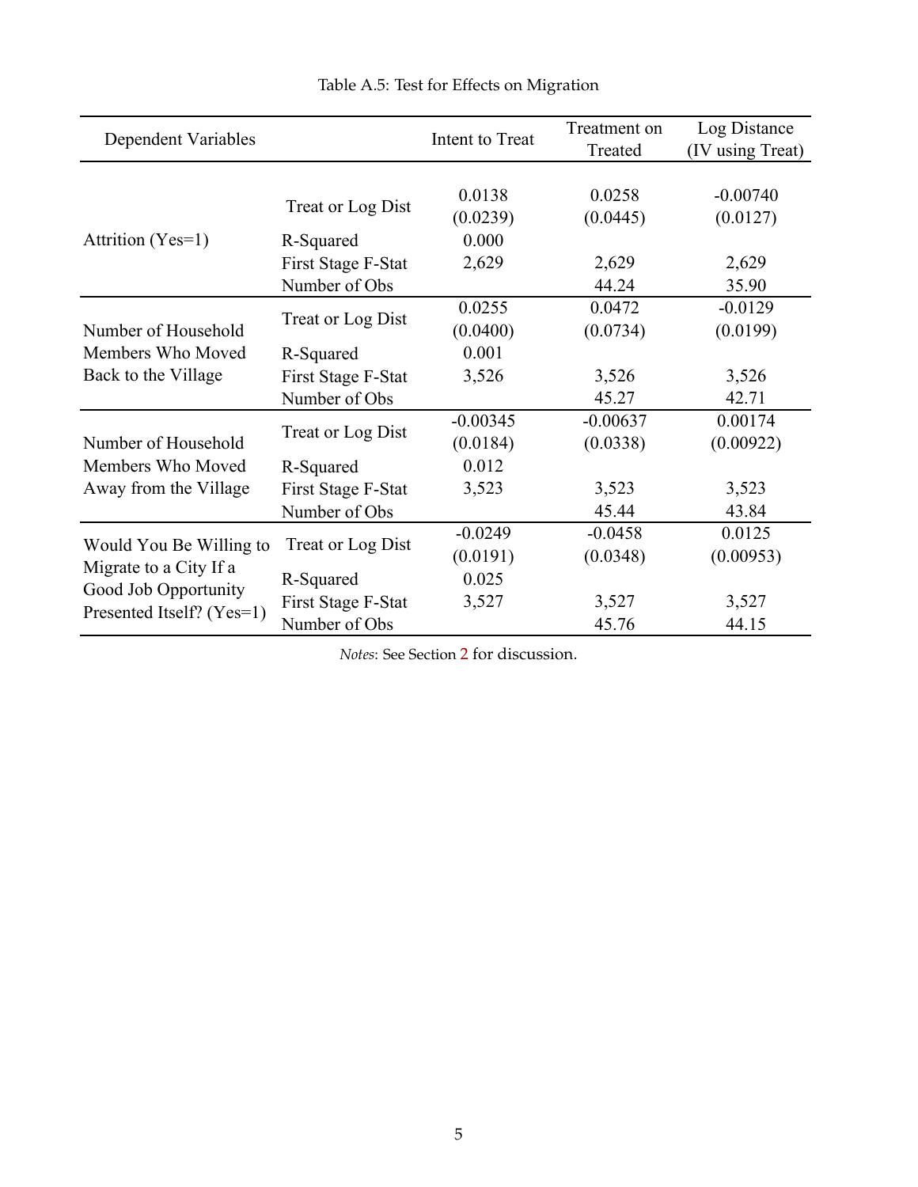Table A.5: Test for Effects on Migration

| Dependent Variables | | Intent to Treat | Treatment on Treated | Log Distance (IV using Treat) |
|---|---|---|---|---|
| Attrition (Yes=1) | Treat or Log Dist | 0.0138 | 0.0258 | -0.00740 |
| | | (0.0239) | (0.0445) | (0.0127) |
| | R-Squared | 0.000 | | |
| | First Stage F-Stat | 2,629 | 2,629 | 2,629 |
| | Number of Obs | | 44.24 | 35.90 |
| Number of Household Members Who Moved Back to the Village | Treat or Log Dist | 0.0255 | 0.0472 | -0.0129 |
| | | (0.0400) | (0.0734) | (0.0199) |
| | R-Squared | 0.001 | | |
| | First Stage F-Stat | 3,526 | 3,526 | 3,526 |
| | Number of Obs | | 45.27 | 42.71 |
| Number of Household Members Who Moved Away from the Village | Treat or Log Dist | -0.00345 | -0.00637 | 0.00174 |
| | | (0.0184) | (0.0338) | (0.00922) |
| | R-Squared | 0.012 | | |
| | First Stage F-Stat | 3,523 | 3,523 | 3,523 |
| | Number of Obs | | 45.44 | 43.84 |
| Would You Be Willing to Migrate to a City If a Good Job Opportunity Presented Itself? (Yes=1) | Treat or Log Dist | -0.0249 | -0.0458 | 0.0125 |
| | | (0.0191) | (0.0348) | (0.00953) |
| | R-Squared | 0.025 | | |
| | First Stage F-Stat | 3,527 | 3,527 | 3,527 |
| | Number of Obs | | 45.76 | 44.15 |

*Notes*: See Section 2 for discussion.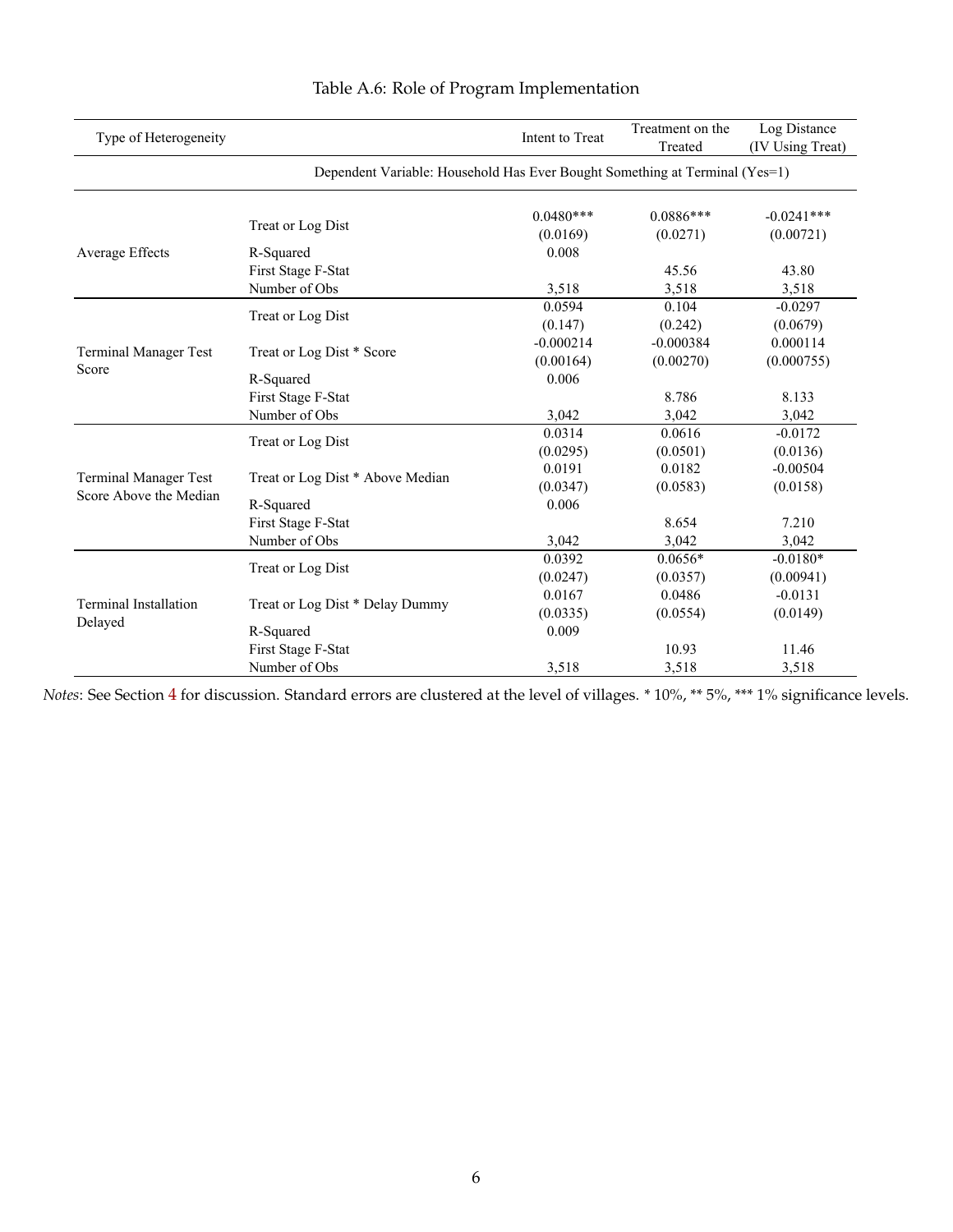# Table A.6: Role of Program Implementation

| Type of Heterogeneity | | Intent to Treat | Treatment on the Treated | Log Distance (IV Using Treat) |
|---|---|---|---|---|
| | Dependent Variable: Household Has Ever Bought Something at Terminal (Yes=1) | | | |
| Average Effects | Treat or Log Dist | 0.0480*** | 0.0886*** | -0.0241*** |
| | | (0.0169) | (0.0271) | (0.00721) |
| | R-Squared | 0.008 | | |
| | First Stage F-Stat | | 45.56 | 43.80 |
| | Number of Obs | 3,518 | 3,518 | 3,518 |
| Terminal Manager Test Score | Treat or Log Dist | 0.0594 | 0.104 | -0.0297 |
| | | (0.147) | (0.242) | (0.0679) |
| | Treat or Log Dist * Score | -0.000214 | -0.000384 | 0.000114 |
| | | (0.00164) | (0.00270) | (0.000755) |
| | R-Squared | 0.006 | | |
| | First Stage F-Stat | | 8.786 | 8.133 |
| | Number of Obs | 3,042 | 3,042 | 3,042 |
| Terminal Manager Test Score Above the Median | Treat or Log Dist | 0.0314 | 0.0616 | -0.0172 |
| | | (0.0295) | (0.0501) | (0.0136) |
| | Treat or Log Dist * Above Median | 0.0191 | 0.0182 | -0.00504 |
| | | (0.0347) | (0.0583) | (0.0158) |
| | R-Squared | 0.006 | | |
| | First Stage F-Stat | | 8.654 | 7.210 |
| | Number of Obs | 3,042 | 3,042 | 3,042 |
| Terminal Installation Delayed | Treat or Log Dist | 0.0392 | 0.0656* | -0.0180* |
| | | (0.0247) | (0.0357) | (0.00941) |
| | Treat or Log Dist * Delay Dummy | 0.0167 | 0.0486 | -0.0131 |
| | | (0.0335) | (0.0554) | (0.0149) |
| | R-Squared | 0.009 | | |
| | First Stage F-Stat | | 10.93 | 11.46 |
| | Number of Obs | 3,518 | 3,518 | 3,518 |

*Notes*: See Section 4 for discussion. Standard errors are clustered at the level of villages. * 10%, ** 5%, *** 1% significance levels.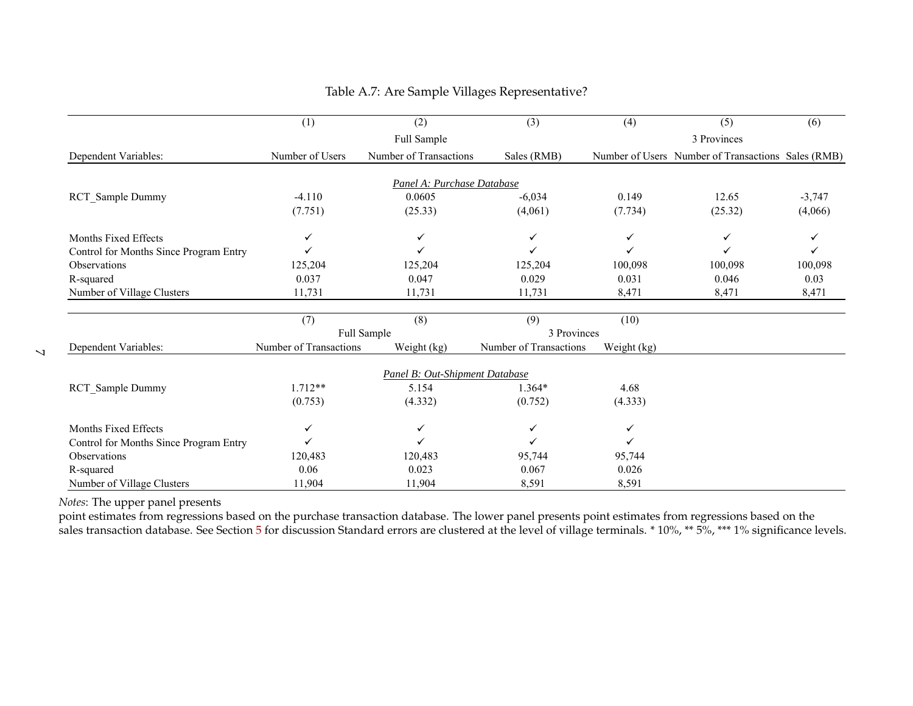Table A.7: Are Sample Villages Representative?

| | (1) | (2) | (3) | (4) | (5) | (6) |
|---|---|---|---|---|---|---|
| | | Full Sample | | | 3 Provinces | |
| Dependent Variables: | Number of Users | Number of Transactions | Sales (RMB) | Number of Users | Number of Transactions | Sales (RMB) |
| | | | *Panel A: Purchase Database* | | | |
| RCT_Sample Dummy | -4.110 | 0.0605 | -6,034 | 0.149 | 12.65 | -3,747 |
| | (7.751) | (25.33) | (4,061) | (7.734) | (25.32) | (4,066) |
| Months Fixed Effects | ✓ | ✓ | ✓ | ✓ | ✓ | ✓ |
| Control for Months Since Program Entry | ✓ | ✓ | ✓ | ✓ | ✓ | ✓ |
| Observations | 125,204 | 125,204 | 125,204 | 100,098 | 100,098 | 100,098 |
| R-squared | 0.037 | 0.047 | 0.029 | 0.031 | 0.046 | 0.03 |
| Number of Village Clusters | 11,731 | 11,731 | 11,731 | 8,471 | 8,471 | 8,471 |

| | (7) | (8) | (9) | (10) |
|---|---|---|---|---|
| | Full Sample | | 3 Provinces | |
| Dependent Variables: | Number of Transactions | Weight (kg) | Number of Transactions | Weight (kg) |
| | | *Panel B: Out-Shipment Database* | | |
| RCT_Sample Dummy | 1.712** | 5.154 | 1.364* | 4.68 |
| | (0.753) | (4.332) | (0.752) | (4.333) |
| Months Fixed Effects | ✓ | ✓ | ✓ | ✓ |
| Control for Months Since Program Entry | ✓ | ✓ | ✓ | ✓ |
| Observations | 120,483 | 120,483 | 95,744 | 95,744 |
| R-squared | 0.06 | 0.023 | 0.067 | 0.026 |
| Number of Village Clusters | 11,904 | 11,904 | 8,591 | 8,591 |

*Notes*: The upper panel presents point estimates from regressions based on the purchase transaction database. The lower panel presents point estimates from regressions based on the sales transaction database. See Section 5 for discussion Standard errors are clustered at the level of village terminals. * 10%, ** 5%, *** 1% significance levels.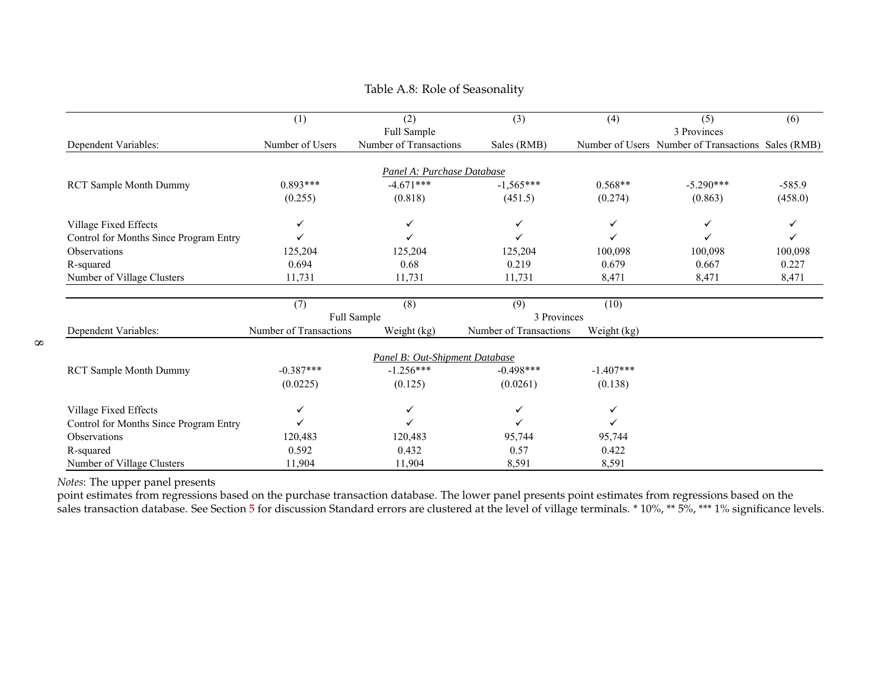Table A.8: Role of Seasonality

| | (1) | (2) | (3) | (4) | (5) | (6) |
|---|---|---|---|---|---|---|
| | | Full Sample | | | 3 Provinces | |
| Dependent Variables: | Number of Users | Number of Transactions | Sales (RMB) | Number of Users | Number of Transactions | Sales (RMB) |
| | | | *Panel A: Purchase Database* | | | |
| RCT Sample Month Dummy | 0.893*** | -4.671*** | -1,565*** | 0.568** | -5.290*** | -585.9 |
| | (0.255) | (0.818) | (451.5) | (0.274) | (0.863) | (458.0) |
| Village Fixed Effects | ✓ | ✓ | ✓ | ✓ | ✓ | ✓ |
| Control for Months Since Program Entry | ✓ | ✓ | ✓ | ✓ | ✓ | ✓ |
| Observations | 125,204 | 125,204 | 125,204 | 100,098 | 100,098 | 100,098 |
| R-squared | 0.694 | 0.68 | 0.219 | 0.679 | 0.667 | 0.227 |
| Number of Village Clusters | 11,731 | 11,731 | 11,731 | 8,471 | 8,471 | 8,471 |

| | (7) | (8) | (9) | (10) |
|---|---|---|---|---|
| | Full Sample | | 3 Provinces | |
| Dependent Variables: | Number of Transactions | Weight (kg) | Number of Transactions | Weight (kg) |
| | | *Panel B: Out-Shipment Database* | | |
| RCT Sample Month Dummy | -0.387*** | -1.256*** | -0.498*** | -1.407*** |
| | (0.0225) | (0.125) | (0.0261) | (0.138) |
| Village Fixed Effects | ✓ | ✓ | ✓ | ✓ |
| Control for Months Since Program Entry | ✓ | ✓ | ✓ | ✓ |
| Observations | 120,483 | 120,483 | 95,744 | 95,744 |
| R-squared | 0.592 | 0.432 | 0.57 | 0.422 |
| Number of Village Clusters | 11,904 | 11,904 | 8,591 | 8,591 |

*Notes*: The upper panel presents point estimates from regressions based on the purchase transaction database. The lower panel presents point estimates from regressions based on the sales transaction database. See Section 5 for discussion Standard errors are clustered at the level of village terminals. * 10%, ** 5%, *** 1% significance levels.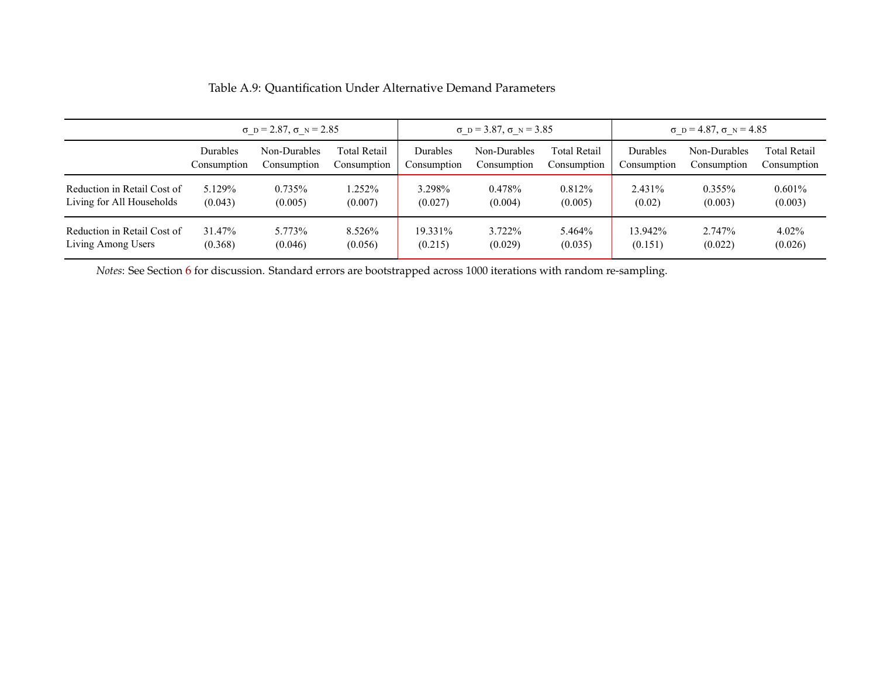Table A.9: Quantification Under Alternative Demand Parameters

| | $\sigma_D = 2.87$, $\sigma_N = 2.85$ | | | $\sigma_D = 3.87$, $\sigma_N = 3.85$ | | | $\sigma_D = 4.87$, $\sigma_N = 4.85$ | | |
|---|---|---|---|---|---|---|---|---|---|
| | Durables Consumption | Non-Durables Consumption | Total Retail Consumption | Durables Consumption | Non-Durables Consumption | Total Retail Consumption | Durables Consumption | Non-Durables Consumption | Total Retail Consumption |
| Reduction in Retail Cost of Living for All Households | 5.129% | 0.735% | 1.252% | 3.298% | 0.478% | 0.812% | 2.431% | 0.355% | 0.601% |
| | (0.043) | (0.005) | (0.007) | (0.027) | (0.004) | (0.005) | (0.02) | (0.003) | (0.003) |
| Reduction in Retail Cost of Living Among Users | 31.47% | 5.773% | 8.526% | 19.331% | 3.722% | 5.464% | 13.942% | 2.747% | 4.02% |
| | (0.368) | (0.046) | (0.056) | (0.215) | (0.029) | (0.035) | (0.151) | (0.022) | (0.026) |

*Notes*: See Section 6 for discussion. Standard errors are bootstrapped across 1000 iterations with random re-sampling.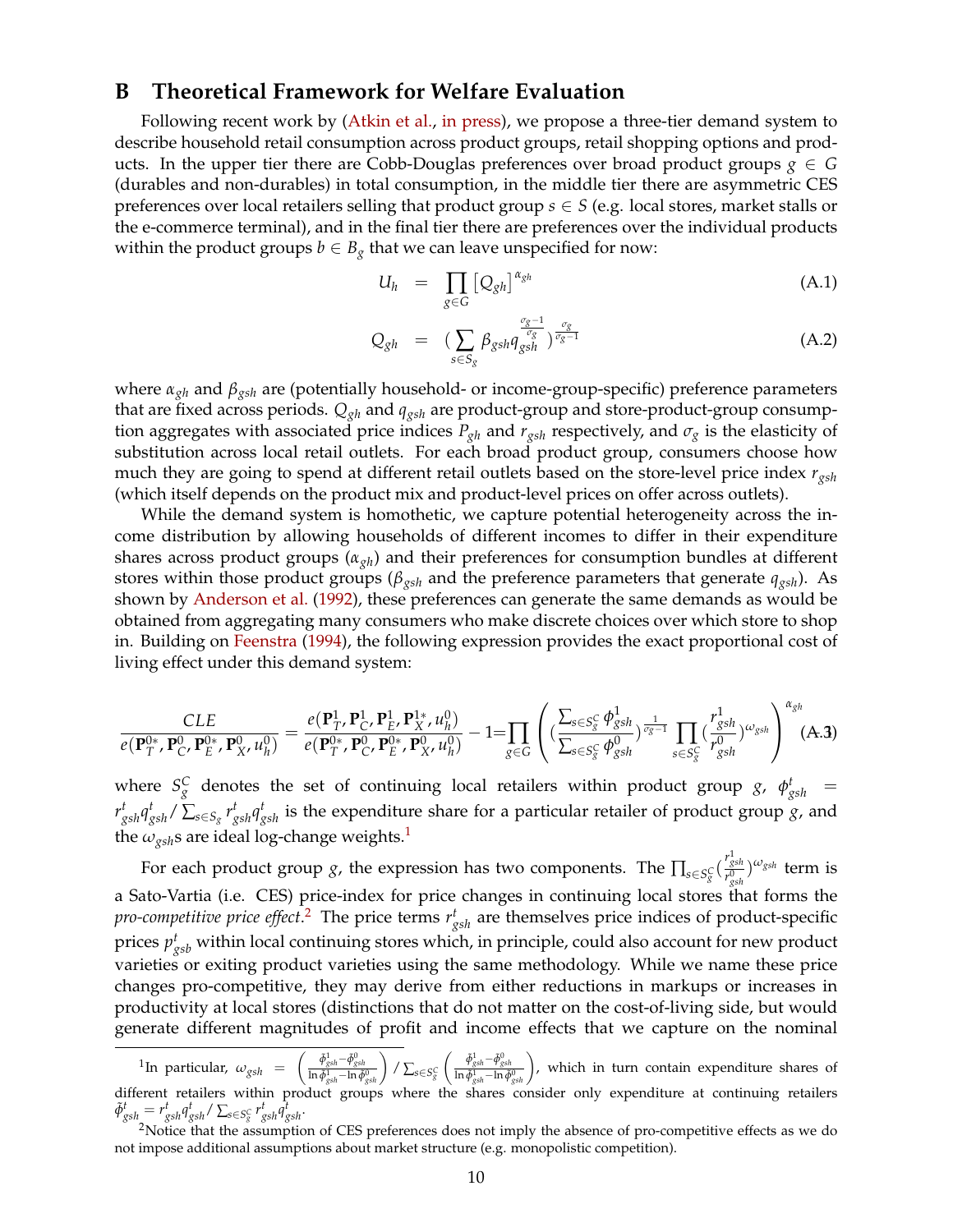## B Theoretical Framework for Welfare Evaluation

Following recent work by (Atkin et al., in press), we propose a three-tier demand system to describe household retail consumption across product groups, retail shopping options and products. In the upper tier there are Cobb-Douglas preferences over broad product groups $g \in G$ (durables and non-durables) in total consumption, in the middle tier there are asymmetric CES preferences over local retailers selling that product group $s \in S$ (e.g. local stores, market stalls or the e-commerce terminal), and in the final tier there are preferences over the individual products within the product groups $b \in B_g$ that we can leave unspecified for now:

$$U_h = \prod_{g \in G} \left[Q_{gh}\right]^{\alpha_{gh}} \tag{A.1}$$

$$Q_{gh} = \left(\sum_{s \in S_g} \beta_{gsh} q_{gsh}^{\frac{\sigma_g - 1}{\sigma_g}}\right)^{\frac{\sigma_g}{\sigma_g - 1}} \tag{A.2}$$

where $\alpha_{gh}$ and $\beta_{gsh}$ are (potentially household- or income-group-specific) preference parameters that are fixed across periods. $Q_{gh}$ and $q_{gsh}$ are product-group and store-product-group consumption aggregates with associated price indices $P_{gh}$ and $r_{gsh}$ respectively, and $\sigma_g$ is the elasticity of substitution across local retail outlets. For each broad product group, consumers choose how much they are going to spend at different retail outlets based on the store-level price index $r_{gsh}$ (which itself depends on the product mix and product-level prices on offer across outlets).

While the demand system is homothetic, we capture potential heterogeneity across the income distribution by allowing households of different incomes to differ in their expenditure shares across product groups ($\alpha_{gh}$) and their preferences for consumption bundles at different stores within those product groups ($\beta_{gsh}$ and the preference parameters that generate $q_{gsh}$). As shown by Anderson et al. (1992), these preferences can generate the same demands as would be obtained from aggregating many consumers who make discrete choices over which store to shop in. Building on Feenstra (1994), the following expression provides the exact proportional cost of living effect under this demand system:

$$\frac{CLE}{e(\mathbf{P}_T^{0*}, \mathbf{P}_C^{0}, \mathbf{P}_E^{0*}, \mathbf{P}_X^{0}, u_h^0)} = \frac{e(\mathbf{P}_T^{1}, \mathbf{P}_C^{1}, \mathbf{P}_E^{1}, \mathbf{P}_X^{1*}, u_h^0)}{e(\mathbf{P}_T^{0*}, \mathbf{P}_C^{0}, \mathbf{P}_E^{0*}, \mathbf{P}_X^{0}, u_h^0)} - 1 = \prod_{g \in G} \left( \left(\frac{\sum_{s \in S_g^C} \phi_{gsh}^1}{\sum_{s \in S_g^C} \phi_{gsh}^0}\right)^{\frac{1}{\sigma_g - 1}} \prod_{s \in S_g^C} \left(\frac{r_{gsh}^1}{r_{gsh}^0}\right)^{\omega_{gsh}} \right)^{\alpha_{gh}} \tag{A.3}$$

where $S_g^C$ denotes the set of continuing local retailers within product group $g$, $\phi_{gsh}^t = r_{gsh}^t q_{gsh}^t / \sum_{s \in S_g} r_{gsh}^t q_{gsh}^t$ is the expenditure share for a particular retailer of product group $g$, and the $\omega_{gsh}$s are ideal log-change weights.[1]

For each product group $g$, the expression has two components. The $\prod_{s \in S_g^C} (\frac{r_{gsh}^1}{r_{gsh}^0})^{\omega_{gsh}}$ term is a Sato-Vartia (i.e. CES) price-index for price changes in continuing local stores that forms the *pro-competitive price effect*.[2] The price terms $r_{gsh}^t$ are themselves price indices of product-specific prices $p_{gsb}^t$ within local continuing stores which, in principle, could also account for new product varieties or exiting product varieties using the same methodology. While we name these price changes pro-competitive, they may derive from either reductions in markups or increases in productivity at local stores (distinctions that do not matter on the cost-of-living side, but would generate different magnitudes of profit and income effects that we capture on the nominal

---

[1] In particular, $\omega_{gsh} = \left(\frac{\tilde{\phi}_{gsh}^1 - \tilde{\phi}_{gsh}^0}{\ln \tilde{\phi}_{gsh}^1 - \ln \tilde{\phi}_{gsh}^0}\right) / \sum_{s \in S_g^C} \left(\frac{\tilde{\phi}_{gsh}^1 - \tilde{\phi}_{gsh}^0}{\ln \tilde{\phi}_{gsh}^1 - \ln \tilde{\phi}_{gsh}^0}\right)$, which in turn contain expenditure shares of different retailers within product groups where the shares consider only expenditure at continuing retailers $\tilde{\phi}_{gsh}^t = r_{gsh}^t q_{gsh}^t / \sum_{s \in S_g^C} r_{gsh}^t q_{gsh}^t$.

[2] Notice that the assumption of CES preferences does not imply the absence of pro-competitive effects as we do not impose additional assumptions about market structure (e.g. monopolistic competition).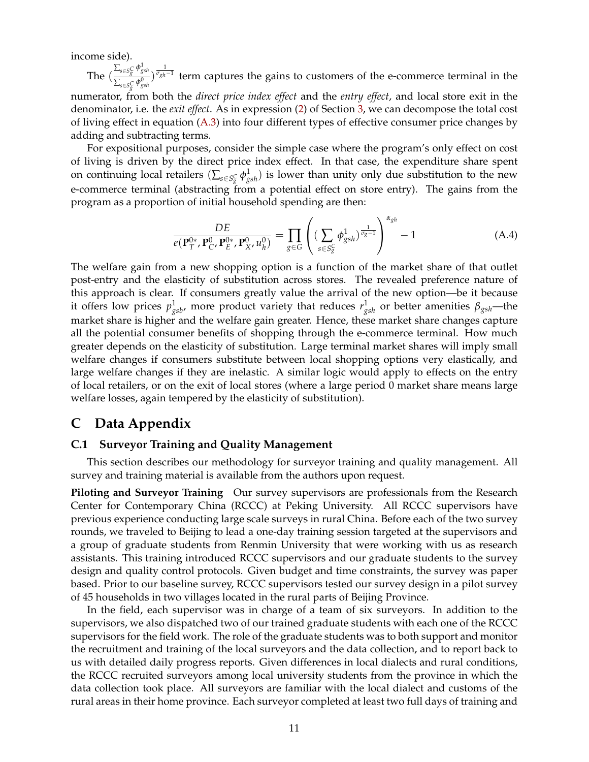income side).

The $(\frac{\sum_{s \in S_g^C} \phi_{gsh}^1}{\sum_{s \in S_g^C} \phi_{gsh}^0})^{\frac{1}{\sigma_{gh}-1}}$ term captures the gains to customers of the e-commerce terminal in the numerator, from both the *direct price index effect* and the *entry effect*, and local store exit in the denominator, i.e. the *exit effect*. As in expression (2) of Section 3, we can decompose the total cost of living effect in equation (A.3) into four different types of effective consumer price changes by adding and subtracting terms.

For expositional purposes, consider the simple case where the program's only effect on cost of living is driven by the direct price index effect. In that case, the expenditure share spent on continuing local retailers ($\sum_{s \in S_g^C} \phi_{gsh}^1$) is lower than unity only due substitution to the new e-commerce terminal (abstracting from a potential effect on store entry). The gains from the program as a proportion of initial household spending are then:

$$\frac{DE}{e(\mathbf{P}_T^{0*}, \mathbf{P}_C^0, \mathbf{P}_E^{0*}, \mathbf{P}_X^0, u_h^0)} = \prod_{g \in G} \left( (\sum_{s \in S_g^C} \phi_{gsh}^1)^{\frac{1}{\sigma_g - 1}} \right)^{\alpha_{gh}} - 1 \tag{A.4}$$

The welfare gain from a new shopping option is a function of the market share of that outlet post-entry and the elasticity of substitution across stores. The revealed preference nature of this approach is clear. If consumers greatly value the arrival of the new option—be it because it offers low prices $p_{gsb}^1$, more product variety that reduces $r_{gsh}^1$ or better amenities $\beta_{gsh}$—the market share is higher and the welfare gain greater. Hence, these market share changes capture all the potential consumer benefits of shopping through the e-commerce terminal. How much greater depends on the elasticity of substitution. Large terminal market shares will imply small welfare changes if consumers substitute between local shopping options very elastically, and large welfare changes if they are inelastic. A similar logic would apply to effects on the entry of local retailers, or on the exit of local stores (where a large period 0 market share means large welfare losses, again tempered by the elasticity of substitution).

# C Data Appendix

## C.1 Surveyor Training and Quality Management

This section describes our methodology for surveyor training and quality management. All survey and training material is available from the authors upon request.

**Piloting and Surveyor Training** Our survey supervisors are professionals from the Research Center for Contemporary China (RCCC) at Peking University. All RCCC supervisors have previous experience conducting large scale surveys in rural China. Before each of the two survey rounds, we traveled to Beijing to lead a one-day training session targeted at the supervisors and a group of graduate students from Renmin University that were working with us as research assistants. This training introduced RCCC supervisors and our graduate students to the survey design and quality control protocols. Given budget and time constraints, the survey was paper based. Prior to our baseline survey, RCCC supervisors tested our survey design in a pilot survey of 45 households in two villages located in the rural parts of Beijing Province.

In the field, each supervisor was in charge of a team of six surveyors. In addition to the supervisors, we also dispatched two of our trained graduate students with each one of the RCCC supervisors for the field work. The role of the graduate students was to both support and monitor the recruitment and training of the local surveyors and the data collection, and to report back to us with detailed daily progress reports. Given differences in local dialects and rural conditions, the RCCC recruited surveyors among local university students from the province in which the data collection took place. All surveyors are familiar with the local dialect and customs of the rural areas in their home province. Each surveyor completed at least two full days of training and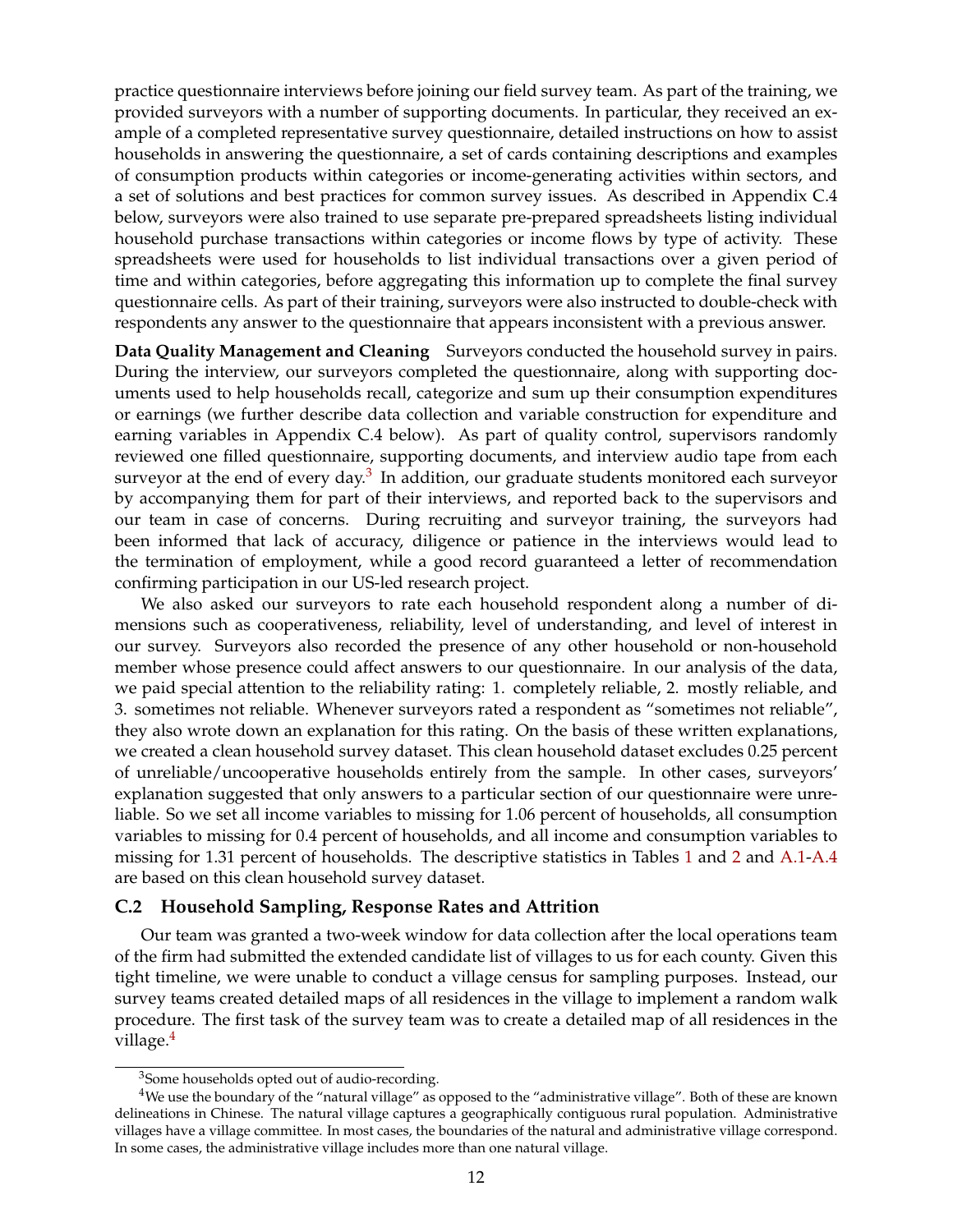practice questionnaire interviews before joining our field survey team. As part of the training, we provided surveyors with a number of supporting documents. In particular, they received an example of a completed representative survey questionnaire, detailed instructions on how to assist households in answering the questionnaire, a set of cards containing descriptions and examples of consumption products within categories or income-generating activities within sectors, and a set of solutions and best practices for common survey issues. As described in Appendix C.4 below, surveyors were also trained to use separate pre-prepared spreadsheets listing individual household purchase transactions within categories or income flows by type of activity. These spreadsheets were used for households to list individual transactions over a given period of time and within categories, before aggregating this information up to complete the final survey questionnaire cells. As part of their training, surveyors were also instructed to double-check with respondents any answer to the questionnaire that appears inconsistent with a previous answer.

**Data Quality Management and Cleaning** Surveyors conducted the household survey in pairs. During the interview, our surveyors completed the questionnaire, along with supporting documents used to help households recall, categorize and sum up their consumption expenditures or earnings (we further describe data collection and variable construction for expenditure and earning variables in Appendix C.4 below). As part of quality control, supervisors randomly reviewed one filled questionnaire, supporting documents, and interview audio tape from each surveyor at the end of every day.[3] In addition, our graduate students monitored each surveyor by accompanying them for part of their interviews, and reported back to the supervisors and our team in case of concerns. During recruiting and surveyor training, the surveyors had been informed that lack of accuracy, diligence or patience in the interviews would lead to the termination of employment, while a good record guaranteed a letter of recommendation confirming participation in our US-led research project.

We also asked our surveyors to rate each household respondent along a number of dimensions such as cooperativeness, reliability, level of understanding, and level of interest in our survey. Surveyors also recorded the presence of any other household or non-household member whose presence could affect answers to our questionnaire. In our analysis of the data, we paid special attention to the reliability rating: 1. completely reliable, 2. mostly reliable, and 3. sometimes not reliable. Whenever surveyors rated a respondent as "sometimes not reliable", they also wrote down an explanation for this rating. On the basis of these written explanations, we created a clean household survey dataset. This clean household dataset excludes 0.25 percent of unreliable/uncooperative households entirely from the sample. In other cases, surveyors' explanation suggested that only answers to a particular section of our questionnaire were unreliable. So we set all income variables to missing for 1.06 percent of households, all consumption variables to missing for 0.4 percent of households, and all income and consumption variables to missing for 1.31 percent of households. The descriptive statistics in Tables 1 and 2 and A.1-A.4 are based on this clean household survey dataset.

## C.2 Household Sampling, Response Rates and Attrition

Our team was granted a two-week window for data collection after the local operations team of the firm had submitted the extended candidate list of villages to us for each county. Given this tight timeline, we were unable to conduct a village census for sampling purposes. Instead, our survey teams created detailed maps of all residences in the village to implement a random walk procedure. The first task of the survey team was to create a detailed map of all residences in the village.[4]

[3] Some households opted out of audio-recording.

[4] We use the boundary of the "natural village" as opposed to the "administrative village". Both of these are known delineations in Chinese. The natural village captures a geographically contiguous rural population. Administrative villages have a village committee. In most cases, the boundaries of the natural and administrative village correspond. In some cases, the administrative village includes more than one natural village.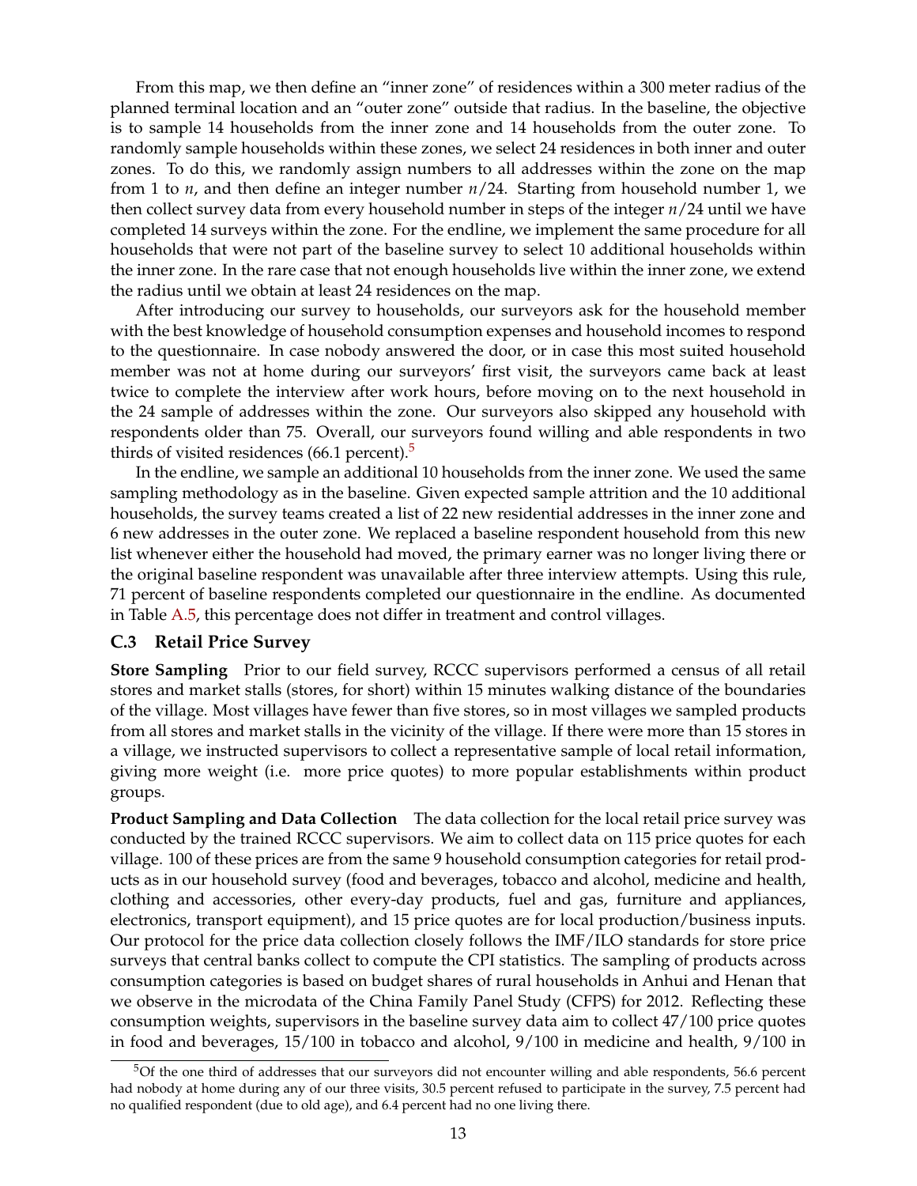From this map, we then define an "inner zone" of residences within a 300 meter radius of the planned terminal location and an "outer zone" outside that radius. In the baseline, the objective is to sample 14 households from the inner zone and 14 households from the outer zone. To randomly sample households within these zones, we select 24 residences in both inner and outer zones. To do this, we randomly assign numbers to all addresses within the zone on the map from 1 to $n$, and then define an integer number $n/24$. Starting from household number 1, we then collect survey data from every household number in steps of the integer $n/24$ until we have completed 14 surveys within the zone. For the endline, we implement the same procedure for all households that were not part of the baseline survey to select 10 additional households within the inner zone. In the rare case that not enough households live within the inner zone, we extend the radius until we obtain at least 24 residences on the map.

After introducing our survey to households, our surveyors ask for the household member with the best knowledge of household consumption expenses and household incomes to respond to the questionnaire. In case nobody answered the door, or in case this most suited household member was not at home during our surveyors' first visit, the surveyors came back at least twice to complete the interview after work hours, before moving on to the next household in the 24 sample of addresses within the zone. Our surveyors also skipped any household with respondents older than 75. Overall, our surveyors found willing and able respondents in two thirds of visited residences (66.1 percent).[5]

In the endline, we sample an additional 10 households from the inner zone. We used the same sampling methodology as in the baseline. Given expected sample attrition and the 10 additional households, the survey teams created a list of 22 new residential addresses in the inner zone and 6 new addresses in the outer zone. We replaced a baseline respondent household from this new list whenever either the household had moved, the primary earner was no longer living there or the original baseline respondent was unavailable after three interview attempts. Using this rule, 71 percent of baseline respondents completed our questionnaire in the endline. As documented in Table A.5, this percentage does not differ in treatment and control villages.

### C.3 Retail Price Survey

**Store Sampling** Prior to our field survey, RCCC supervisors performed a census of all retail stores and market stalls (stores, for short) within 15 minutes walking distance of the boundaries of the village. Most villages have fewer than five stores, so in most villages we sampled products from all stores and market stalls in the vicinity of the village. If there were more than 15 stores in a village, we instructed supervisors to collect a representative sample of local retail information, giving more weight (i.e. more price quotes) to more popular establishments within product groups.

**Product Sampling and Data Collection** The data collection for the local retail price survey was conducted by the trained RCCC supervisors. We aim to collect data on 115 price quotes for each village. 100 of these prices are from the same 9 household consumption categories for retail products as in our household survey (food and beverages, tobacco and alcohol, medicine and health, clothing and accessories, other every-day products, fuel and gas, furniture and appliances, electronics, transport equipment), and 15 price quotes are for local production/business inputs. Our protocol for the price data collection closely follows the IMF/ILO standards for store price surveys that central banks collect to compute the CPI statistics. The sampling of products across consumption categories is based on budget shares of rural households in Anhui and Henan that we observe in the microdata of the China Family Panel Study (CFPS) for 2012. Reflecting these consumption weights, supervisors in the baseline survey data aim to collect 47/100 price quotes in food and beverages, 15/100 in tobacco and alcohol, 9/100 in medicine and health, 9/100 in

[5] Of the one third of addresses that our surveyors did not encounter willing and able respondents, 56.6 percent had nobody at home during any of our three visits, 30.5 percent refused to participate in the survey, 7.5 percent had no qualified respondent (due to old age), and 6.4 percent had no one living there.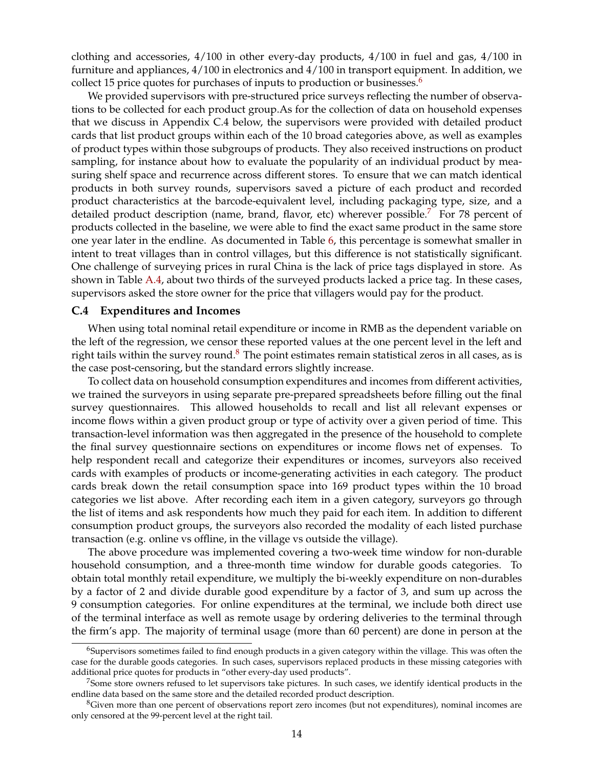clothing and accessories, 4/100 in other every-day products, 4/100 in fuel and gas, 4/100 in furniture and appliances, 4/100 in electronics and 4/100 in transport equipment. In addition, we collect 15 price quotes for purchases of inputs to production or businesses.[6]

We provided supervisors with pre-structured price surveys reflecting the number of observations to be collected for each product group.As for the collection of data on household expenses that we discuss in Appendix C.4 below, the supervisors were provided with detailed product cards that list product groups within each of the 10 broad categories above, as well as examples of product types within those subgroups of products. They also received instructions on product sampling, for instance about how to evaluate the popularity of an individual product by measuring shelf space and recurrence across different stores. To ensure that we can match identical products in both survey rounds, supervisors saved a picture of each product and recorded product characteristics at the barcode-equivalent level, including packaging type, size, and a detailed product description (name, brand, flavor, etc) wherever possible.[7] For 78 percent of products collected in the baseline, we were able to find the exact same product in the same store one year later in the endline. As documented in Table 6, this percentage is somewhat smaller in intent to treat villages than in control villages, but this difference is not statistically significant. One challenge of surveying prices in rural China is the lack of price tags displayed in store. As shown in Table A.4, about two thirds of the surveyed products lacked a price tag. In these cases, supervisors asked the store owner for the price that villagers would pay for the product.

### C.4 Expenditures and Incomes

When using total nominal retail expenditure or income in RMB as the dependent variable on the left of the regression, we censor these reported values at the one percent level in the left and right tails within the survey round.[8] The point estimates remain statistical zeros in all cases, as is the case post-censoring, but the standard errors slightly increase.

To collect data on household consumption expenditures and incomes from different activities, we trained the surveyors in using separate pre-prepared spreadsheets before filling out the final survey questionnaires. This allowed households to recall and list all relevant expenses or income flows within a given product group or type of activity over a given period of time. This transaction-level information was then aggregated in the presence of the household to complete the final survey questionnaire sections on expenditures or income flows net of expenses. To help respondent recall and categorize their expenditures or incomes, surveyors also received cards with examples of products or income-generating activities in each category. The product cards break down the retail consumption space into 169 product types within the 10 broad categories we list above. After recording each item in a given category, surveyors go through the list of items and ask respondents how much they paid for each item. In addition to different consumption product groups, the surveyors also recorded the modality of each listed purchase transaction (e.g. online vs offline, in the village vs outside the village).

The above procedure was implemented covering a two-week time window for non-durable household consumption, and a three-month time window for durable goods categories. To obtain total monthly retail expenditure, we multiply the bi-weekly expenditure on non-durables by a factor of 2 and divide durable good expenditure by a factor of 3, and sum up across the 9 consumption categories. For online expenditures at the terminal, we include both direct use of the terminal interface as well as remote usage by ordering deliveries to the terminal through the firm's app. The majority of terminal usage (more than 60 percent) are done in person at the

---

[6] Supervisors sometimes failed to find enough products in a given category within the village. This was often the case for the durable goods categories. In such cases, supervisors replaced products in these missing categories with additional price quotes for products in "other every-day used products".

[7] Some store owners refused to let supervisors take pictures. In such cases, we identify identical products in the endline data based on the same store and the detailed recorded product description.

[8] Given more than one percent of observations report zero incomes (but not expenditures), nominal incomes are only censored at the 99-percent level at the right tail.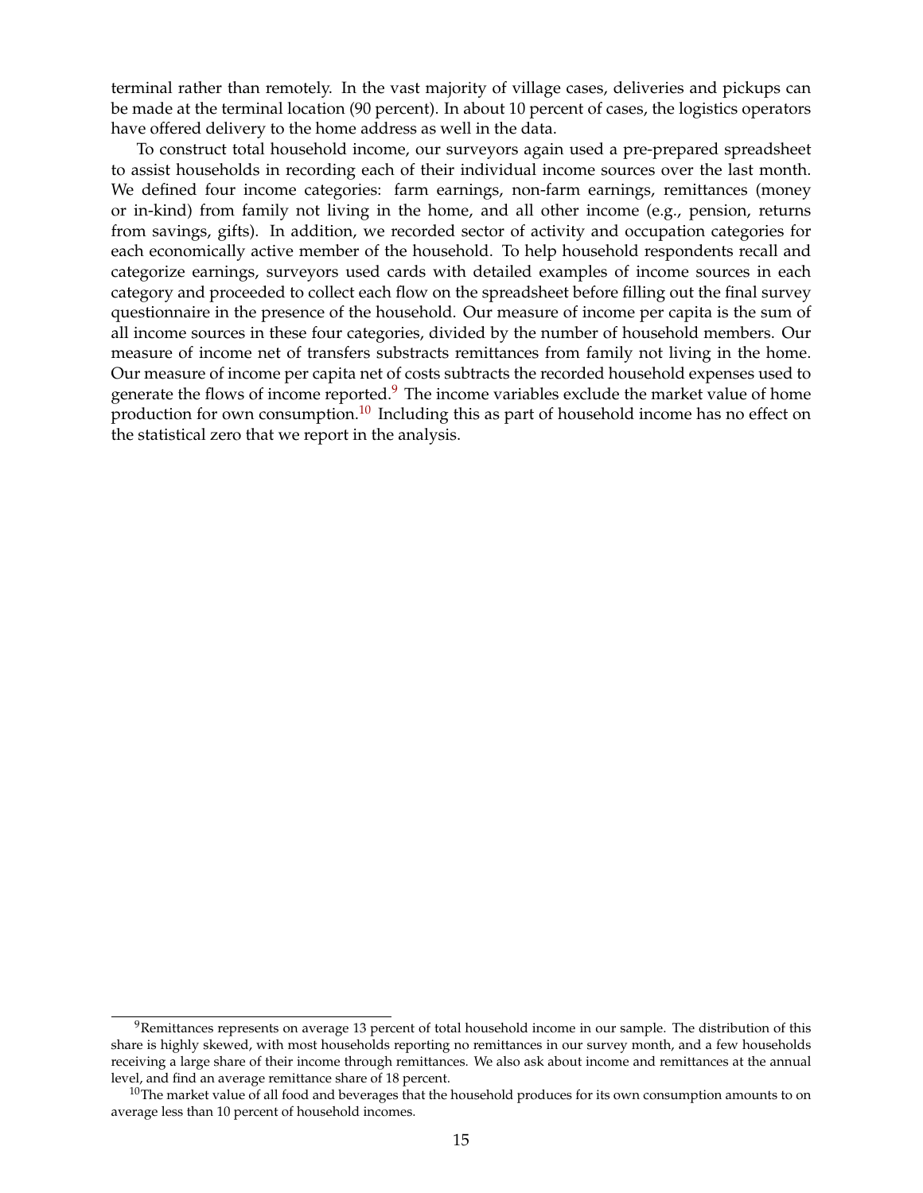terminal rather than remotely. In the vast majority of village cases, deliveries and pickups can be made at the terminal location (90 percent). In about 10 percent of cases, the logistics operators have offered delivery to the home address as well in the data.

To construct total household income, our surveyors again used a pre-prepared spreadsheet to assist households in recording each of their individual income sources over the last month. We defined four income categories: farm earnings, non-farm earnings, remittances (money or in-kind) from family not living in the home, and all other income (e.g., pension, returns from savings, gifts). In addition, we recorded sector of activity and occupation categories for each economically active member of the household. To help household respondents recall and categorize earnings, surveyors used cards with detailed examples of income sources in each category and proceeded to collect each flow on the spreadsheet before filling out the final survey questionnaire in the presence of the household. Our measure of income per capita is the sum of all income sources in these four categories, divided by the number of household members. Our measure of income net of transfers substracts remittances from family not living in the home. Our measure of income per capita net of costs subtracts the recorded household expenses used to generate the flows of income reported.[9] The income variables exclude the market value of home production for own consumption.[10] Including this as part of household income has no effect on the statistical zero that we report in the analysis.

---

[9] Remittances represents on average 13 percent of total household income in our sample. The distribution of this share is highly skewed, with most households reporting no remittances in our survey month, and a few households receiving a large share of their income through remittances. We also ask about income and remittances at the annual level, and find an average remittance share of 18 percent.

[10] The market value of all food and beverages that the household produces for its own consumption amounts to on average less than 10 percent of household incomes.